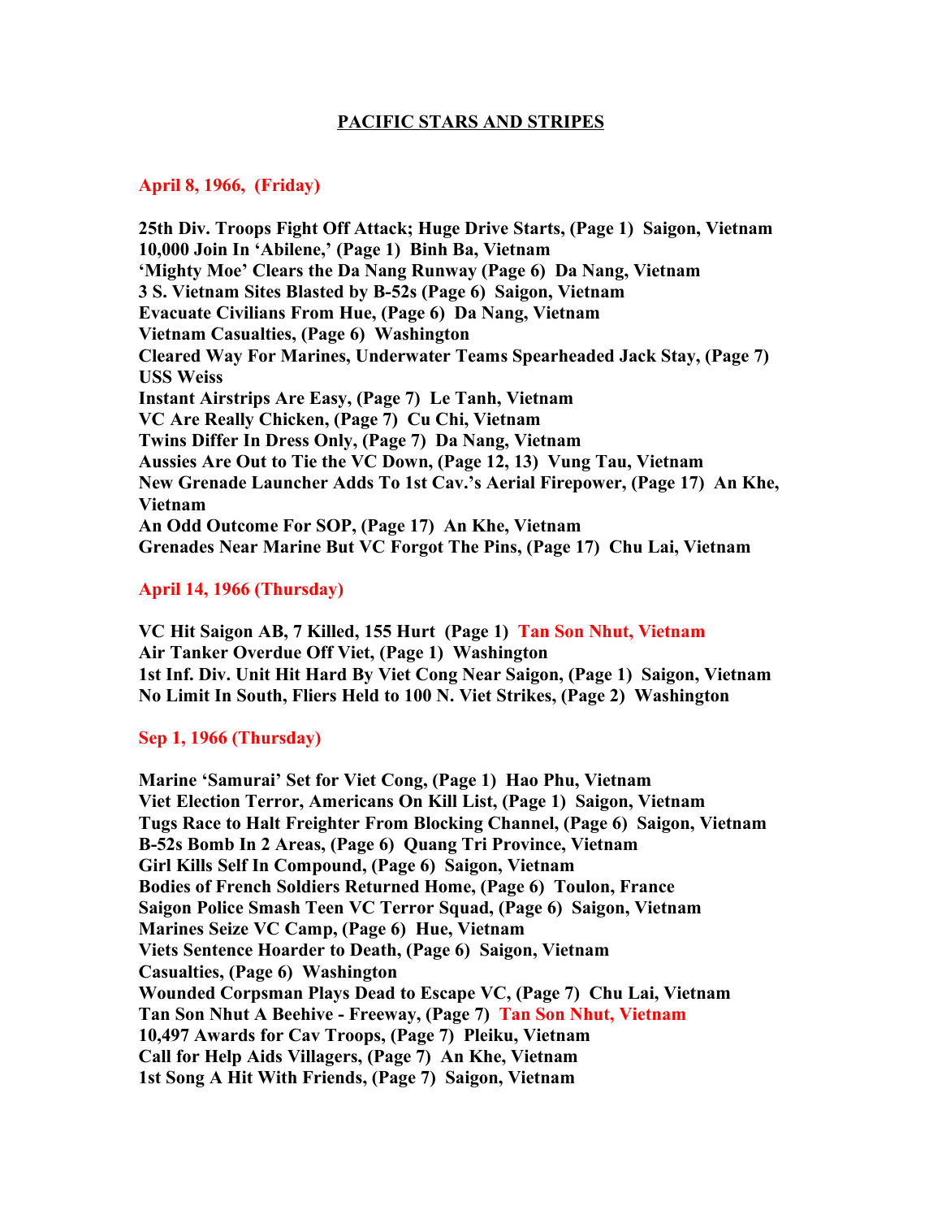# PACIFIC STARS AND STRIPES

## April 8, 1966, (Friday)

**25th Div. Troops Fight Off Attack; Huge Drive Starts, (Page 1) Saigon, Vietnam**
**10,000 Join In 'Abilene,' (Page 1) Binh Ba, Vietnam**
**'Mighty Moe' Clears the Da Nang Runway (Page 6) Da Nang, Vietnam**
**3 S. Vietnam Sites Blasted by B-52s (Page 6) Saigon, Vietnam**
**Evacuate Civilians From Hue, (Page 6) Da Nang, Vietnam**
**Vietnam Casualties, (Page 6) Washington**
**Cleared Way For Marines, Underwater Teams Spearheaded Jack Stay, (Page 7) USS Weiss**
**Instant Airstrips Are Easy, (Page 7) Le Tanh, Vietnam**
**VC Are Really Chicken, (Page 7) Cu Chi, Vietnam**
**Twins Differ In Dress Only, (Page 7) Da Nang, Vietnam**
**Aussies Are Out to Tie the VC Down, (Page 12, 13) Vung Tau, Vietnam**
**New Grenade Launcher Adds To 1st Cav.'s Aerial Firepower, (Page 17) An Khe, Vietnam**
**An Odd Outcome For SOP, (Page 17) An Khe, Vietnam**
**Grenades Near Marine But VC Forgot The Pins, (Page 17) Chu Lai, Vietnam**

## April 14, 1966 (Thursday)

**VC Hit Saigon AB, 7 Killed, 155 Hurt (Page 1) Tan Son Nhut, Vietnam**
**Air Tanker Overdue Off Viet, (Page 1) Washington**
**1st Inf. Div. Unit Hit Hard By Viet Cong Near Saigon, (Page 1) Saigon, Vietnam**
**No Limit In South, Fliers Held to 100 N. Viet Strikes, (Page 2) Washington**

## Sep 1, 1966 (Thursday)

**Marine 'Samurai' Set for Viet Cong, (Page 1) Hao Phu, Vietnam**
**Viet Election Terror, Americans On Kill List, (Page 1) Saigon, Vietnam**
**Tugs Race to Halt Freighter From Blocking Channel, (Page 6) Saigon, Vietnam**
**B-52s Bomb In 2 Areas, (Page 6) Quang Tri Province, Vietnam**
**Girl Kills Self In Compound, (Page 6) Saigon, Vietnam**
**Bodies of French Soldiers Returned Home, (Page 6) Toulon, France**
**Saigon Police Smash Teen VC Terror Squad, (Page 6) Saigon, Vietnam**
**Marines Seize VC Camp, (Page 6) Hue, Vietnam**
**Viets Sentence Hoarder to Death, (Page 6) Saigon, Vietnam**
**Casualties, (Page 6) Washington**
**Wounded Corpsman Plays Dead to Escape VC, (Page 7) Chu Lai, Vietnam**
**Tan Son Nhut A Beehive - Freeway, (Page 7) Tan Son Nhut, Vietnam**
**10,497 Awards for Cav Troops, (Page 7) Pleiku, Vietnam**
**Call for Help Aids Villagers, (Page 7) An Khe, Vietnam**
**1st Song A Hit With Friends, (Page 7) Saigon, Vietnam**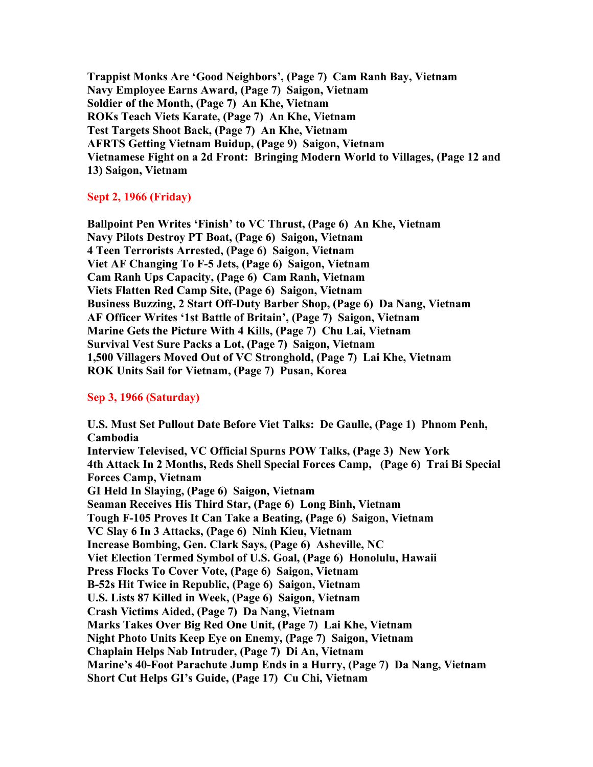**Trappist Monks Are 'Good Neighbors', (Page 7)  Cam Ranh Bay, Vietnam**
**Navy Employee Earns Award, (Page 7)  Saigon, Vietnam**
**Soldier of the Month, (Page 7)  An Khe, Vietnam**
**ROKs Teach Viets Karate, (Page 7)  An Khe, Vietnam**
**Test Targets Shoot Back, (Page 7)  An Khe, Vietnam**
**AFRTS Getting Vietnam Buidup, (Page 9)  Saigon, Vietnam**
**Vietnamese Fight on a 2d Front:  Bringing Modern World to Villages, (Page 12 and 13) Saigon, Vietnam**

## Sept 2, 1966 (Friday)

**Ballpoint Pen Writes 'Finish' to VC Thrust, (Page 6)  An Khe, Vietnam**
**Navy Pilots Destroy PT Boat, (Page 6)  Saigon, Vietnam**
**4 Teen Terrorists Arrested, (Page 6)  Saigon, Vietnam**
**Viet AF Changing To F-5 Jets, (Page 6)  Saigon, Vietnam**
**Cam Ranh Ups Capacity, (Page 6)  Cam Ranh, Vietnam**
**Viets Flatten Red Camp Site, (Page 6)  Saigon, Vietnam**
**Business Buzzing, 2 Start Off-Duty Barber Shop, (Page 6)  Da Nang, Vietnam**
**AF Officer Writes '1st Battle of Britain', (Page 7)  Saigon, Vietnam**
**Marine Gets the Picture With 4 Kills, (Page 7)  Chu Lai, Vietnam**
**Survival Vest Sure Packs a Lot, (Page 7)  Saigon, Vietnam**
**1,500 Villagers Moved Out of VC Stronghold, (Page 7)  Lai Khe, Vietnam**
**ROK Units Sail for Vietnam, (Page 7)  Pusan, Korea**

## Sep 3, 1966 (Saturday)

**U.S. Must Set Pullout Date Before Viet Talks:  De Gaulle, (Page 1)  Phnom Penh, Cambodia**
**Interview Televised, VC Official Spurns POW Talks, (Page 3)  New York**
**4th Attack In 2 Months, Reds Shell Special Forces Camp,   (Page 6)  Trai Bi Special Forces Camp, Vietnam**
**GI Held In Slaying, (Page 6)  Saigon, Vietnam**
**Seaman Receives His Third Star, (Page 6)  Long Binh, Vietnam**
**Tough F-105 Proves It Can Take a Beating, (Page 6)  Saigon, Vietnam**
**VC Slay 6 In 3 Attacks, (Page 6)  Ninh Kieu, Vietnam**
**Increase Bombing, Gen. Clark Says, (Page 6)  Asheville, NC**
**Viet Election Termed Symbol of U.S. Goal, (Page 6)  Honolulu, Hawaii**
**Press Flocks To Cover Vote, (Page 6)  Saigon, Vietnam**
**B-52s Hit Twice in Republic, (Page 6)  Saigon, Vietnam**
**U.S. Lists 87 Killed in Week, (Page 6)  Saigon, Vietnam**
**Crash Victims Aided, (Page 7)  Da Nang, Vietnam**
**Marks Takes Over Big Red One Unit, (Page 7)  Lai Khe, Vietnam**
**Night Photo Units Keep Eye on Enemy, (Page 7)  Saigon, Vietnam**
**Chaplain Helps Nab Intruder, (Page 7)  Di An, Vietnam**
**Marine's 40-Foot Parachute Jump Ends in a Hurry, (Page 7)  Da Nang, Vietnam**
**Short Cut Helps GI's Guide, (Page 17)  Cu Chi, Vietnam**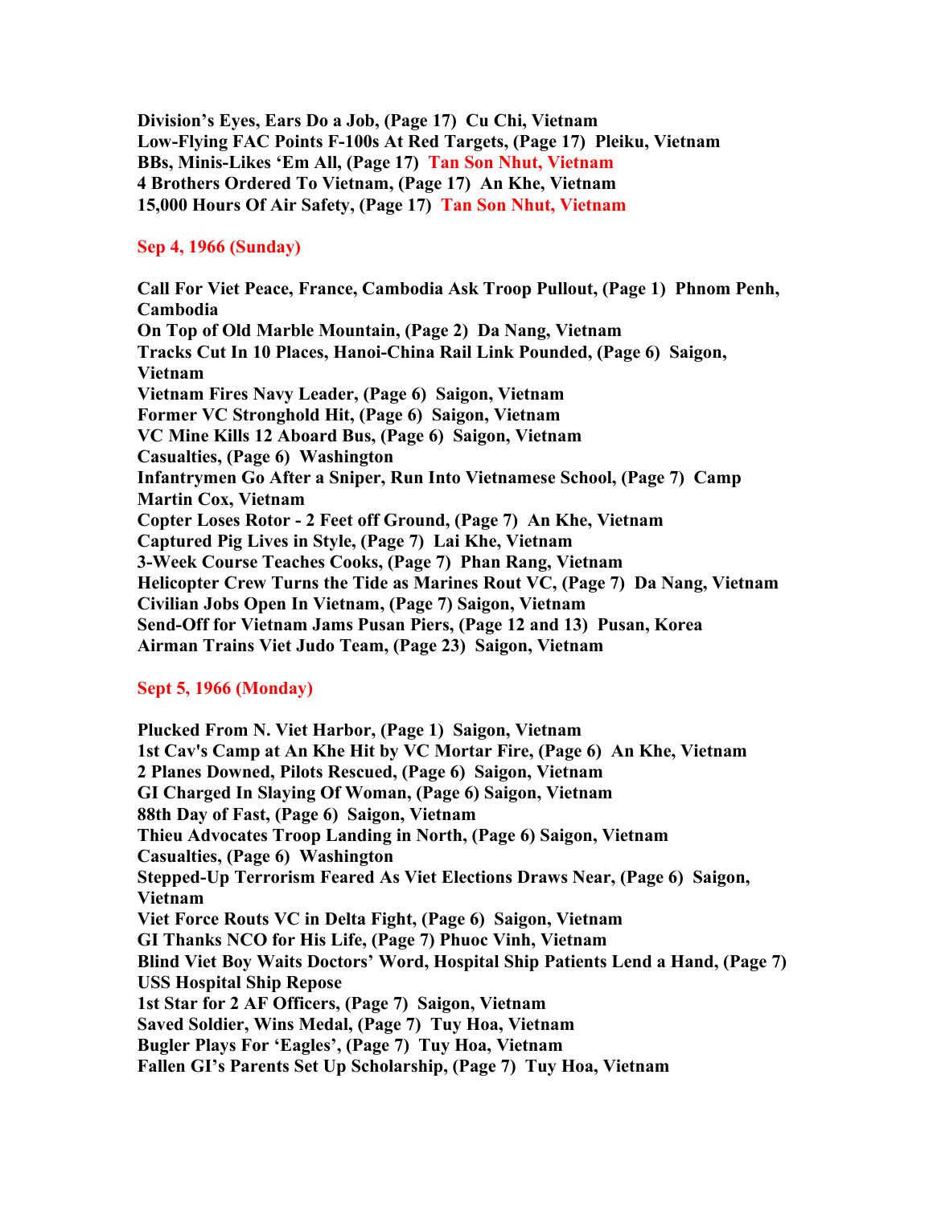**Division's Eyes, Ears Do a Job, (Page 17) Cu Chi, Vietnam**
**Low-Flying FAC Points F-100s At Red Targets, (Page 17) Pleiku, Vietnam**
**BBs, Minis-Likes 'Em All, (Page 17) Tan Son Nhut, Vietnam**
**4 Brothers Ordered To Vietnam, (Page 17) An Khe, Vietnam**
**15,000 Hours Of Air Safety, (Page 17) Tan Son Nhut, Vietnam**

**Sep 4, 1966 (Sunday)**

**Call For Viet Peace, France, Cambodia Ask Troop Pullout, (Page 1) Phnom Penh, Cambodia**
**On Top of Old Marble Mountain, (Page 2) Da Nang, Vietnam**
**Tracks Cut In 10 Places, Hanoi-China Rail Link Pounded, (Page 6) Saigon, Vietnam**
**Vietnam Fires Navy Leader, (Page 6) Saigon, Vietnam**
**Former VC Stronghold Hit, (Page 6) Saigon, Vietnam**
**VC Mine Kills 12 Aboard Bus, (Page 6) Saigon, Vietnam**
**Casualties, (Page 6) Washington**
**Infantrymen Go After a Sniper, Run Into Vietnamese School, (Page 7) Camp Martin Cox, Vietnam**
**Copter Loses Rotor - 2 Feet off Ground, (Page 7) An Khe, Vietnam**
**Captured Pig Lives in Style, (Page 7) Lai Khe, Vietnam**
**3-Week Course Teaches Cooks, (Page 7) Phan Rang, Vietnam**
**Helicopter Crew Turns the Tide as Marines Rout VC, (Page 7) Da Nang, Vietnam**
**Civilian Jobs Open In Vietnam, (Page 7) Saigon, Vietnam**
**Send-Off for Vietnam Jams Pusan Piers, (Page 12 and 13) Pusan, Korea**
**Airman Trains Viet Judo Team, (Page 23) Saigon, Vietnam**

**Sept 5, 1966 (Monday)**

**Plucked From N. Viet Harbor, (Page 1) Saigon, Vietnam**
**1st Cav's Camp at An Khe Hit by VC Mortar Fire, (Page 6) An Khe, Vietnam**
**2 Planes Downed, Pilots Rescued, (Page 6) Saigon, Vietnam**
**GI Charged In Slaying Of Woman, (Page 6) Saigon, Vietnam**
**88th Day of Fast, (Page 6) Saigon, Vietnam**
**Thieu Advocates Troop Landing in North, (Page 6) Saigon, Vietnam**
**Casualties, (Page 6) Washington**
**Stepped-Up Terrorism Feared As Viet Elections Draws Near, (Page 6) Saigon, Vietnam**
**Viet Force Routs VC in Delta Fight, (Page 6) Saigon, Vietnam**
**GI Thanks NCO for His Life, (Page 7) Phuoc Vinh, Vietnam**
**Blind Viet Boy Waits Doctors' Word, Hospital Ship Patients Lend a Hand, (Page 7) USS Hospital Ship Repose**
**1st Star for 2 AF Officers, (Page 7) Saigon, Vietnam**
**Saved Soldier, Wins Medal, (Page 7) Tuy Hoa, Vietnam**
**Bugler Plays For 'Eagles', (Page 7) Tuy Hoa, Vietnam**
**Fallen GI's Parents Set Up Scholarship, (Page 7) Tuy Hoa, Vietnam**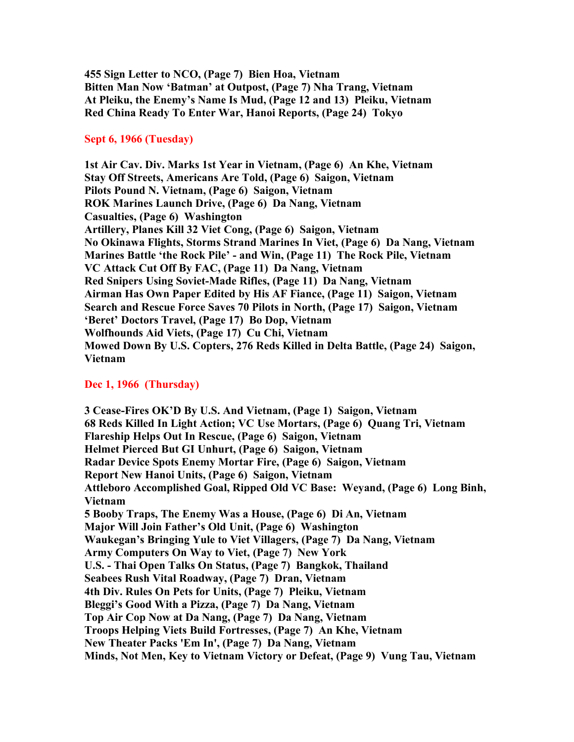**455 Sign Letter to NCO, (Page 7) Bien Hoa, Vietnam**
**Bitten Man Now 'Batman' at Outpost, (Page 7) Nha Trang, Vietnam**
**At Pleiku, the Enemy's Name Is Mud, (Page 12 and 13) Pleiku, Vietnam**
**Red China Ready To Enter War, Hanoi Reports, (Page 24) Tokyo**

## Sept 6, 1966 (Tuesday)

**1st Air Cav. Div. Marks 1st Year in Vietnam, (Page 6) An Khe, Vietnam**
**Stay Off Streets, Americans Are Told, (Page 6) Saigon, Vietnam**
**Pilots Pound N. Vietnam, (Page 6) Saigon, Vietnam**
**ROK Marines Launch Drive, (Page 6) Da Nang, Vietnam**
**Casualties, (Page 6) Washington**
**Artillery, Planes Kill 32 Viet Cong, (Page 6) Saigon, Vietnam**
**No Okinawa Flights, Storms Strand Marines In Viet, (Page 6) Da Nang, Vietnam**
**Marines Battle 'the Rock Pile' - and Win, (Page 11) The Rock Pile, Vietnam**
**VC Attack Cut Off By FAC, (Page 11) Da Nang, Vietnam**
**Red Snipers Using Soviet-Made Rifles, (Page 11) Da Nang, Vietnam**
**Airman Has Own Paper Edited by His AF Fiance, (Page 11) Saigon, Vietnam**
**Search and Rescue Force Saves 70 Pilots in North, (Page 17) Saigon, Vietnam**
**'Beret' Doctors Travel, (Page 17) Bo Dop, Vietnam**
**Wolfhounds Aid Viets, (Page 17) Cu Chi, Vietnam**
**Mowed Down By U.S. Copters, 276 Reds Killed in Delta Battle, (Page 24) Saigon, Vietnam**

## Dec 1, 1966 (Thursday)

**3 Cease-Fires OK'D By U.S. And Vietnam, (Page 1) Saigon, Vietnam**
**68 Reds Killed In Light Action; VC Use Mortars, (Page 6) Quang Tri, Vietnam**
**Flareship Helps Out In Rescue, (Page 6) Saigon, Vietnam**
**Helmet Pierced But GI Unhurt, (Page 6) Saigon, Vietnam**
**Radar Device Spots Enemy Mortar Fire, (Page 6) Saigon, Vietnam**
**Report New Hanoi Units, (Page 6) Saigon, Vietnam**
**Attleboro Accomplished Goal, Ripped Old VC Base: Weyand, (Page 6) Long Binh, Vietnam**
**5 Booby Traps, The Enemy Was a House, (Page 6) Di An, Vietnam**
**Major Will Join Father's Old Unit, (Page 6) Washington**
**Waukegan's Bringing Yule to Viet Villagers, (Page 7) Da Nang, Vietnam**
**Army Computers On Way to Viet, (Page 7) New York**
**U.S. - Thai Open Talks On Status, (Page 7) Bangkok, Thailand**
**Seabees Rush Vital Roadway, (Page 7) Dran, Vietnam**
**4th Div. Rules On Pets for Units, (Page 7) Pleiku, Vietnam**
**Bleggi's Good With a Pizza, (Page 7) Da Nang, Vietnam**
**Top Air Cop Now at Da Nang, (Page 7) Da Nang, Vietnam**
**Troops Helping Viets Build Fortresses, (Page 7) An Khe, Vietnam**
**New Theater Packs 'Em In', (Page 7) Da Nang, Vietnam**
**Minds, Not Men, Key to Vietnam Victory or Defeat, (Page 9) Vung Tau, Vietnam**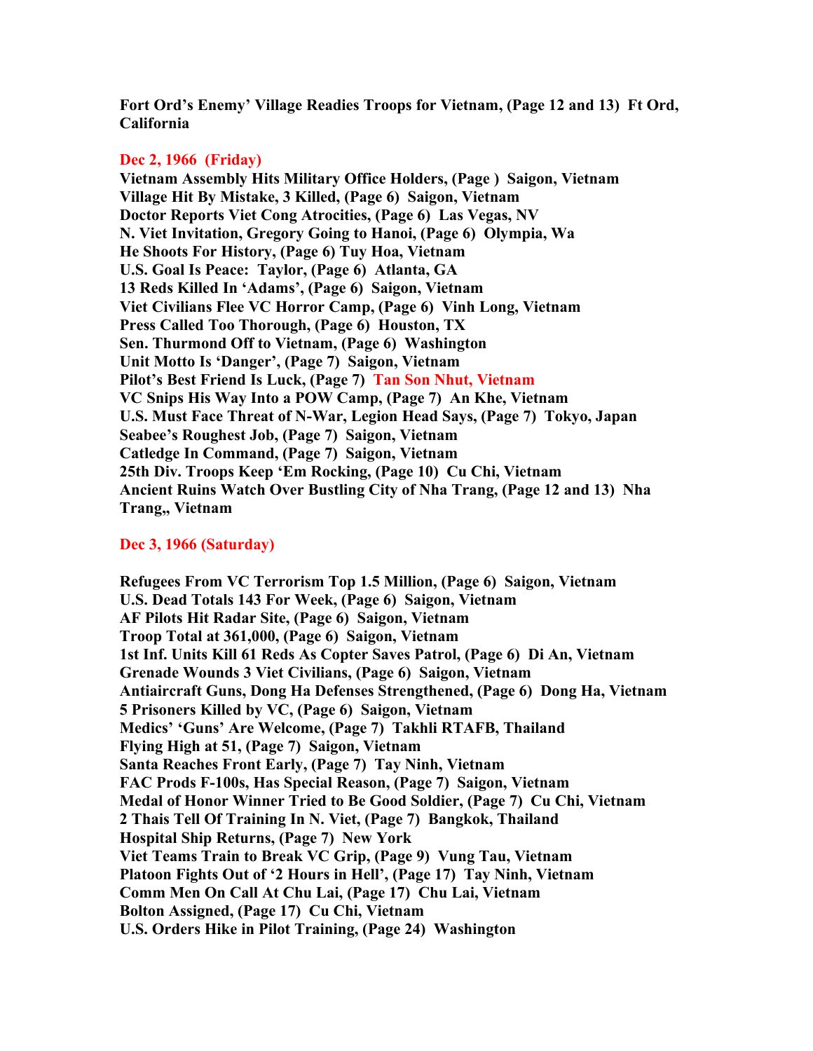**Fort Ord's Enemy' Village Readies Troops for Vietnam, (Page 12 and 13)  Ft Ord, California**

**Dec 2, 1966  (Friday)**

**Vietnam Assembly Hits Military Office Holders, (Page )  Saigon, Vietnam**
**Village Hit By Mistake, 3 Killed, (Page 6)  Saigon, Vietnam**
**Doctor Reports Viet Cong Atrocities, (Page 6)  Las Vegas, NV**
**N. Viet Invitation, Gregory Going to Hanoi, (Page 6)  Olympia, Wa**
**He Shoots For History, (Page 6) Tuy Hoa, Vietnam**
**U.S. Goal Is Peace:  Taylor, (Page 6)  Atlanta, GA**
**13 Reds Killed In 'Adams', (Page 6)  Saigon, Vietnam**
**Viet Civilians Flee VC Horror Camp, (Page 6)  Vinh Long, Vietnam**
**Press Called Too Thorough, (Page 6)  Houston, TX**
**Sen. Thurmond Off to Vietnam, (Page 6)  Washington**
**Unit Motto Is 'Danger', (Page 7)  Saigon, Vietnam**
**Pilot's Best Friend Is Luck, (Page 7)  Tan Son Nhut, Vietnam**
**VC Snips His Way Into a POW Camp, (Page 7)  An Khe, Vietnam**
**U.S. Must Face Threat of N-War, Legion Head Says, (Page 7)  Tokyo, Japan**
**Seabee's Roughest Job, (Page 7)  Saigon, Vietnam**
**Catledge In Command, (Page 7)  Saigon, Vietnam**
**25th Div. Troops Keep 'Em Rocking, (Page 10)  Cu Chi, Vietnam**
**Ancient Ruins Watch Over Bustling City of Nha Trang, (Page 12 and 13)  Nha Trang,, Vietnam**

**Dec 3, 1966 (Saturday)**

**Refugees From VC Terrorism Top 1.5 Million, (Page 6)  Saigon, Vietnam**
**U.S. Dead Totals 143 For Week, (Page 6)  Saigon, Vietnam**
**AF Pilots Hit Radar Site, (Page 6)  Saigon, Vietnam**
**Troop Total at 361,000, (Page 6)  Saigon, Vietnam**
**1st Inf. Units Kill 61 Reds As Copter Saves Patrol, (Page 6)  Di An, Vietnam**
**Grenade Wounds 3 Viet Civilians, (Page 6)  Saigon, Vietnam**
**Antiaircraft Guns, Dong Ha Defenses Strengthened, (Page 6)  Dong Ha, Vietnam**
**5 Prisoners Killed by VC, (Page 6)  Saigon, Vietnam**
**Medics' 'Guns' Are Welcome, (Page 7)  Takhli RTAFB, Thailand**
**Flying High at 51, (Page 7)  Saigon, Vietnam**
**Santa Reaches Front Early, (Page 7)  Tay Ninh, Vietnam**
**FAC Prods F-100s, Has Special Reason, (Page 7)  Saigon, Vietnam**
**Medal of Honor Winner Tried to Be Good Soldier, (Page 7)  Cu Chi, Vietnam**
**2 Thais Tell Of Training In N. Viet, (Page 7)  Bangkok, Thailand**
**Hospital Ship Returns, (Page 7)  New York**
**Viet Teams Train to Break VC Grip, (Page 9)  Vung Tau, Vietnam**
**Platoon Fights Out of '2 Hours in Hell', (Page 17)  Tay Ninh, Vietnam**
**Comm Men On Call At Chu Lai, (Page 17)  Chu Lai, Vietnam**
**Bolton Assigned, (Page 17)  Cu Chi, Vietnam**
**U.S. Orders Hike in Pilot Training, (Page 24)  Washington**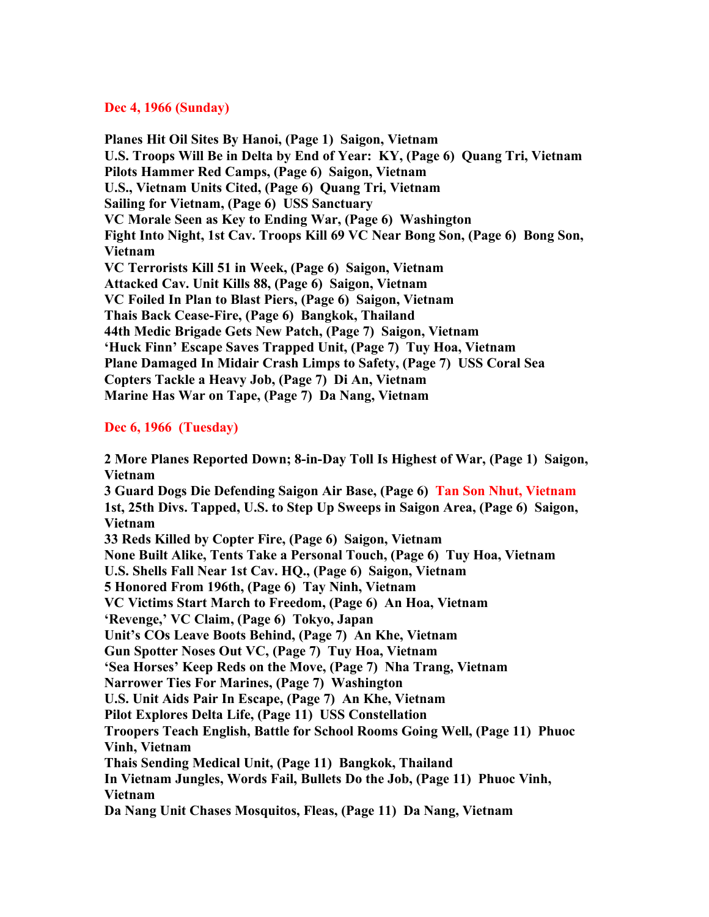**Dec 4, 1966 (Sunday)**

**Planes Hit Oil Sites By Hanoi, (Page 1) Saigon, Vietnam**
**U.S. Troops Will Be in Delta by End of Year: KY, (Page 6) Quang Tri, Vietnam**
**Pilots Hammer Red Camps, (Page 6) Saigon, Vietnam**
**U.S., Vietnam Units Cited, (Page 6) Quang Tri, Vietnam**
**Sailing for Vietnam, (Page 6) USS Sanctuary**
**VC Morale Seen as Key to Ending War, (Page 6) Washington**
**Fight Into Night, 1st Cav. Troops Kill 69 VC Near Bong Son, (Page 6) Bong Son, Vietnam**
**VC Terrorists Kill 51 in Week, (Page 6) Saigon, Vietnam**
**Attacked Cav. Unit Kills 88, (Page 6) Saigon, Vietnam**
**VC Foiled In Plan to Blast Piers, (Page 6) Saigon, Vietnam**
**Thais Back Cease-Fire, (Page 6) Bangkok, Thailand**
**44th Medic Brigade Gets New Patch, (Page 7) Saigon, Vietnam**
**'Huck Finn' Escape Saves Trapped Unit, (Page 7) Tuy Hoa, Vietnam**
**Plane Damaged In Midair Crash Limps to Safety, (Page 7) USS Coral Sea**
**Copters Tackle a Heavy Job, (Page 7) Di An, Vietnam**
**Marine Has War on Tape, (Page 7) Da Nang, Vietnam**

**Dec 6, 1966 (Tuesday)**

**2 More Planes Reported Down; 8-in-Day Toll Is Highest of War, (Page 1) Saigon, Vietnam**
**3 Guard Dogs Die Defending Saigon Air Base, (Page 6) Tan Son Nhut, Vietnam**
**1st, 25th Divs. Tapped, U.S. to Step Up Sweeps in Saigon Area, (Page 6) Saigon, Vietnam**
**33 Reds Killed by Copter Fire, (Page 6) Saigon, Vietnam**
**None Built Alike, Tents Take a Personal Touch, (Page 6) Tuy Hoa, Vietnam**
**U.S. Shells Fall Near 1st Cav. HQ., (Page 6) Saigon, Vietnam**
**5 Honored From 196th, (Page 6) Tay Ninh, Vietnam**
**VC Victims Start March to Freedom, (Page 6) An Hoa, Vietnam**
**'Revenge,' VC Claim, (Page 6) Tokyo, Japan**
**Unit's COs Leave Boots Behind, (Page 7) An Khe, Vietnam**
**Gun Spotter Noses Out VC, (Page 7) Tuy Hoa, Vietnam**
**'Sea Horses' Keep Reds on the Move, (Page 7) Nha Trang, Vietnam**
**Narrower Ties For Marines, (Page 7) Washington**
**U.S. Unit Aids Pair In Escape, (Page 7) An Khe, Vietnam**
**Pilot Explores Delta Life, (Page 11) USS Constellation**
**Troopers Teach English, Battle for School Rooms Going Well, (Page 11) Phuoc Vinh, Vietnam**
**Thais Sending Medical Unit, (Page 11) Bangkok, Thailand**
**In Vietnam Jungles, Words Fail, Bullets Do the Job, (Page 11) Phuoc Vinh, Vietnam**
**Da Nang Unit Chases Mosquitos, Fleas, (Page 11) Da Nang, Vietnam**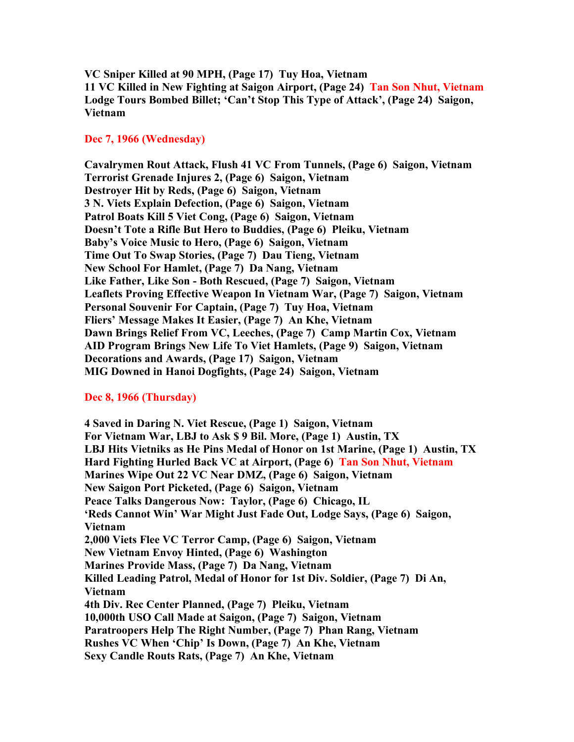**VC Sniper Killed at 90 MPH, (Page 17) Tuy Hoa, Vietnam**
**11 VC Killed in New Fighting at Saigon Airport, (Page 24) Tan Son Nhut, Vietnam**
**Lodge Tours Bombed Billet; 'Can't Stop This Type of Attack', (Page 24) Saigon, Vietnam**

## Dec 7, 1966 (Wednesday)

**Cavalrymen Rout Attack, Flush 41 VC From Tunnels, (Page 6) Saigon, Vietnam**
**Terrorist Grenade Injures 2, (Page 6) Saigon, Vietnam**
**Destroyer Hit by Reds, (Page 6) Saigon, Vietnam**
**3 N. Viets Explain Defection, (Page 6) Saigon, Vietnam**
**Patrol Boats Kill 5 Viet Cong, (Page 6) Saigon, Vietnam**
**Doesn't Tote a Rifle But Hero to Buddies, (Page 6) Pleiku, Vietnam**
**Baby's Voice Music to Hero, (Page 6) Saigon, Vietnam**
**Time Out To Swap Stories, (Page 7) Dau Tieng, Vietnam**
**New School For Hamlet, (Page 7) Da Nang, Vietnam**
**Like Father, Like Son - Both Rescued, (Page 7) Saigon, Vietnam**
**Leaflets Proving Effective Weapon In Vietnam War, (Page 7) Saigon, Vietnam**
**Personal Souvenir For Captain, (Page 7) Tuy Hoa, Vietnam**
**Fliers' Message Makes It Easier, (Page 7) An Khe, Vietnam**
**Dawn Brings Relief From VC, Leeches, (Page 7) Camp Martin Cox, Vietnam**
**AID Program Brings New Life To Viet Hamlets, (Page 9) Saigon, Vietnam**
**Decorations and Awards, (Page 17) Saigon, Vietnam**
**MIG Downed in Hanoi Dogfights, (Page 24) Saigon, Vietnam**

## Dec 8, 1966 (Thursday)

**4 Saved in Daring N. Viet Rescue, (Page 1) Saigon, Vietnam**
**For Vietnam War, LBJ to Ask $ 9 Bil. More, (Page 1) Austin, TX**
**LBJ Hits Vietniks as He Pins Medal of Honor on 1st Marine, (Page 1) Austin, TX**
**Hard Fighting Hurled Back VC at Airport, (Page 6) Tan Son Nhut, Vietnam**
**Marines Wipe Out 22 VC Near DMZ, (Page 6) Saigon, Vietnam**
**New Saigon Port Picketed, (Page 6) Saigon, Vietnam**
**Peace Talks Dangerous Now: Taylor, (Page 6) Chicago, IL**
**'Reds Cannot Win' War Might Just Fade Out, Lodge Says, (Page 6) Saigon, Vietnam**
**2,000 Viets Flee VC Terror Camp, (Page 6) Saigon, Vietnam**
**New Vietnam Envoy Hinted, (Page 6) Washington**
**Marines Provide Mass, (Page 7) Da Nang, Vietnam**
**Killed Leading Patrol, Medal of Honor for 1st Div. Soldier, (Page 7) Di An, Vietnam**
**4th Div. Rec Center Planned, (Page 7) Pleiku, Vietnam**
**10,000th USO Call Made at Saigon, (Page 7) Saigon, Vietnam**
**Paratroopers Help The Right Number, (Page 7) Phan Rang, Vietnam**
**Rushes VC When 'Chip' Is Down, (Page 7) An Khe, Vietnam**
**Sexy Candle Routs Rats, (Page 7) An Khe, Vietnam**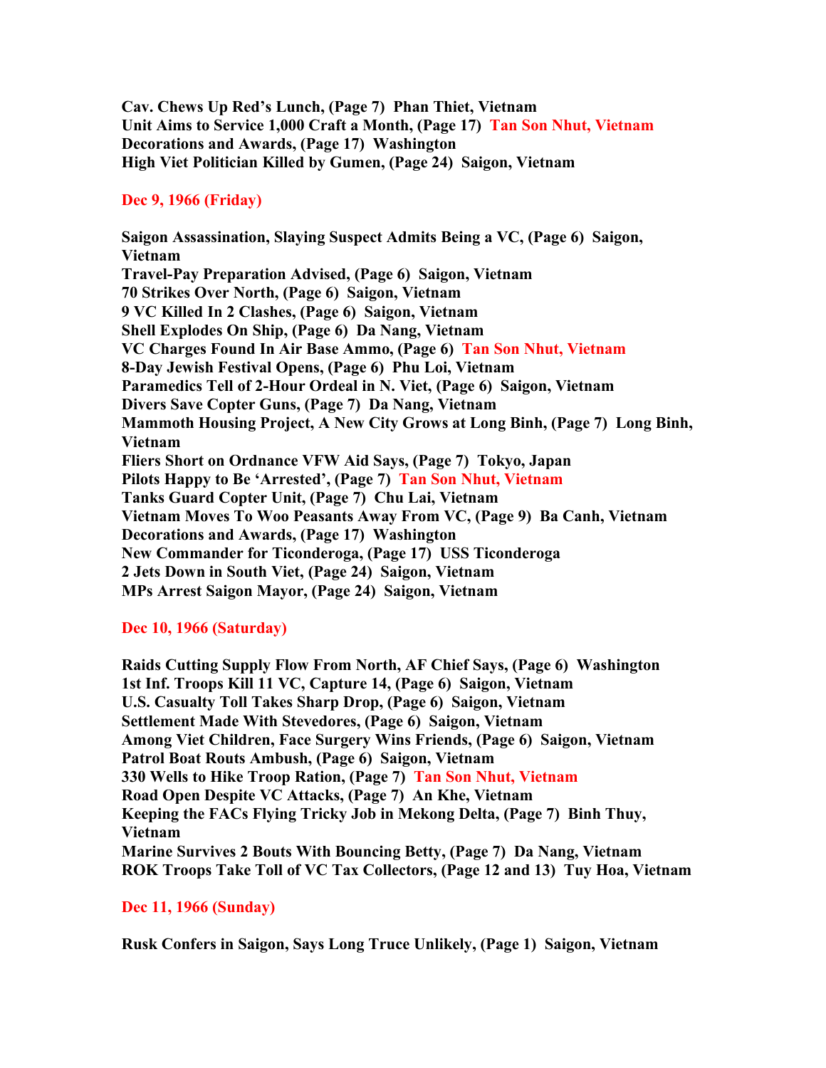**Cav. Chews Up Red's Lunch, (Page 7)  Phan Thiet, Vietnam**
**Unit Aims to Service 1,000 Craft a Month, (Page 17)  Tan Son Nhut, Vietnam**
**Decorations and Awards, (Page 17)  Washington**
**High Viet Politician Killed by Gumen, (Page 24)  Saigon, Vietnam**

**Dec 9, 1966 (Friday)**

**Saigon Assassination, Slaying Suspect Admits Being a VC, (Page 6)  Saigon, Vietnam**
**Travel-Pay Preparation Advised, (Page 6)  Saigon, Vietnam**
**70 Strikes Over North, (Page 6)  Saigon, Vietnam**
**9 VC Killed In 2 Clashes, (Page 6)  Saigon, Vietnam**
**Shell Explodes On Ship, (Page 6)  Da Nang, Vietnam**
**VC Charges Found In Air Base Ammo, (Page 6)  Tan Son Nhut, Vietnam**
**8-Day Jewish Festival Opens, (Page 6)  Phu Loi, Vietnam**
**Paramedics Tell of 2-Hour Ordeal in N. Viet, (Page 6)  Saigon, Vietnam**
**Divers Save Copter Guns, (Page 7)  Da Nang, Vietnam**
**Mammoth Housing Project, A New City Grows at Long Binh, (Page 7)  Long Binh, Vietnam**
**Fliers Short on Ordnance VFW Aid Says, (Page 7)  Tokyo, Japan**
**Pilots Happy to Be 'Arrested', (Page 7)  Tan Son Nhut, Vietnam**
**Tanks Guard Copter Unit, (Page 7)  Chu Lai, Vietnam**
**Vietnam Moves To Woo Peasants Away From VC, (Page 9)  Ba Canh, Vietnam**
**Decorations and Awards, (Page 17)  Washington**
**New Commander for Ticonderoga, (Page 17)  USS Ticonderoga**
**2 Jets Down in South Viet, (Page 24)  Saigon, Vietnam**
**MPs Arrest Saigon Mayor, (Page 24)  Saigon, Vietnam**

**Dec 10, 1966 (Saturday)**

**Raids Cutting Supply Flow From North, AF Chief Says, (Page 6)  Washington**
**1st Inf. Troops Kill 11 VC, Capture 14, (Page 6)  Saigon, Vietnam**
**U.S. Casualty Toll Takes Sharp Drop, (Page 6)  Saigon, Vietnam**
**Settlement Made With Stevedores, (Page 6)  Saigon, Vietnam**
**Among Viet Children, Face Surgery Wins Friends, (Page 6)  Saigon, Vietnam**
**Patrol Boat Routs Ambush, (Page 6)  Saigon, Vietnam**
**330 Wells to Hike Troop Ration, (Page 7)  Tan Son Nhut, Vietnam**
**Road Open Despite VC Attacks, (Page 7)  An Khe, Vietnam**
**Keeping the FACs Flying Tricky Job in Mekong Delta, (Page 7)  Binh Thuy, Vietnam**
**Marine Survives 2 Bouts With Bouncing Betty, (Page 7)  Da Nang, Vietnam**
**ROK Troops Take Toll of VC Tax Collectors, (Page 12 and 13)  Tuy Hoa, Vietnam**

**Dec 11, 1966 (Sunday)**

**Rusk Confers in Saigon, Says Long Truce Unlikely, (Page 1)  Saigon, Vietnam**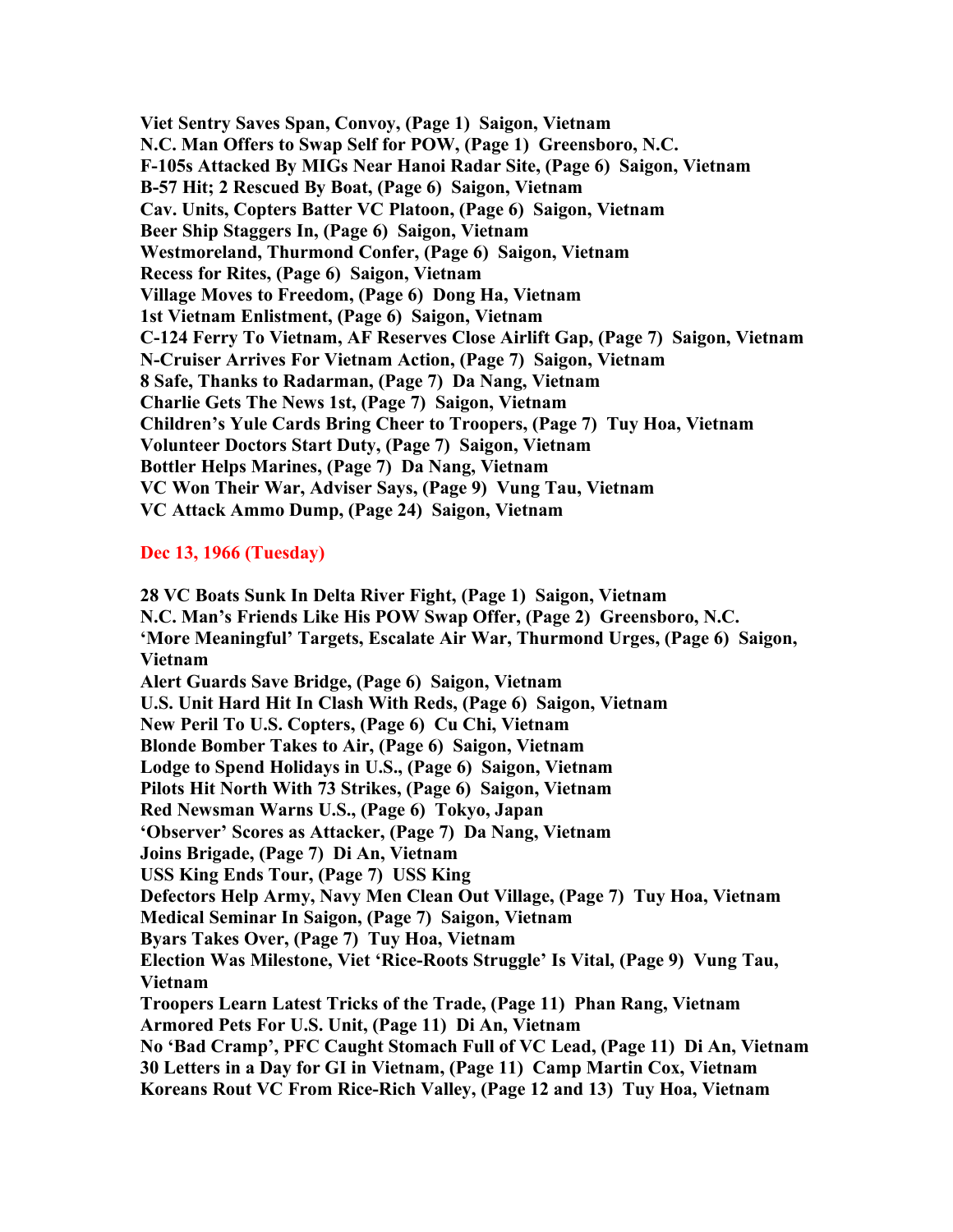**Viet Sentry Saves Span, Convoy, (Page 1) Saigon, Vietnam**
**N.C. Man Offers to Swap Self for POW, (Page 1) Greensboro, N.C.**
**F-105s Attacked By MIGs Near Hanoi Radar Site, (Page 6) Saigon, Vietnam**
**B-57 Hit; 2 Rescued By Boat, (Page 6) Saigon, Vietnam**
**Cav. Units, Copters Batter VC Platoon, (Page 6) Saigon, Vietnam**
**Beer Ship Staggers In, (Page 6) Saigon, Vietnam**
**Westmoreland, Thurmond Confer, (Page 6) Saigon, Vietnam**
**Recess for Rites, (Page 6) Saigon, Vietnam**
**Village Moves to Freedom, (Page 6) Dong Ha, Vietnam**
**1st Vietnam Enlistment, (Page 6) Saigon, Vietnam**
**C-124 Ferry To Vietnam, AF Reserves Close Airlift Gap, (Page 7) Saigon, Vietnam**
**N-Cruiser Arrives For Vietnam Action, (Page 7) Saigon, Vietnam**
**8 Safe, Thanks to Radarman, (Page 7) Da Nang, Vietnam**
**Charlie Gets The News 1st, (Page 7) Saigon, Vietnam**
**Children's Yule Cards Bring Cheer to Troopers, (Page 7) Tuy Hoa, Vietnam**
**Volunteer Doctors Start Duty, (Page 7) Saigon, Vietnam**
**Bottler Helps Marines, (Page 7) Da Nang, Vietnam**
**VC Won Their War, Adviser Says, (Page 9) Vung Tau, Vietnam**
**VC Attack Ammo Dump, (Page 24) Saigon, Vietnam**

## Dec 13, 1966 (Tuesday)

**28 VC Boats Sunk In Delta River Fight, (Page 1) Saigon, Vietnam**
**N.C. Man's Friends Like His POW Swap Offer, (Page 2) Greensboro, N.C.**
**'More Meaningful' Targets, Escalate Air War, Thurmond Urges, (Page 6) Saigon, Vietnam**
**Alert Guards Save Bridge, (Page 6) Saigon, Vietnam**
**U.S. Unit Hard Hit In Clash With Reds, (Page 6) Saigon, Vietnam**
**New Peril To U.S. Copters, (Page 6) Cu Chi, Vietnam**
**Blonde Bomber Takes to Air, (Page 6) Saigon, Vietnam**
**Lodge to Spend Holidays in U.S., (Page 6) Saigon, Vietnam**
**Pilots Hit North With 73 Strikes, (Page 6) Saigon, Vietnam**
**Red Newsman Warns U.S., (Page 6) Tokyo, Japan**
**'Observer' Scores as Attacker, (Page 7) Da Nang, Vietnam**
**Joins Brigade, (Page 7) Di An, Vietnam**
**USS King Ends Tour, (Page 7) USS King**
**Defectors Help Army, Navy Men Clean Out Village, (Page 7) Tuy Hoa, Vietnam**
**Medical Seminar In Saigon, (Page 7) Saigon, Vietnam**
**Byars Takes Over, (Page 7) Tuy Hoa, Vietnam**
**Election Was Milestone, Viet 'Rice-Roots Struggle' Is Vital, (Page 9) Vung Tau, Vietnam**
**Troopers Learn Latest Tricks of the Trade, (Page 11) Phan Rang, Vietnam**
**Armored Pets For U.S. Unit, (Page 11) Di An, Vietnam**
**No 'Bad Cramp', PFC Caught Stomach Full of VC Lead, (Page 11) Di An, Vietnam**
**30 Letters in a Day for GI in Vietnam, (Page 11) Camp Martin Cox, Vietnam**
**Koreans Rout VC From Rice-Rich Valley, (Page 12 and 13) Tuy Hoa, Vietnam**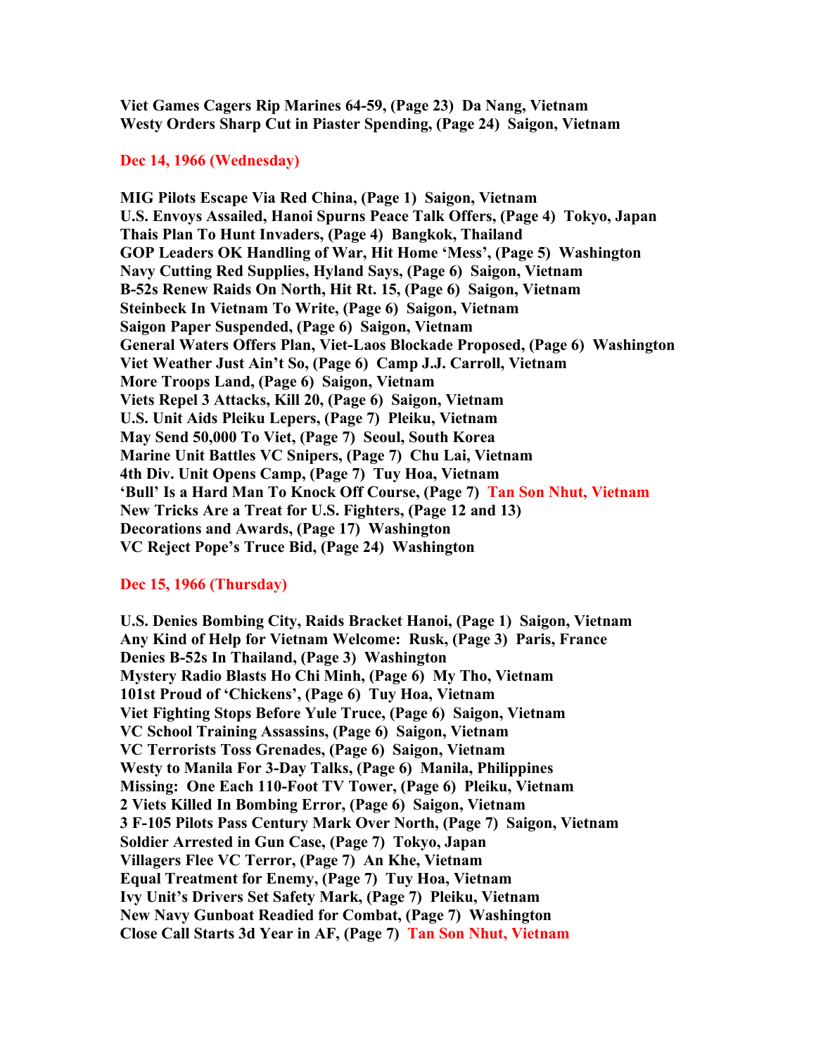**Viet Games Cagers Rip Marines 64-59, (Page 23) Da Nang, Vietnam**
**Westy Orders Sharp Cut in Piaster Spending, (Page 24) Saigon, Vietnam**

**Dec 14, 1966 (Wednesday)**

**MIG Pilots Escape Via Red China, (Page 1) Saigon, Vietnam**
**U.S. Envoys Assailed, Hanoi Spurns Peace Talk Offers, (Page 4) Tokyo, Japan**
**Thais Plan To Hunt Invaders, (Page 4) Bangkok, Thailand**
**GOP Leaders OK Handling of War, Hit Home 'Mess', (Page 5) Washington**
**Navy Cutting Red Supplies, Hyland Says, (Page 6) Saigon, Vietnam**
**B-52s Renew Raids On North, Hit Rt. 15, (Page 6) Saigon, Vietnam**
**Steinbeck In Vietnam To Write, (Page 6) Saigon, Vietnam**
**Saigon Paper Suspended, (Page 6) Saigon, Vietnam**
**General Waters Offers Plan, Viet-Laos Blockade Proposed, (Page 6) Washington**
**Viet Weather Just Ain't So, (Page 6) Camp J.J. Carroll, Vietnam**
**More Troops Land, (Page 6) Saigon, Vietnam**
**Viets Repel 3 Attacks, Kill 20, (Page 6) Saigon, Vietnam**
**U.S. Unit Aids Pleiku Lepers, (Page 7) Pleiku, Vietnam**
**May Send 50,000 To Viet, (Page 7) Seoul, South Korea**
**Marine Unit Battles VC Snipers, (Page 7) Chu Lai, Vietnam**
**4th Div. Unit Opens Camp, (Page 7) Tuy Hoa, Vietnam**
**'Bull' Is a Hard Man To Knock Off Course, (Page 7) Tan Son Nhut, Vietnam**
**New Tricks Are a Treat for U.S. Fighters, (Page 12 and 13)**
**Decorations and Awards, (Page 17) Washington**
**VC Reject Pope's Truce Bid, (Page 24) Washington**

**Dec 15, 1966 (Thursday)**

**U.S. Denies Bombing City, Raids Bracket Hanoi, (Page 1) Saigon, Vietnam**
**Any Kind of Help for Vietnam Welcome: Rusk, (Page 3) Paris, France**
**Denies B-52s In Thailand, (Page 3) Washington**
**Mystery Radio Blasts Ho Chi Minh, (Page 6) My Tho, Vietnam**
**101st Proud of 'Chickens', (Page 6) Tuy Hoa, Vietnam**
**Viet Fighting Stops Before Yule Truce, (Page 6) Saigon, Vietnam**
**VC School Training Assassins, (Page 6) Saigon, Vietnam**
**VC Terrorists Toss Grenades, (Page 6) Saigon, Vietnam**
**Westy to Manila For 3-Day Talks, (Page 6) Manila, Philippines**
**Missing: One Each 110-Foot TV Tower, (Page 6) Pleiku, Vietnam**
**2 Viets Killed In Bombing Error, (Page 6) Saigon, Vietnam**
**3 F-105 Pilots Pass Century Mark Over North, (Page 7) Saigon, Vietnam**
**Soldier Arrested in Gun Case, (Page 7) Tokyo, Japan**
**Villagers Flee VC Terror, (Page 7) An Khe, Vietnam**
**Equal Treatment for Enemy, (Page 7) Tuy Hoa, Vietnam**
**Ivy Unit's Drivers Set Safety Mark, (Page 7) Pleiku, Vietnam**
**New Navy Gunboat Readied for Combat, (Page 7) Washington**
**Close Call Starts 3d Year in AF, (Page 7) Tan Son Nhut, Vietnam**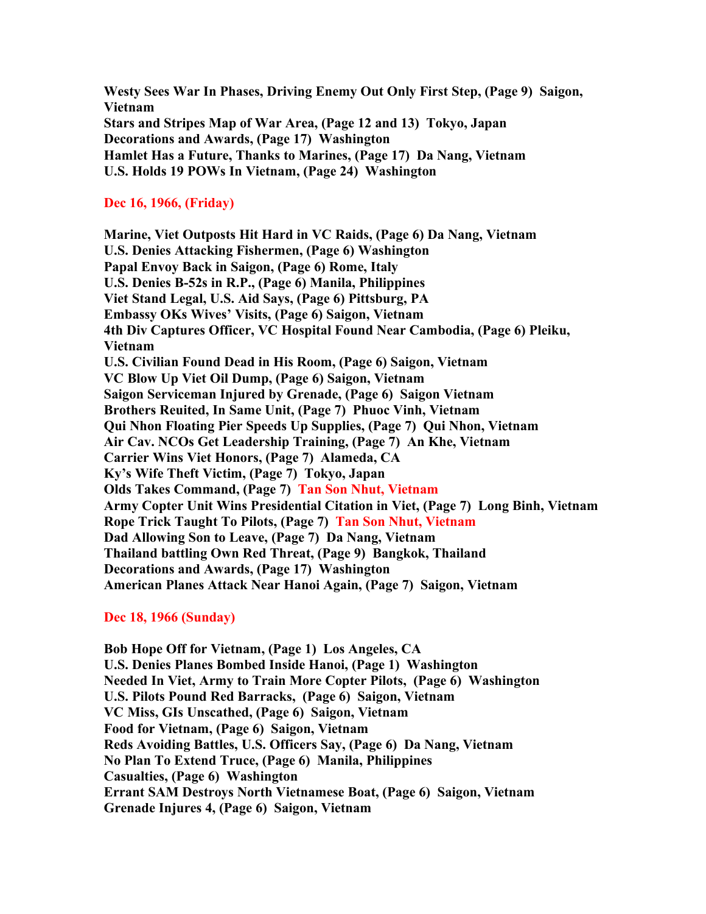**Westy Sees War In Phases, Driving Enemy Out Only First Step, (Page 9) Saigon, Vietnam**
**Stars and Stripes Map of War Area, (Page 12 and 13) Tokyo, Japan**
**Decorations and Awards, (Page 17) Washington**
**Hamlet Has a Future, Thanks to Marines, (Page 17) Da Nang, Vietnam**
**U.S. Holds 19 POWs In Vietnam, (Page 24) Washington**

**Dec 16, 1966, (Friday)**

**Marine, Viet Outposts Hit Hard in VC Raids, (Page 6) Da Nang, Vietnam**
**U.S. Denies Attacking Fishermen, (Page 6) Washington**
**Papal Envoy Back in Saigon, (Page 6) Rome, Italy**
**U.S. Denies B-52s in R.P., (Page 6) Manila, Philippines**
**Viet Stand Legal, U.S. Aid Says, (Page 6) Pittsburg, PA**
**Embassy OKs Wives' Visits, (Page 6) Saigon, Vietnam**
**4th Div Captures Officer, VC Hospital Found Near Cambodia, (Page 6) Pleiku, Vietnam**
**U.S. Civilian Found Dead in His Room, (Page 6) Saigon, Vietnam**
**VC Blow Up Viet Oil Dump, (Page 6) Saigon, Vietnam**
**Saigon Serviceman Injured by Grenade, (Page 6) Saigon Vietnam**
**Brothers Reuited, In Same Unit, (Page 7) Phuoc Vinh, Vietnam**
**Qui Nhon Floating Pier Speeds Up Supplies, (Page 7) Qui Nhon, Vietnam**
**Air Cav. NCOs Get Leadership Training, (Page 7) An Khe, Vietnam**
**Carrier Wins Viet Honors, (Page 7) Alameda, CA**
**Ky's Wife Theft Victim, (Page 7) Tokyo, Japan**
**Olds Takes Command, (Page 7) Tan Son Nhut, Vietnam**
**Army Copter Unit Wins Presidential Citation in Viet, (Page 7) Long Binh, Vietnam**
**Rope Trick Taught To Pilots, (Page 7) Tan Son Nhut, Vietnam**
**Dad Allowing Son to Leave, (Page 7) Da Nang, Vietnam**
**Thailand battling Own Red Threat, (Page 9) Bangkok, Thailand**
**Decorations and Awards, (Page 17) Washington**
**American Planes Attack Near Hanoi Again, (Page 7) Saigon, Vietnam**

**Dec 18, 1966 (Sunday)**

**Bob Hope Off for Vietnam, (Page 1) Los Angeles, CA**
**U.S. Denies Planes Bombed Inside Hanoi, (Page 1) Washington**
**Needed In Viet, Army to Train More Copter Pilots, (Page 6) Washington**
**U.S. Pilots Pound Red Barracks, (Page 6) Saigon, Vietnam**
**VC Miss, GIs Unscathed, (Page 6) Saigon, Vietnam**
**Food for Vietnam, (Page 6) Saigon, Vietnam**
**Reds Avoiding Battles, U.S. Officers Say, (Page 6) Da Nang, Vietnam**
**No Plan To Extend Truce, (Page 6) Manila, Philippines**
**Casualties, (Page 6) Washington**
**Errant SAM Destroys North Vietnamese Boat, (Page 6) Saigon, Vietnam**
**Grenade Injures 4, (Page 6) Saigon, Vietnam**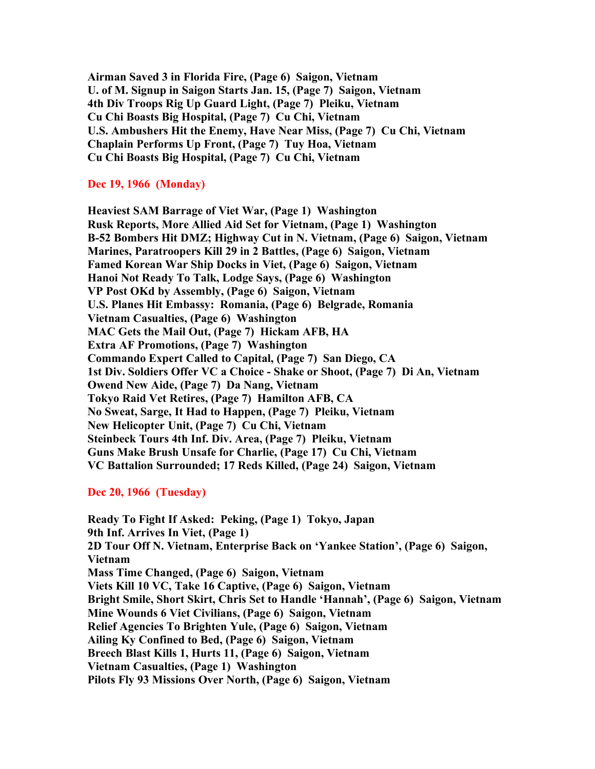**Airman Saved 3 in Florida Fire, (Page 6)  Saigon, Vietnam**
**U. of M. Signup in Saigon Starts Jan. 15, (Page 7)  Saigon, Vietnam**
**4th Div Troops Rig Up Guard Light, (Page 7)  Pleiku, Vietnam**
**Cu Chi Boasts Big Hospital, (Page 7)  Cu Chi, Vietnam**
**U.S. Ambushers Hit the Enemy, Have Near Miss, (Page 7)  Cu Chi, Vietnam**
**Chaplain Performs Up Front, (Page 7)  Tuy Hoa, Vietnam**
**Cu Chi Boasts Big Hospital, (Page 7)  Cu Chi, Vietnam**

**Dec 19, 1966  (Monday)**

**Heaviest SAM Barrage of Viet War, (Page 1)  Washington**
**Rusk Reports, More Allied Aid Set for Vietnam, (Page 1)  Washington**
**B-52 Bombers Hit DMZ; Highway Cut in N. Vietnam, (Page 6)  Saigon, Vietnam**
**Marines, Paratroopers Kill 29 in 2 Battles, (Page 6)  Saigon, Vietnam**
**Famed Korean War Ship Docks in Viet, (Page 6)  Saigon, Vietnam**
**Hanoi Not Ready To Talk, Lodge Says, (Page 6)  Washington**
**VP Post OKd by Assembly, (Page 6)  Saigon, Vietnam**
**U.S. Planes Hit Embassy:  Romania, (Page 6)  Belgrade, Romania**
**Vietnam Casualties, (Page 6)  Washington**
**MAC Gets the Mail Out, (Page 7)  Hickam AFB, HA**
**Extra AF Promotions, (Page 7)  Washington**
**Commando Expert Called to Capital, (Page 7)  San Diego, CA**
**1st Div. Soldiers Offer VC a Choice - Shake or Shoot, (Page 7)  Di An, Vietnam**
**Owend New Aide, (Page 7)  Da Nang, Vietnam**
**Tokyo Raid Vet Retires, (Page 7)  Hamilton AFB, CA**
**No Sweat, Sarge, It Had to Happen, (Page 7)  Pleiku, Vietnam**
**New Helicopter Unit, (Page 7)  Cu Chi, Vietnam**
**Steinbeck Tours 4th Inf. Div. Area, (Page 7)  Pleiku, Vietnam**
**Guns Make Brush Unsafe for Charlie, (Page 17)  Cu Chi, Vietnam**
**VC Battalion Surrounded; 17 Reds Killed, (Page 24)  Saigon, Vietnam**

**Dec 20, 1966  (Tuesday)**

**Ready To Fight If Asked:  Peking, (Page 1)  Tokyo, Japan**
**9th Inf. Arrives In Viet, (Page 1)**
**2D Tour Off N. Vietnam, Enterprise Back on 'Yankee Station', (Page 6)  Saigon, Vietnam**
**Mass Time Changed, (Page 6)  Saigon, Vietnam**
**Viets Kill 10 VC, Take 16 Captive, (Page 6)  Saigon, Vietnam**
**Bright Smile, Short Skirt, Chris Set to Handle 'Hannah', (Page 6)  Saigon, Vietnam**
**Mine Wounds 6 Viet Civilians, (Page 6)  Saigon, Vietnam**
**Relief Agencies To Brighten Yule, (Page 6)  Saigon, Vietnam**
**Ailing Ky Confined to Bed, (Page 6)  Saigon, Vietnam**
**Breech Blast Kills 1, Hurts 11, (Page 6)  Saigon, Vietnam**
**Vietnam Casualties, (Page 1)  Washington**
**Pilots Fly 93 Missions Over North, (Page 6)  Saigon, Vietnam**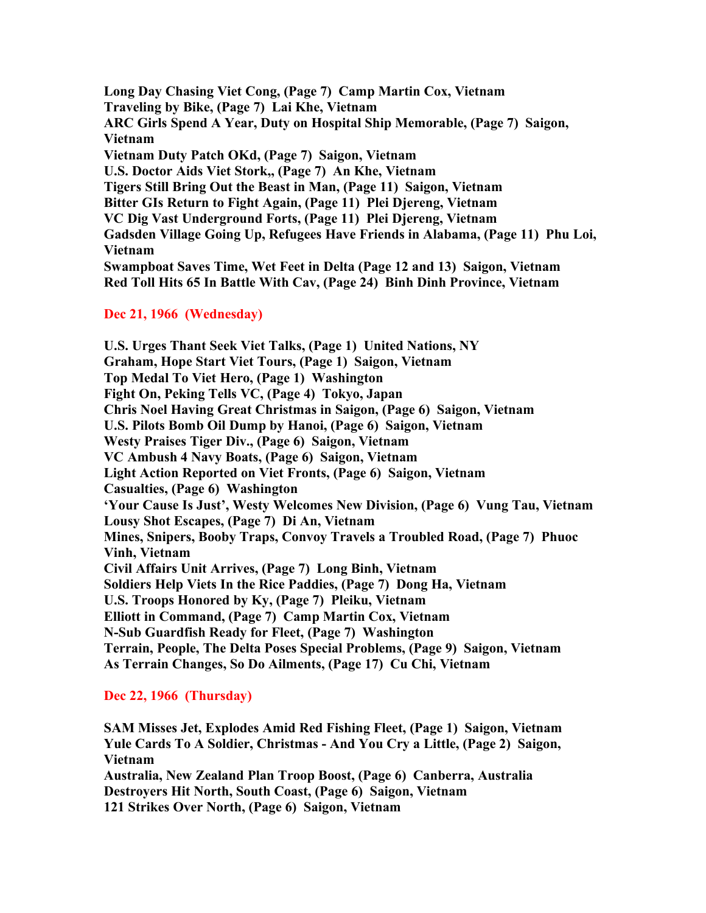**Long Day Chasing Viet Cong, (Page 7) Camp Martin Cox, Vietnam**
**Traveling by Bike, (Page 7) Lai Khe, Vietnam**
**ARC Girls Spend A Year, Duty on Hospital Ship Memorable, (Page 7) Saigon, Vietnam**
**Vietnam Duty Patch OKd, (Page 7) Saigon, Vietnam**
**U.S. Doctor Aids Viet Stork,, (Page 7) An Khe, Vietnam**
**Tigers Still Bring Out the Beast in Man, (Page 11) Saigon, Vietnam**
**Bitter GIs Return to Fight Again, (Page 11) Plei Djereng, Vietnam**
**VC Dig Vast Underground Forts, (Page 11) Plei Djereng, Vietnam**
**Gadsden Village Going Up, Refugees Have Friends in Alabama, (Page 11) Phu Loi, Vietnam**
**Swampboat Saves Time, Wet Feet in Delta (Page 12 and 13) Saigon, Vietnam**
**Red Toll Hits 65 In Battle With Cav, (Page 24) Binh Dinh Province, Vietnam**

**Dec 21, 1966 (Wednesday)**

**U.S. Urges Thant Seek Viet Talks, (Page 1) United Nations, NY**
**Graham, Hope Start Viet Tours, (Page 1) Saigon, Vietnam**
**Top Medal To Viet Hero, (Page 1) Washington**
**Fight On, Peking Tells VC, (Page 4) Tokyo, Japan**
**Chris Noel Having Great Christmas in Saigon, (Page 6) Saigon, Vietnam**
**U.S. Pilots Bomb Oil Dump by Hanoi, (Page 6) Saigon, Vietnam**
**Westy Praises Tiger Div., (Page 6) Saigon, Vietnam**
**VC Ambush 4 Navy Boats, (Page 6) Saigon, Vietnam**
**Light Action Reported on Viet Fronts, (Page 6) Saigon, Vietnam**
**Casualties, (Page 6) Washington**
**'Your Cause Is Just', Westy Welcomes New Division, (Page 6) Vung Tau, Vietnam**
**Lousy Shot Escapes, (Page 7) Di An, Vietnam**
**Mines, Snipers, Booby Traps, Convoy Travels a Troubled Road, (Page 7) Phuoc Vinh, Vietnam**
**Civil Affairs Unit Arrives, (Page 7) Long Binh, Vietnam**
**Soldiers Help Viets In the Rice Paddies, (Page 7) Dong Ha, Vietnam**
**U.S. Troops Honored by Ky, (Page 7) Pleiku, Vietnam**
**Elliott in Command, (Page 7) Camp Martin Cox, Vietnam**
**N-Sub Guardfish Ready for Fleet, (Page 7) Washington**
**Terrain, People, The Delta Poses Special Problems, (Page 9) Saigon, Vietnam**
**As Terrain Changes, So Do Ailments, (Page 17) Cu Chi, Vietnam**

**Dec 22, 1966 (Thursday)**

**SAM Misses Jet, Explodes Amid Red Fishing Fleet, (Page 1) Saigon, Vietnam**
**Yule Cards To A Soldier, Christmas - And You Cry a Little, (Page 2) Saigon, Vietnam**
**Australia, New Zealand Plan Troop Boost, (Page 6) Canberra, Australia**
**Destroyers Hit North, South Coast, (Page 6) Saigon, Vietnam**
**121 Strikes Over North, (Page 6) Saigon, Vietnam**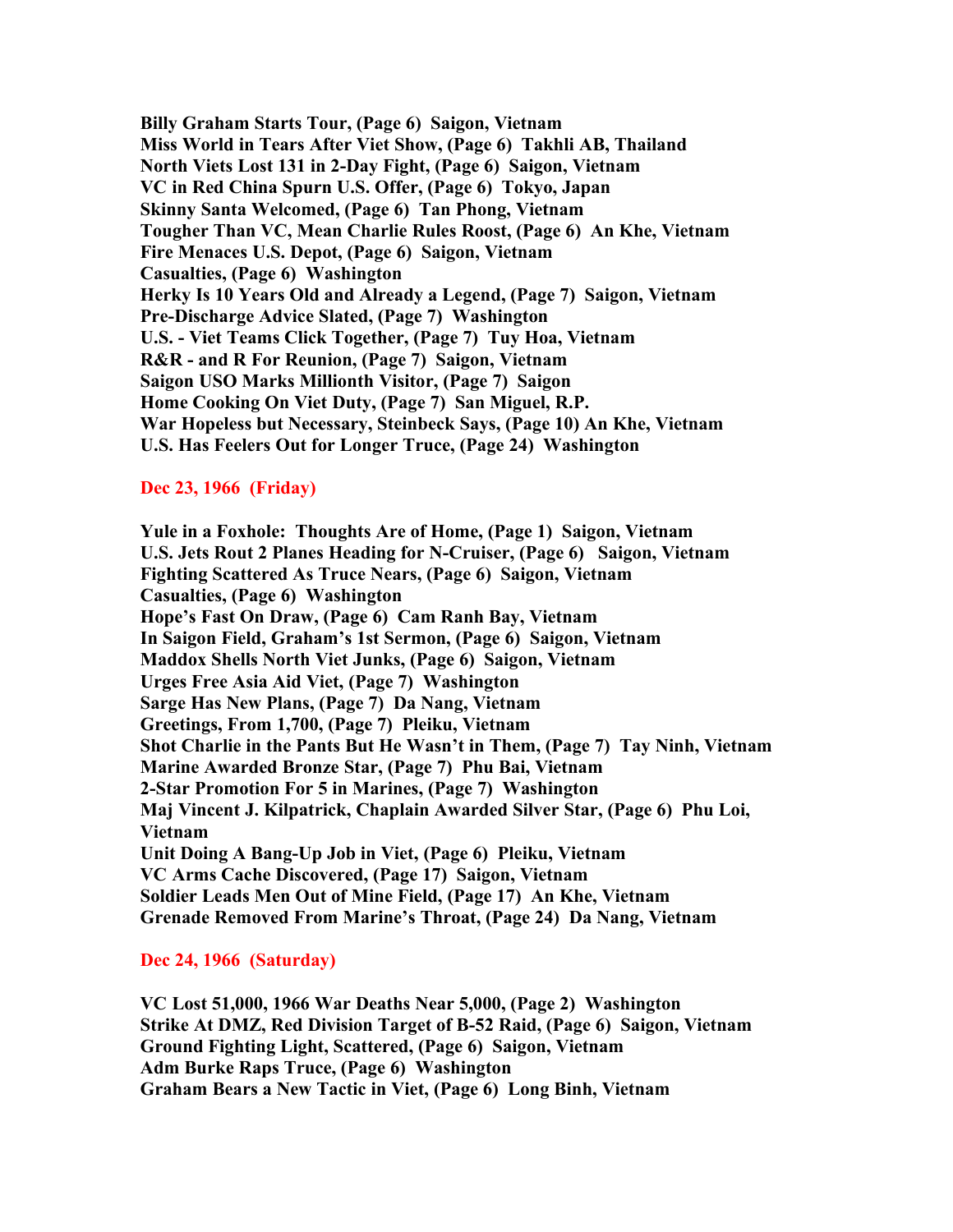**Billy Graham Starts Tour, (Page 6) Saigon, Vietnam**
**Miss World in Tears After Viet Show, (Page 6) Takhli AB, Thailand**
**North Viets Lost 131 in 2-Day Fight, (Page 6) Saigon, Vietnam**
**VC in Red China Spurn U.S. Offer, (Page 6) Tokyo, Japan**
**Skinny Santa Welcomed, (Page 6) Tan Phong, Vietnam**
**Tougher Than VC, Mean Charlie Rules Roost, (Page 6) An Khe, Vietnam**
**Fire Menaces U.S. Depot, (Page 6) Saigon, Vietnam**
**Casualties, (Page 6) Washington**
**Herky Is 10 Years Old and Already a Legend, (Page 7) Saigon, Vietnam**
**Pre-Discharge Advice Slated, (Page 7) Washington**
**U.S. - Viet Teams Click Together, (Page 7) Tuy Hoa, Vietnam**
**R&R - and R For Reunion, (Page 7) Saigon, Vietnam**
**Saigon USO Marks Millionth Visitor, (Page 7) Saigon**
**Home Cooking On Viet Duty, (Page 7) San Miguel, R.P.**
**War Hopeless but Necessary, Steinbeck Says, (Page 10) An Khe, Vietnam**
**U.S. Has Feelers Out for Longer Truce, (Page 24) Washington**

## Dec 23, 1966 (Friday)

**Yule in a Foxhole: Thoughts Are of Home, (Page 1) Saigon, Vietnam**
**U.S. Jets Rout 2 Planes Heading for N-Cruiser, (Page 6) Saigon, Vietnam**
**Fighting Scattered As Truce Nears, (Page 6) Saigon, Vietnam**
**Casualties, (Page 6) Washington**
**Hope's Fast On Draw, (Page 6) Cam Ranh Bay, Vietnam**
**In Saigon Field, Graham's 1st Sermon, (Page 6) Saigon, Vietnam**
**Maddox Shells North Viet Junks, (Page 6) Saigon, Vietnam**
**Urges Free Asia Aid Viet, (Page 7) Washington**
**Sarge Has New Plans, (Page 7) Da Nang, Vietnam**
**Greetings, From 1,700, (Page 7) Pleiku, Vietnam**
**Shot Charlie in the Pants But He Wasn't in Them, (Page 7) Tay Ninh, Vietnam**
**Marine Awarded Bronze Star, (Page 7) Phu Bai, Vietnam**
**2-Star Promotion For 5 in Marines, (Page 7) Washington**
**Maj Vincent J. Kilpatrick, Chaplain Awarded Silver Star, (Page 6) Phu Loi, Vietnam**
**Unit Doing A Bang-Up Job in Viet, (Page 6) Pleiku, Vietnam**
**VC Arms Cache Discovered, (Page 17) Saigon, Vietnam**
**Soldier Leads Men Out of Mine Field, (Page 17) An Khe, Vietnam**
**Grenade Removed From Marine's Throat, (Page 24) Da Nang, Vietnam**

## Dec 24, 1966 (Saturday)

**VC Lost 51,000, 1966 War Deaths Near 5,000, (Page 2) Washington**
**Strike At DMZ, Red Division Target of B-52 Raid, (Page 6) Saigon, Vietnam**
**Ground Fighting Light, Scattered, (Page 6) Saigon, Vietnam**
**Adm Burke Raps Truce, (Page 6) Washington**
**Graham Bears a New Tactic in Viet, (Page 6) Long Binh, Vietnam**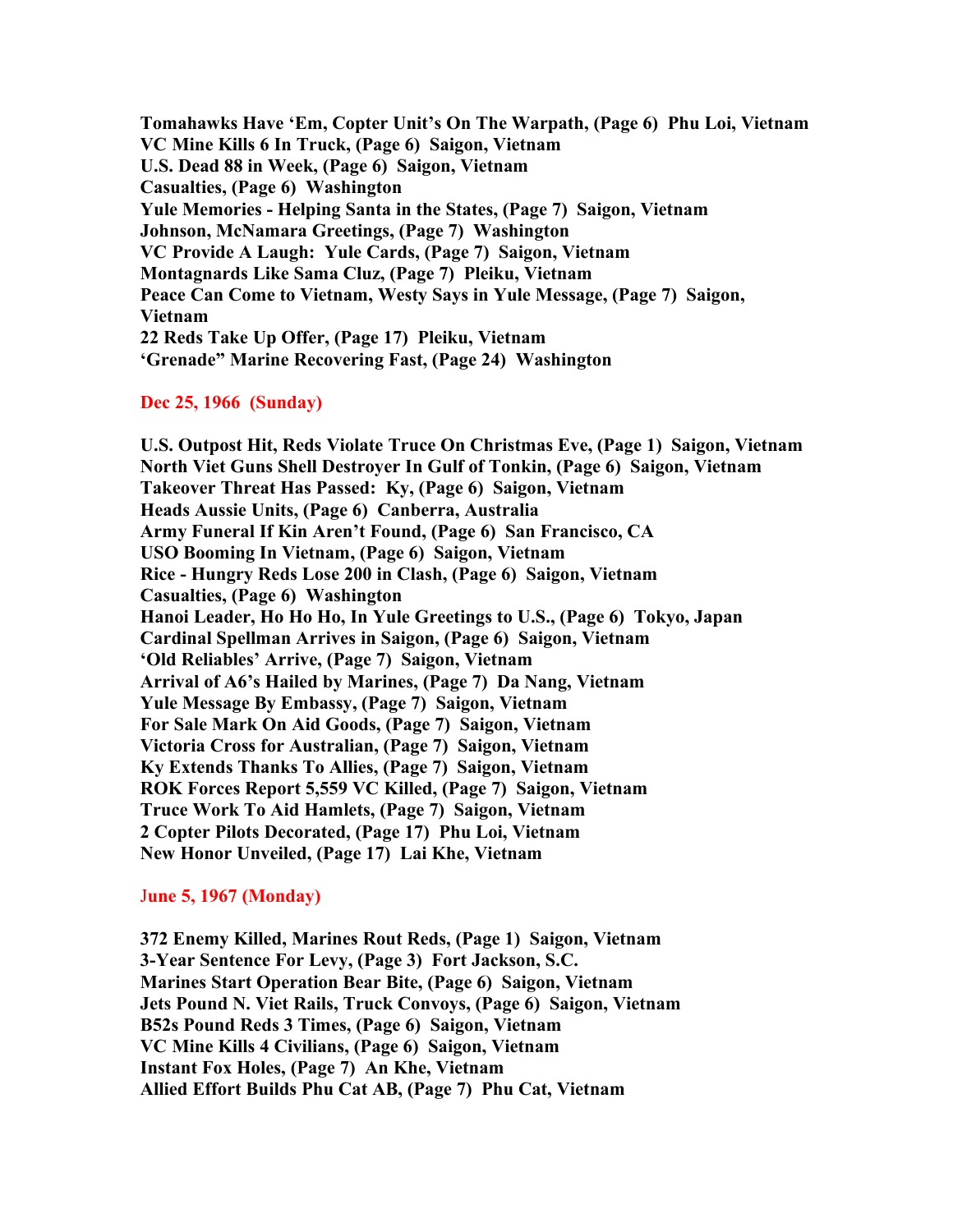**Tomahawks Have 'Em, Copter Unit's On The Warpath, (Page 6) Phu Loi, Vietnam**
**VC Mine Kills 6 In Truck, (Page 6) Saigon, Vietnam**
**U.S. Dead 88 in Week, (Page 6) Saigon, Vietnam**
**Casualties, (Page 6) Washington**
**Yule Memories - Helping Santa in the States, (Page 7) Saigon, Vietnam**
**Johnson, McNamara Greetings, (Page 7) Washington**
**VC Provide A Laugh: Yule Cards, (Page 7) Saigon, Vietnam**
**Montagnards Like Sama Cluz, (Page 7) Pleiku, Vietnam**
**Peace Can Come to Vietnam, Westy Says in Yule Message, (Page 7) Saigon, Vietnam**
**22 Reds Take Up Offer, (Page 17) Pleiku, Vietnam**
**'Grenade" Marine Recovering Fast, (Page 24) Washington**

**Dec 25, 1966 (Sunday)**

**U.S. Outpost Hit, Reds Violate Truce On Christmas Eve, (Page 1) Saigon, Vietnam**
**North Viet Guns Shell Destroyer In Gulf of Tonkin, (Page 6) Saigon, Vietnam**
**Takeover Threat Has Passed: Ky, (Page 6) Saigon, Vietnam**
**Heads Aussie Units, (Page 6) Canberra, Australia**
**Army Funeral If Kin Aren't Found, (Page 6) San Francisco, CA**
**USO Booming In Vietnam, (Page 6) Saigon, Vietnam**
**Rice - Hungry Reds Lose 200 in Clash, (Page 6) Saigon, Vietnam**
**Casualties, (Page 6) Washington**
**Hanoi Leader, Ho Ho Ho, In Yule Greetings to U.S., (Page 6) Tokyo, Japan**
**Cardinal Spellman Arrives in Saigon, (Page 6) Saigon, Vietnam**
**'Old Reliables' Arrive, (Page 7) Saigon, Vietnam**
**Arrival of A6's Hailed by Marines, (Page 7) Da Nang, Vietnam**
**Yule Message By Embassy, (Page 7) Saigon, Vietnam**
**For Sale Mark On Aid Goods, (Page 7) Saigon, Vietnam**
**Victoria Cross for Australian, (Page 7) Saigon, Vietnam**
**Ky Extends Thanks To Allies, (Page 7) Saigon, Vietnam**
**ROK Forces Report 5,559 VC Killed, (Page 7) Saigon, Vietnam**
**Truce Work To Aid Hamlets, (Page 7) Saigon, Vietnam**
**2 Copter Pilots Decorated, (Page 17) Phu Loi, Vietnam**
**New Honor Unveiled, (Page 17) Lai Khe, Vietnam**

**June 5, 1967 (Monday)**

**372 Enemy Killed, Marines Rout Reds, (Page 1) Saigon, Vietnam**
**3-Year Sentence For Levy, (Page 3) Fort Jackson, S.C.**
**Marines Start Operation Bear Bite, (Page 6) Saigon, Vietnam**
**Jets Pound N. Viet Rails, Truck Convoys, (Page 6) Saigon, Vietnam**
**B52s Pound Reds 3 Times, (Page 6) Saigon, Vietnam**
**VC Mine Kills 4 Civilians, (Page 6) Saigon, Vietnam**
**Instant Fox Holes, (Page 7) An Khe, Vietnam**
**Allied Effort Builds Phu Cat AB, (Page 7) Phu Cat, Vietnam**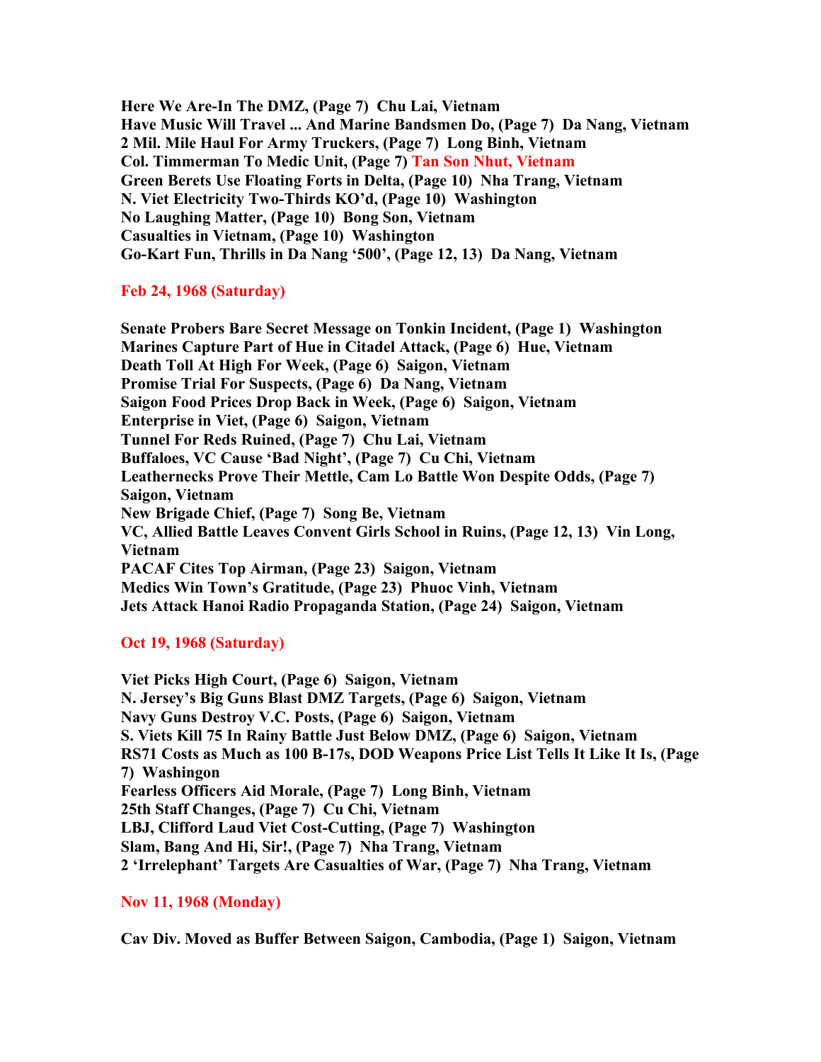**Here We Are-In The DMZ, (Page 7)  Chu Lai, Vietnam**
**Have Music Will Travel ... And Marine Bandsmen Do, (Page 7)  Da Nang, Vietnam**
**2 Mil. Mile Haul For Army Truckers, (Page 7)  Long Binh, Vietnam**
**Col. Timmerman To Medic Unit, (Page 7) Tan Son Nhut, Vietnam**
**Green Berets Use Floating Forts in Delta, (Page 10)  Nha Trang, Vietnam**
**N. Viet Electricity Two-Thirds KO'd, (Page 10)  Washington**
**No Laughing Matter, (Page 10)  Bong Son, Vietnam**
**Casualties in Vietnam, (Page 10)  Washington**
**Go-Kart Fun, Thrills in Da Nang '500', (Page 12, 13)  Da Nang, Vietnam**

## Feb 24, 1968 (Saturday)

**Senate Probers Bare Secret Message on Tonkin Incident, (Page 1)  Washington**
**Marines Capture Part of Hue in Citadel Attack, (Page 6)  Hue, Vietnam**
**Death Toll At High For Week, (Page 6)  Saigon, Vietnam**
**Promise Trial For Suspects, (Page 6)  Da Nang, Vietnam**
**Saigon Food Prices Drop Back in Week, (Page 6)  Saigon, Vietnam**
**Enterprise in Viet, (Page 6)  Saigon, Vietnam**
**Tunnel For Reds Ruined, (Page 7)  Chu Lai, Vietnam**
**Buffaloes, VC Cause 'Bad Night', (Page 7)  Cu Chi, Vietnam**
**Leathernecks Prove Their Mettle, Cam Lo Battle Won Despite Odds, (Page 7)  Saigon, Vietnam**
**New Brigade Chief, (Page 7)  Song Be, Vietnam**
**VC, Allied Battle Leaves Convent Girls School in Ruins, (Page 12, 13)  Vin Long, Vietnam**
**PACAF Cites Top Airman, (Page 23)  Saigon, Vietnam**
**Medics Win Town's Gratitude, (Page 23)  Phuoc Vinh, Vietnam**
**Jets Attack Hanoi Radio Propaganda Station, (Page 24)  Saigon, Vietnam**

## Oct 19, 1968 (Saturday)

**Viet Picks High Court, (Page 6)  Saigon, Vietnam**
**N. Jersey's Big Guns Blast DMZ Targets, (Page 6)  Saigon, Vietnam**
**Navy Guns Destroy V.C. Posts, (Page 6)  Saigon, Vietnam**
**S. Viets Kill 75 In Rainy Battle Just Below DMZ, (Page 6)  Saigon, Vietnam**
**RS71 Costs as Much as 100 B-17s, DOD Weapons Price List Tells It Like It Is, (Page 7)  Washingon**
**Fearless Officers Aid Morale, (Page 7)  Long Binh, Vietnam**
**25th Staff Changes, (Page 7)  Cu Chi, Vietnam**
**LBJ, Clifford Laud Viet Cost-Cutting, (Page 7)  Washington**
**Slam, Bang And Hi, Sir!, (Page 7)  Nha Trang, Vietnam**
**2 'Irrelephant' Targets Are Casualties of War, (Page 7)  Nha Trang, Vietnam**

## Nov 11, 1968 (Monday)

**Cav Div. Moved as Buffer Between Saigon, Cambodia, (Page 1)  Saigon, Vietnam**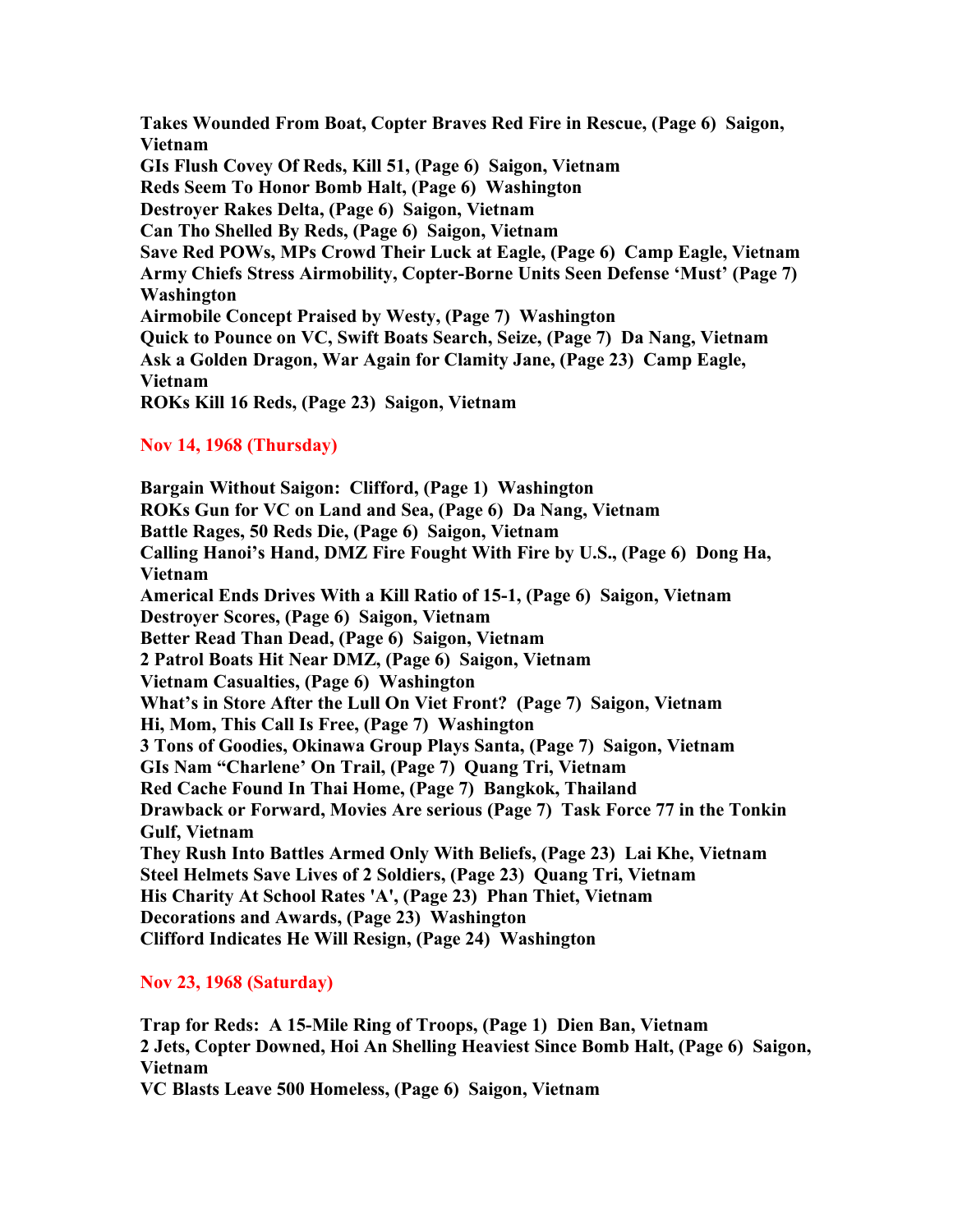**Takes Wounded From Boat, Copter Braves Red Fire in Rescue, (Page 6)  Saigon, Vietnam**
**GIs Flush Covey Of Reds, Kill 51, (Page 6)  Saigon, Vietnam**
**Reds Seem To Honor Bomb Halt, (Page 6)  Washington**
**Destroyer Rakes Delta, (Page 6)  Saigon, Vietnam**
**Can Tho Shelled By Reds, (Page 6)  Saigon, Vietnam**
**Save Red POWs, MPs Crowd Their Luck at Eagle, (Page 6)  Camp Eagle, Vietnam**
**Army Chiefs Stress Airmobility, Copter-Borne Units Seen Defense 'Must' (Page 7)  Washington**
**Airmobile Concept Praised by Westy, (Page 7)  Washington**
**Quick to Pounce on VC, Swift Boats Search, Seize, (Page 7)  Da Nang, Vietnam**
**Ask a Golden Dragon, War Again for Clamity Jane, (Page 23)  Camp Eagle, Vietnam**
**ROKs Kill 16 Reds, (Page 23)  Saigon, Vietnam**

## Nov 14, 1968 (Thursday)

**Bargain Without Saigon:  Clifford, (Page 1)  Washington**
**ROKs Gun for VC on Land and Sea, (Page 6)  Da Nang, Vietnam**
**Battle Rages, 50 Reds Die, (Page 6)  Saigon, Vietnam**
**Calling Hanoi's Hand, DMZ Fire Fought With Fire by U.S., (Page 6)  Dong Ha, Vietnam**
**Americal Ends Drives With a Kill Ratio of 15-1, (Page 6)  Saigon, Vietnam**
**Destroyer Scores, (Page 6)  Saigon, Vietnam**
**Better Read Than Dead, (Page 6)  Saigon, Vietnam**
**2 Patrol Boats Hit Near DMZ, (Page 6)  Saigon, Vietnam**
**Vietnam Casualties, (Page 6)  Washington**
**What's in Store After the Lull On Viet Front?  (Page 7)  Saigon, Vietnam**
**Hi, Mom, This Call Is Free, (Page 7)  Washington**
**3 Tons of Goodies, Okinawa Group Plays Santa, (Page 7)  Saigon, Vietnam**
**GIs Nam "Charlene' On Trail, (Page 7)  Quang Tri, Vietnam**
**Red Cache Found In Thai Home, (Page 7)  Bangkok, Thailand**
**Drawback or Forward, Movies Are serious (Page 7)  Task Force 77 in the Tonkin Gulf, Vietnam**
**They Rush Into Battles Armed Only With Beliefs, (Page 23)  Lai Khe, Vietnam**
**Steel Helmets Save Lives of 2 Soldiers, (Page 23)  Quang Tri, Vietnam**
**His Charity At School Rates 'A', (Page 23)  Phan Thiet, Vietnam**
**Decorations and Awards, (Page 23)  Washington**
**Clifford Indicates He Will Resign, (Page 24)  Washington**

## Nov 23, 1968 (Saturday)

**Trap for Reds:  A 15-Mile Ring of Troops, (Page 1)  Dien Ban, Vietnam**
**2 Jets, Copter Downed, Hoi An Shelling Heaviest Since Bomb Halt, (Page 6)  Saigon, Vietnam**
**VC Blasts Leave 500 Homeless, (Page 6)  Saigon, Vietnam**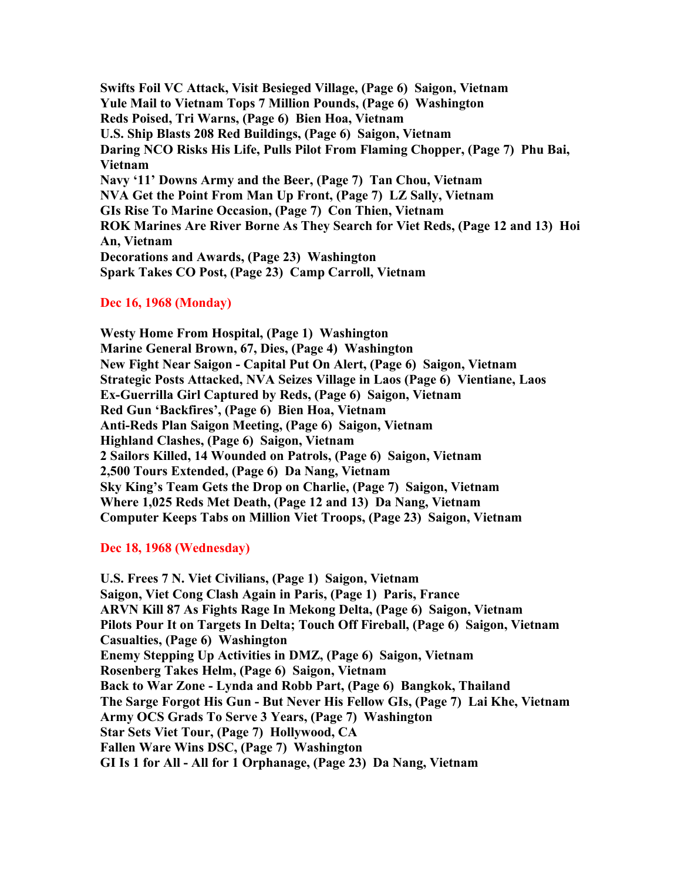**Swifts Foil VC Attack, Visit Besieged Village, (Page 6)  Saigon, Vietnam**
**Yule Mail to Vietnam Tops 7 Million Pounds, (Page 6)  Washington**
**Reds Poised, Tri Warns, (Page 6)  Bien Hoa, Vietnam**
**U.S. Ship Blasts 208 Red Buildings, (Page 6)  Saigon, Vietnam**
**Daring NCO Risks His Life, Pulls Pilot From Flaming Chopper, (Page 7)  Phu Bai, Vietnam**
**Navy '11' Downs Army and the Beer, (Page 7)  Tan Chou, Vietnam**
**NVA Get the Point From Man Up Front, (Page 7)  LZ Sally, Vietnam**
**GIs Rise To Marine Occasion, (Page 7)  Con Thien, Vietnam**
**ROK Marines Are River Borne As They Search for Viet Reds, (Page 12 and 13)  Hoi An, Vietnam**
**Decorations and Awards, (Page 23)  Washington**
**Spark Takes CO Post, (Page 23)  Camp Carroll, Vietnam**

## Dec 16, 1968 (Monday)

**Westy Home From Hospital, (Page 1)  Washington**
**Marine General Brown, 67, Dies, (Page 4)  Washington**
**New Fight Near Saigon - Capital Put On Alert, (Page 6)  Saigon, Vietnam**
**Strategic Posts Attacked, NVA Seizes Village in Laos (Page 6)  Vientiane, Laos**
**Ex-Guerrilla Girl Captured by Reds, (Page 6)  Saigon, Vietnam**
**Red Gun 'Backfires', (Page 6)  Bien Hoa, Vietnam**
**Anti-Reds Plan Saigon Meeting, (Page 6)  Saigon, Vietnam**
**Highland Clashes, (Page 6)  Saigon, Vietnam**
**2 Sailors Killed, 14 Wounded on Patrols, (Page 6)  Saigon, Vietnam**
**2,500 Tours Extended, (Page 6)  Da Nang, Vietnam**
**Sky King's Team Gets the Drop on Charlie, (Page 7)  Saigon, Vietnam**
**Where 1,025 Reds Met Death, (Page 12 and 13)  Da Nang, Vietnam**
**Computer Keeps Tabs on Million Viet Troops, (Page 23)  Saigon, Vietnam**

## Dec 18, 1968 (Wednesday)

**U.S. Frees 7 N. Viet Civilians, (Page 1)  Saigon, Vietnam**
**Saigon, Viet Cong Clash Again in Paris, (Page 1)  Paris, France**
**ARVN Kill 87 As Fights Rage In Mekong Delta, (Page 6)  Saigon, Vietnam**
**Pilots Pour It on Targets In Delta; Touch Off Fireball, (Page 6)  Saigon, Vietnam**
**Casualties, (Page 6)  Washington**
**Enemy Stepping Up Activities in DMZ, (Page 6)  Saigon, Vietnam**
**Rosenberg Takes Helm, (Page 6)  Saigon, Vietnam**
**Back to War Zone - Lynda and Robb Part, (Page 6)  Bangkok, Thailand**
**The Sarge Forgot His Gun - But Never His Fellow GIs, (Page 7)  Lai Khe, Vietnam**
**Army OCS Grads To Serve 3 Years, (Page 7)  Washington**
**Star Sets Viet Tour, (Page 7)  Hollywood, CA**
**Fallen Ware Wins DSC, (Page 7)  Washington**
**GI Is 1 for All - All for 1 Orphanage, (Page 23)  Da Nang, Vietnam**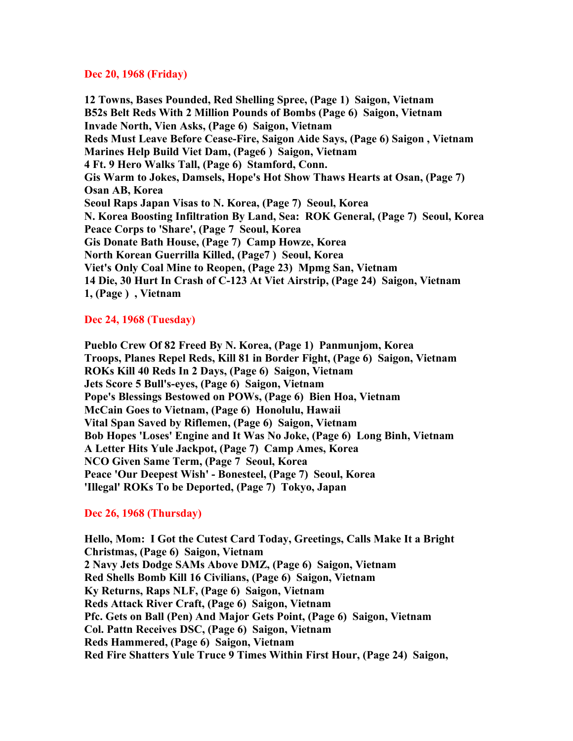**Dec 20, 1968 (Friday)**

**12 Towns, Bases Pounded, Red Shelling Spree, (Page 1) Saigon, Vietnam**
**B52s Belt Reds With 2 Million Pounds of Bombs (Page 6) Saigon, Vietnam**
**Invade North, Vien Asks, (Page 6) Saigon, Vietnam**
**Reds Must Leave Before Cease-Fire, Saigon Aide Says, (Page 6) Saigon , Vietnam**
**Marines Help Build Viet Dam, (Page6 ) Saigon, Vietnam**
**4 Ft. 9 Hero Walks Tall, (Page 6) Stamford, Conn.**
**Gis Warm to Jokes, Damsels, Hope's Hot Show Thaws Hearts at Osan, (Page 7) Osan AB, Korea**
**Seoul Raps Japan Visas to N. Korea, (Page 7) Seoul, Korea**
**N. Korea Boosting Infiltration By Land, Sea: ROK General, (Page 7) Seoul, Korea**
**Peace Corps to 'Share', (Page 7 Seoul, Korea**
**Gis Donate Bath House, (Page 7) Camp Howze, Korea**
**North Korean Guerrilla Killed, (Page7 ) Seoul, Korea**
**Viet's Only Coal Mine to Reopen, (Page 23) Mpmg San, Vietnam**
**14 Die, 30 Hurt In Crash of C-123 At Viet Airstrip, (Page 24) Saigon, Vietnam**
**1, (Page ) , Vietnam**

**Dec 24, 1968 (Tuesday)**

**Pueblo Crew Of 82 Freed By N. Korea, (Page 1) Panmunjom, Korea**
**Troops, Planes Repel Reds, Kill 81 in Border Fight, (Page 6) Saigon, Vietnam**
**ROKs Kill 40 Reds In 2 Days, (Page 6) Saigon, Vietnam**
**Jets Score 5 Bull's-eyes, (Page 6) Saigon, Vietnam**
**Pope's Blessings Bestowed on POWs, (Page 6) Bien Hoa, Vietnam**
**McCain Goes to Vietnam, (Page 6) Honolulu, Hawaii**
**Vital Span Saved by Riflemen, (Page 6) Saigon, Vietnam**
**Bob Hopes 'Loses' Engine and It Was No Joke, (Page 6) Long Binh, Vietnam**
**A Letter Hits Yule Jackpot, (Page 7) Camp Ames, Korea**
**NCO Given Same Term, (Page 7 Seoul, Korea**
**Peace 'Our Deepest Wish' - Bonesteel, (Page 7) Seoul, Korea**
**'Illegal' ROKs To be Deported, (Page 7) Tokyo, Japan**

**Dec 26, 1968 (Thursday)**

**Hello, Mom: I Got the Cutest Card Today, Greetings, Calls Make It a Bright Christmas, (Page 6) Saigon, Vietnam**
**2 Navy Jets Dodge SAMs Above DMZ, (Page 6) Saigon, Vietnam**
**Red Shells Bomb Kill 16 Civilians, (Page 6) Saigon, Vietnam**
**Ky Returns, Raps NLF, (Page 6) Saigon, Vietnam**
**Reds Attack River Craft, (Page 6) Saigon, Vietnam**
**Pfc. Gets on Ball (Pen) And Major Gets Point, (Page 6) Saigon, Vietnam**
**Col. Pattn Receives DSC, (Page 6) Saigon, Vietnam**
**Reds Hammered, (Page 6) Saigon, Vietnam**
**Red Fire Shatters Yule Truce 9 Times Within First Hour, (Page 24) Saigon,**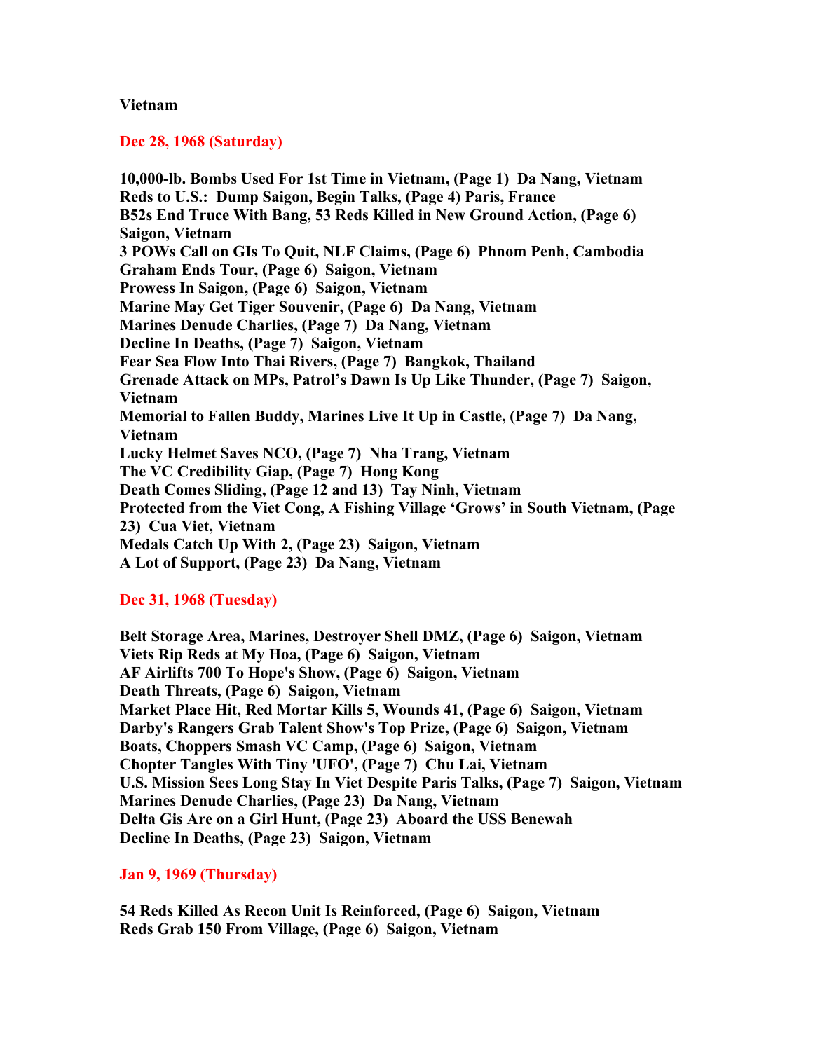**Vietnam**

## Dec 28, 1968 (Saturday)

**10,000-lb. Bombs Used For 1st Time in Vietnam, (Page 1) Da Nang, Vietnam**
**Reds to U.S.: Dump Saigon, Begin Talks, (Page 4) Paris, France**
**B52s End Truce With Bang, 53 Reds Killed in New Ground Action, (Page 6) Saigon, Vietnam**
**3 POWs Call on GIs To Quit, NLF Claims, (Page 6) Phnom Penh, Cambodia**
**Graham Ends Tour, (Page 6) Saigon, Vietnam**
**Prowess In Saigon, (Page 6) Saigon, Vietnam**
**Marine May Get Tiger Souvenir, (Page 6) Da Nang, Vietnam**
**Marines Denude Charlies, (Page 7) Da Nang, Vietnam**
**Decline In Deaths, (Page 7) Saigon, Vietnam**
**Fear Sea Flow Into Thai Rivers, (Page 7) Bangkok, Thailand**
**Grenade Attack on MPs, Patrol's Dawn Is Up Like Thunder, (Page 7) Saigon, Vietnam**
**Memorial to Fallen Buddy, Marines Live It Up in Castle, (Page 7) Da Nang, Vietnam**
**Lucky Helmet Saves NCO, (Page 7) Nha Trang, Vietnam**
**The VC Credibility Giap, (Page 7) Hong Kong**
**Death Comes Sliding, (Page 12 and 13) Tay Ninh, Vietnam**
**Protected from the Viet Cong, A Fishing Village 'Grows' in South Vietnam, (Page 23) Cua Viet, Vietnam**
**Medals Catch Up With 2, (Page 23) Saigon, Vietnam**
**A Lot of Support, (Page 23) Da Nang, Vietnam**

## Dec 31, 1968 (Tuesday)

**Belt Storage Area, Marines, Destroyer Shell DMZ, (Page 6) Saigon, Vietnam**
**Viets Rip Reds at My Hoa, (Page 6) Saigon, Vietnam**
**AF Airlifts 700 To Hope's Show, (Page 6) Saigon, Vietnam**
**Death Threats, (Page 6) Saigon, Vietnam**
**Market Place Hit, Red Mortar Kills 5, Wounds 41, (Page 6) Saigon, Vietnam**
**Darby's Rangers Grab Talent Show's Top Prize, (Page 6) Saigon, Vietnam**
**Boats, Choppers Smash VC Camp, (Page 6) Saigon, Vietnam**
**Chopter Tangles With Tiny 'UFO', (Page 7) Chu Lai, Vietnam**
**U.S. Mission Sees Long Stay In Viet Despite Paris Talks, (Page 7) Saigon, Vietnam**
**Marines Denude Charlies, (Page 23) Da Nang, Vietnam**
**Delta Gis Are on a Girl Hunt, (Page 23) Aboard the USS Benewah**
**Decline In Deaths, (Page 23) Saigon, Vietnam**

## Jan 9, 1969 (Thursday)

**54 Reds Killed As Recon Unit Is Reinforced, (Page 6) Saigon, Vietnam**
**Reds Grab 150 From Village, (Page 6) Saigon, Vietnam**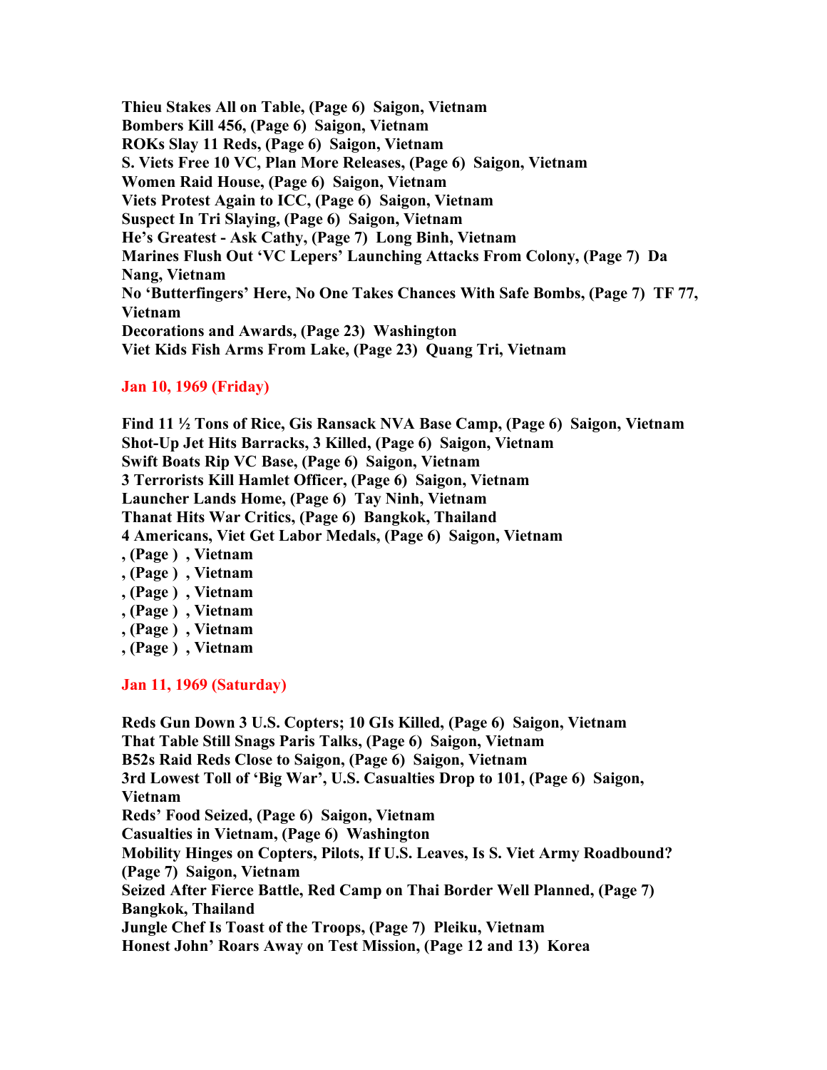**Thieu Stakes All on Table, (Page 6) Saigon, Vietnam**
**Bombers Kill 456, (Page 6) Saigon, Vietnam**
**ROKs Slay 11 Reds, (Page 6) Saigon, Vietnam**
**S. Viets Free 10 VC, Plan More Releases, (Page 6) Saigon, Vietnam**
**Women Raid House, (Page 6) Saigon, Vietnam**
**Viets Protest Again to ICC, (Page 6) Saigon, Vietnam**
**Suspect In Tri Slaying, (Page 6) Saigon, Vietnam**
**He's Greatest - Ask Cathy, (Page 7) Long Binh, Vietnam**
**Marines Flush Out 'VC Lepers' Launching Attacks From Colony, (Page 7) Da Nang, Vietnam**
**No 'Butterfingers' Here, No One Takes Chances With Safe Bombs, (Page 7) TF 77, Vietnam**
**Decorations and Awards, (Page 23) Washington**
**Viet Kids Fish Arms From Lake, (Page 23) Quang Tri, Vietnam**

**Jan 10, 1969 (Friday)**

**Find 11 ½ Tons of Rice, Gis Ransack NVA Base Camp, (Page 6) Saigon, Vietnam**
**Shot-Up Jet Hits Barracks, 3 Killed, (Page 6) Saigon, Vietnam**
**Swift Boats Rip VC Base, (Page 6) Saigon, Vietnam**
**3 Terrorists Kill Hamlet Officer, (Page 6) Saigon, Vietnam**
**Launcher Lands Home, (Page 6) Tay Ninh, Vietnam**
**Thanat Hits War Critics, (Page 6) Bangkok, Thailand**
**4 Americans, Viet Get Labor Medals, (Page 6) Saigon, Vietnam**
**, (Page ) , Vietnam**
**, (Page ) , Vietnam**
**, (Page ) , Vietnam**
**, (Page ) , Vietnam**
**, (Page ) , Vietnam**
**, (Page ) , Vietnam**

**Jan 11, 1969 (Saturday)**

**Reds Gun Down 3 U.S. Copters; 10 GIs Killed, (Page 6) Saigon, Vietnam**
**That Table Still Snags Paris Talks, (Page 6) Saigon, Vietnam**
**B52s Raid Reds Close to Saigon, (Page 6) Saigon, Vietnam**
**3rd Lowest Toll of 'Big War', U.S. Casualties Drop to 101, (Page 6) Saigon, Vietnam**
**Reds' Food Seized, (Page 6) Saigon, Vietnam**
**Casualties in Vietnam, (Page 6) Washington**
**Mobility Hinges on Copters, Pilots, If U.S. Leaves, Is S. Viet Army Roadbound? (Page 7) Saigon, Vietnam**
**Seized After Fierce Battle, Red Camp on Thai Border Well Planned, (Page 7) Bangkok, Thailand**
**Jungle Chef Is Toast of the Troops, (Page 7) Pleiku, Vietnam**
**Honest John' Roars Away on Test Mission, (Page 12 and 13) Korea**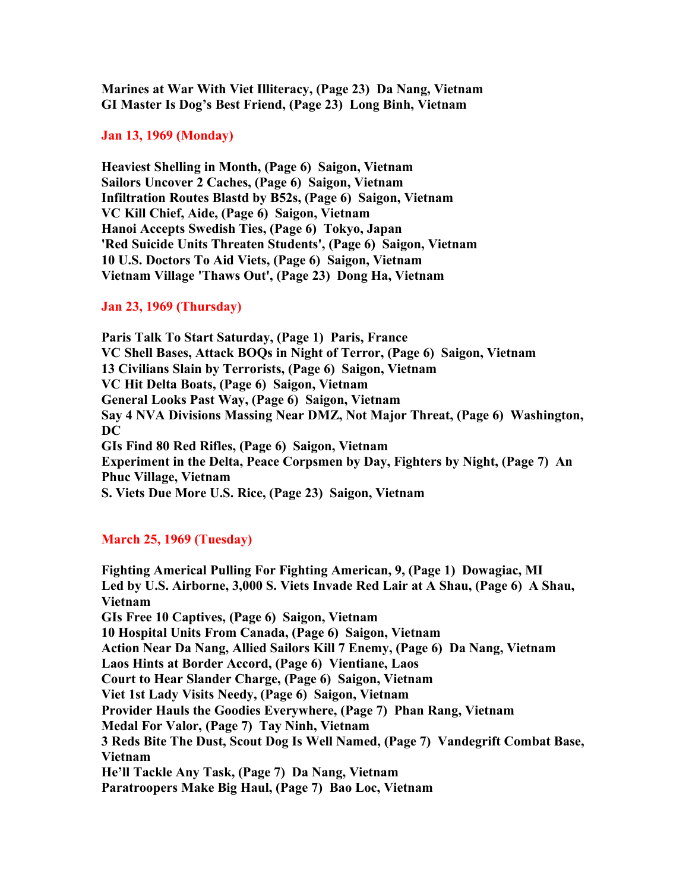**Marines at War With Viet Illiteracy, (Page 23) Da Nang, Vietnam**
**GI Master Is Dog's Best Friend, (Page 23) Long Binh, Vietnam**

## Jan 13, 1969 (Monday)

**Heaviest Shelling in Month, (Page 6) Saigon, Vietnam**
**Sailors Uncover 2 Caches, (Page 6) Saigon, Vietnam**
**Infiltration Routes Blastd by B52s, (Page 6) Saigon, Vietnam**
**VC Kill Chief, Aide, (Page 6) Saigon, Vietnam**
**Hanoi Accepts Swedish Ties, (Page 6) Tokyo, Japan**
**'Red Suicide Units Threaten Students', (Page 6) Saigon, Vietnam**
**10 U.S. Doctors To Aid Viets, (Page 6) Saigon, Vietnam**
**Vietnam Village 'Thaws Out', (Page 23) Dong Ha, Vietnam**

## Jan 23, 1969 (Thursday)

**Paris Talk To Start Saturday, (Page 1) Paris, France**
**VC Shell Bases, Attack BOQs in Night of Terror, (Page 6) Saigon, Vietnam**
**13 Civilians Slain by Terrorists, (Page 6) Saigon, Vietnam**
**VC Hit Delta Boats, (Page 6) Saigon, Vietnam**
**General Looks Past Way, (Page 6) Saigon, Vietnam**
**Say 4 NVA Divisions Massing Near DMZ, Not Major Threat, (Page 6) Washington, DC**
**GIs Find 80 Red Rifles, (Page 6) Saigon, Vietnam**
**Experiment in the Delta, Peace Corpsmen by Day, Fighters by Night, (Page 7) An Phuc Village, Vietnam**
**S. Viets Due More U.S. Rice, (Page 23) Saigon, Vietnam**

## March 25, 1969 (Tuesday)

**Fighting Americal Pulling For Fighting American, 9, (Page 1) Dowagiac, MI**
**Led by U.S. Airborne, 3,000 S. Viets Invade Red Lair at A Shau, (Page 6) A Shau, Vietnam**
**GIs Free 10 Captives, (Page 6) Saigon, Vietnam**
**10 Hospital Units From Canada, (Page 6) Saigon, Vietnam**
**Action Near Da Nang, Allied Sailors Kill 7 Enemy, (Page 6) Da Nang, Vietnam**
**Laos Hints at Border Accord, (Page 6) Vientiane, Laos**
**Court to Hear Slander Charge, (Page 6) Saigon, Vietnam**
**Viet 1st Lady Visits Needy, (Page 6) Saigon, Vietnam**
**Provider Hauls the Goodies Everywhere, (Page 7) Phan Rang, Vietnam**
**Medal For Valor, (Page 7) Tay Ninh, Vietnam**
**3 Reds Bite The Dust, Scout Dog Is Well Named, (Page 7) Vandegrift Combat Base, Vietnam**
**He'll Tackle Any Task, (Page 7) Da Nang, Vietnam**
**Paratroopers Make Big Haul, (Page 7) Bao Loc, Vietnam**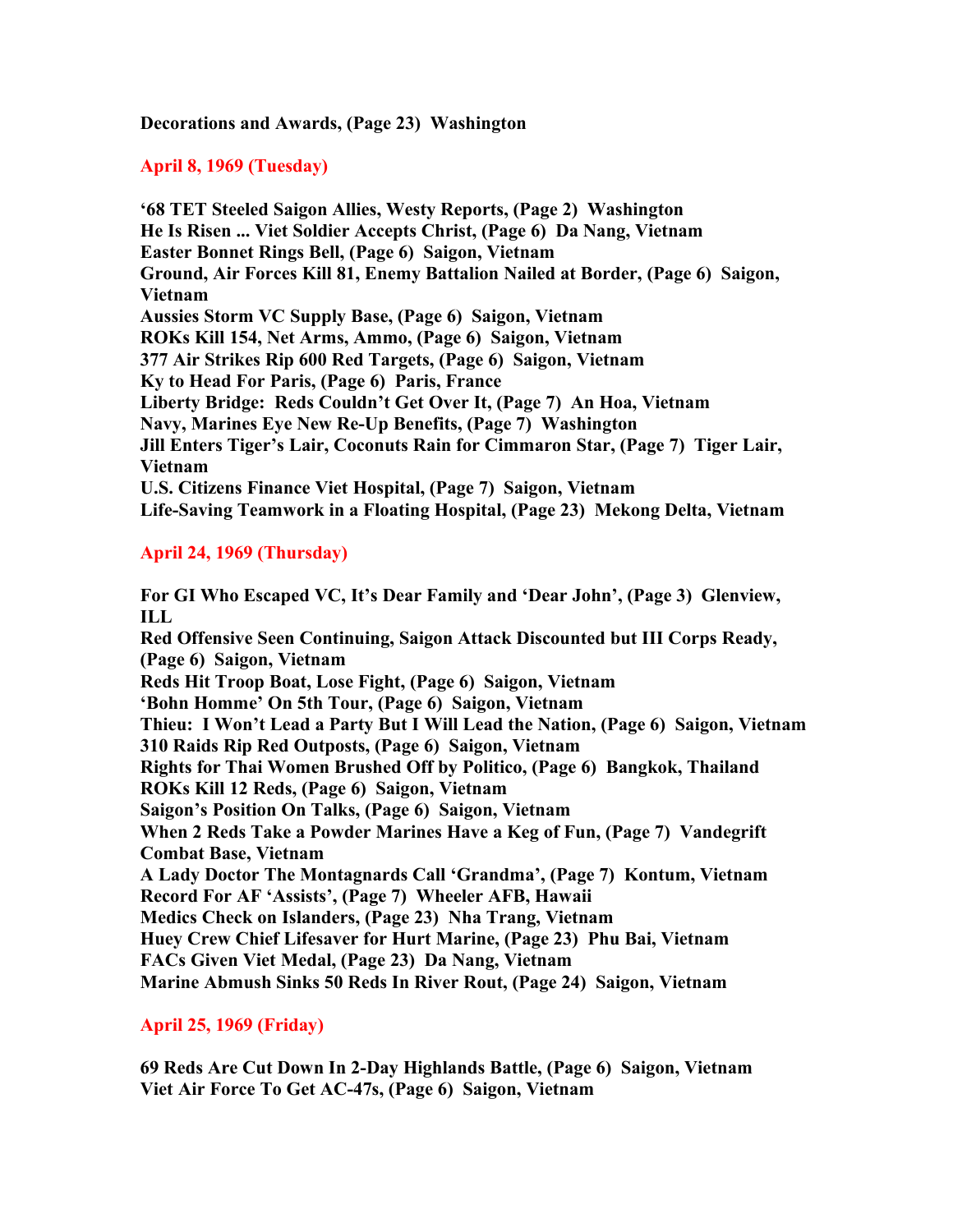**Decorations and Awards, (Page 23)  Washington**

## April 8, 1969 (Tuesday)

**'68 TET Steeled Saigon Allies, Westy Reports, (Page 2)  Washington**
**He Is Risen ... Viet Soldier Accepts Christ, (Page 6)  Da Nang, Vietnam**
**Easter Bonnet Rings Bell, (Page 6)  Saigon, Vietnam**
**Ground, Air Forces Kill 81, Enemy Battalion Nailed at Border, (Page 6)  Saigon, Vietnam**
**Aussies Storm VC Supply Base, (Page 6)  Saigon, Vietnam**
**ROKs Kill 154, Net Arms, Ammo, (Page 6)  Saigon, Vietnam**
**377 Air Strikes Rip 600 Red Targets, (Page 6)  Saigon, Vietnam**
**Ky to Head For Paris, (Page 6)  Paris, France**
**Liberty Bridge:  Reds Couldn't Get Over It, (Page 7)  An Hoa, Vietnam**
**Navy, Marines Eye New Re-Up Benefits, (Page 7)  Washington**
**Jill Enters Tiger's Lair, Coconuts Rain for Cimmaron Star, (Page 7)  Tiger Lair, Vietnam**
**U.S. Citizens Finance Viet Hospital, (Page 7)  Saigon, Vietnam**
**Life-Saving Teamwork in a Floating Hospital, (Page 23)  Mekong Delta, Vietnam**

## April 24, 1969 (Thursday)

**For GI Who Escaped VC, It's Dear Family and 'Dear John', (Page 3)  Glenview, ILL**
**Red Offensive Seen Continuing, Saigon Attack Discounted but III Corps Ready, (Page 6)  Saigon, Vietnam**
**Reds Hit Troop Boat, Lose Fight, (Page 6)  Saigon, Vietnam**
**'Bohn Homme' On 5th Tour, (Page 6)  Saigon, Vietnam**
**Thieu:  I Won't Lead a Party But I Will Lead the Nation, (Page 6)  Saigon, Vietnam**
**310 Raids Rip Red Outposts, (Page 6)  Saigon, Vietnam**
**Rights for Thai Women Brushed Off by Politico, (Page 6)  Bangkok, Thailand**
**ROKs Kill 12 Reds, (Page 6)  Saigon, Vietnam**
**Saigon's Position On Talks, (Page 6)  Saigon, Vietnam**
**When 2 Reds Take a Powder Marines Have a Keg of Fun, (Page 7)  Vandegrift Combat Base, Vietnam**
**A Lady Doctor The Montagnards Call 'Grandma', (Page 7)  Kontum, Vietnam**
**Record For AF 'Assists', (Page 7)  Wheeler AFB, Hawaii**
**Medics Check on Islanders, (Page 23)  Nha Trang, Vietnam**
**Huey Crew Chief Lifesaver for Hurt Marine, (Page 23)  Phu Bai, Vietnam**
**FACs Given Viet Medal, (Page 23)  Da Nang, Vietnam**
**Marine Abmush Sinks 50 Reds In River Rout, (Page 24)  Saigon, Vietnam**

## April 25, 1969 (Friday)

**69 Reds Are Cut Down In 2-Day Highlands Battle, (Page 6)  Saigon, Vietnam**
**Viet Air Force To Get AC-47s, (Page 6)  Saigon, Vietnam**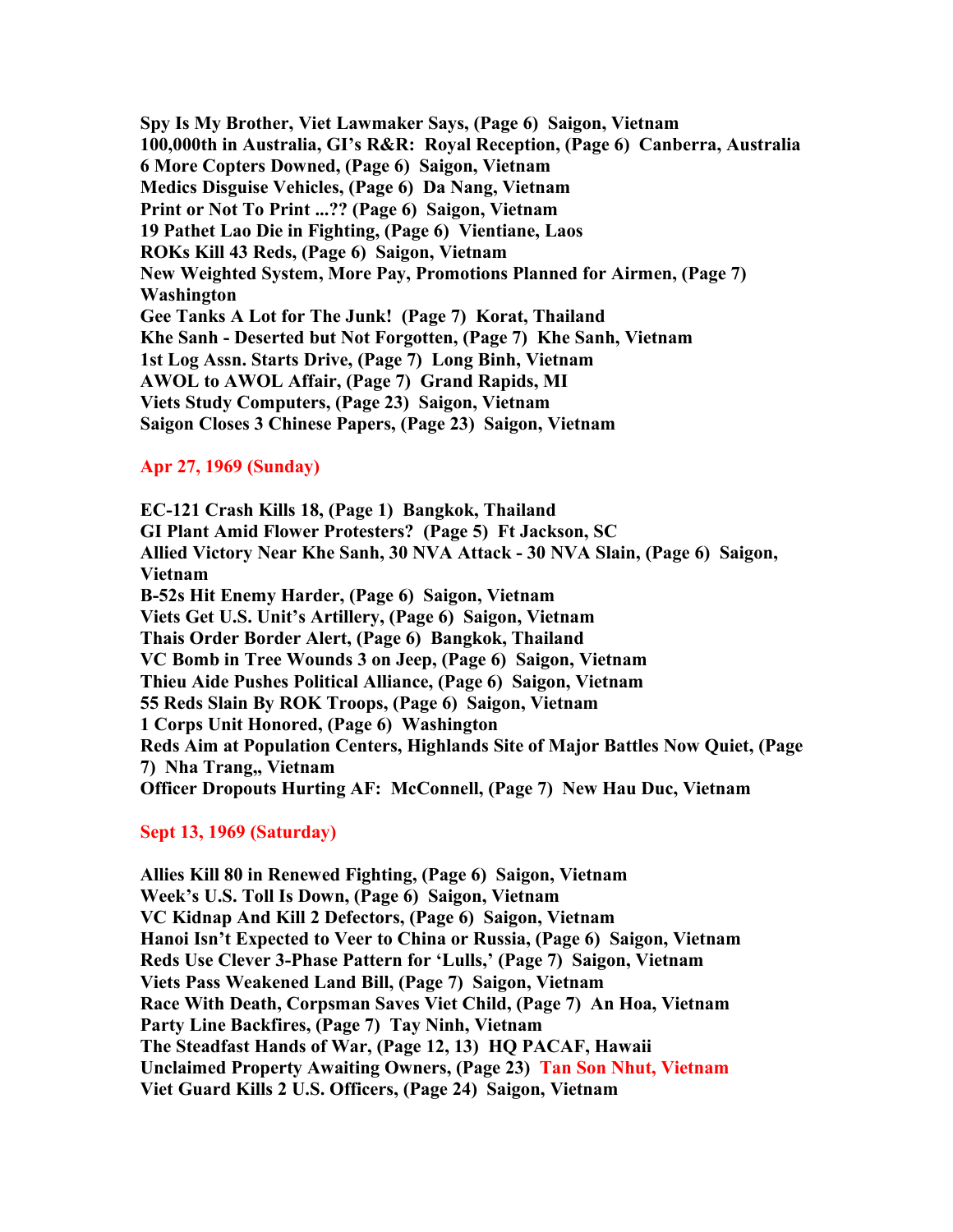**Spy Is My Brother, Viet Lawmaker Says, (Page 6) Saigon, Vietnam**
**100,000th in Australia, GI's R&R: Royal Reception, (Page 6) Canberra, Australia**
**6 More Copters Downed, (Page 6) Saigon, Vietnam**
**Medics Disguise Vehicles, (Page 6) Da Nang, Vietnam**
**Print or Not To Print ...?? (Page 6) Saigon, Vietnam**
**19 Pathet Lao Die in Fighting, (Page 6) Vientiane, Laos**
**ROKs Kill 43 Reds, (Page 6) Saigon, Vietnam**
**New Weighted System, More Pay, Promotions Planned for Airmen, (Page 7) Washington**
**Gee Tanks A Lot for The Junk! (Page 7) Korat, Thailand**
**Khe Sanh - Deserted but Not Forgotten, (Page 7) Khe Sanh, Vietnam**
**1st Log Assn. Starts Drive, (Page 7) Long Binh, Vietnam**
**AWOL to AWOL Affair, (Page 7) Grand Rapids, MI**
**Viets Study Computers, (Page 23) Saigon, Vietnam**
**Saigon Closes 3 Chinese Papers, (Page 23) Saigon, Vietnam**

## Apr 27, 1969 (Sunday)

**EC-121 Crash Kills 18, (Page 1) Bangkok, Thailand**
**GI Plant Amid Flower Protesters? (Page 5) Ft Jackson, SC**
**Allied Victory Near Khe Sanh, 30 NVA Attack - 30 NVA Slain, (Page 6) Saigon, Vietnam**
**B-52s Hit Enemy Harder, (Page 6) Saigon, Vietnam**
**Viets Get U.S. Unit's Artillery, (Page 6) Saigon, Vietnam**
**Thais Order Border Alert, (Page 6) Bangkok, Thailand**
**VC Bomb in Tree Wounds 3 on Jeep, (Page 6) Saigon, Vietnam**
**Thieu Aide Pushes Political Alliance, (Page 6) Saigon, Vietnam**
**55 Reds Slain By ROK Troops, (Page 6) Saigon, Vietnam**
**1 Corps Unit Honored, (Page 6) Washington**
**Reds Aim at Population Centers, Highlands Site of Major Battles Now Quiet, (Page 7) Nha Trang,, Vietnam**
**Officer Dropouts Hurting AF: McConnell, (Page 7) New Hau Duc, Vietnam**

## Sept 13, 1969 (Saturday)

**Allies Kill 80 in Renewed Fighting, (Page 6) Saigon, Vietnam**
**Week's U.S. Toll Is Down, (Page 6) Saigon, Vietnam**
**VC Kidnap And Kill 2 Defectors, (Page 6) Saigon, Vietnam**
**Hanoi Isn't Expected to Veer to China or Russia, (Page 6) Saigon, Vietnam**
**Reds Use Clever 3-Phase Pattern for 'Lulls,' (Page 7) Saigon, Vietnam**
**Viets Pass Weakened Land Bill, (Page 7) Saigon, Vietnam**
**Race With Death, Corpsman Saves Viet Child, (Page 7) An Hoa, Vietnam**
**Party Line Backfires, (Page 7) Tay Ninh, Vietnam**
**The Steadfast Hands of War, (Page 12, 13) HQ PACAF, Hawaii**
**Unclaimed Property Awaiting Owners, (Page 23) Tan Son Nhut, Vietnam**
**Viet Guard Kills 2 U.S. Officers, (Page 24) Saigon, Vietnam**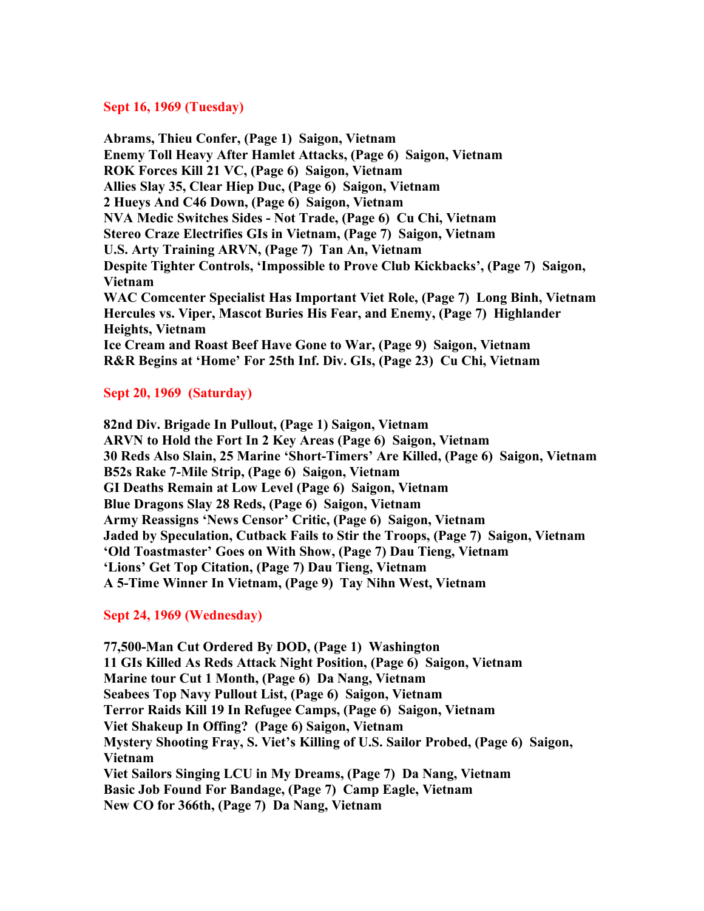**Sept 16, 1969 (Tuesday)**

**Abrams, Thieu Confer, (Page 1) Saigon, Vietnam**
**Enemy Toll Heavy After Hamlet Attacks, (Page 6) Saigon, Vietnam**
**ROK Forces Kill 21 VC, (Page 6) Saigon, Vietnam**
**Allies Slay 35, Clear Hiep Duc, (Page 6) Saigon, Vietnam**
**2 Hueys And C46 Down, (Page 6) Saigon, Vietnam**
**NVA Medic Switches Sides - Not Trade, (Page 6) Cu Chi, Vietnam**
**Stereo Craze Electrifies GIs in Vietnam, (Page 7) Saigon, Vietnam**
**U.S. Arty Training ARVN, (Page 7) Tan An, Vietnam**
**Despite Tighter Controls, 'Impossible to Prove Club Kickbacks', (Page 7) Saigon, Vietnam**
**WAC Comcenter Specialist Has Important Viet Role, (Page 7) Long Binh, Vietnam**
**Hercules vs. Viper, Mascot Buries His Fear, and Enemy, (Page 7) Highlander Heights, Vietnam**
**Ice Cream and Roast Beef Have Gone to War, (Page 9) Saigon, Vietnam**
**R&R Begins at 'Home' For 25th Inf. Div. GIs, (Page 23) Cu Chi, Vietnam**

**Sept 20, 1969 (Saturday)**

**82nd Div. Brigade In Pullout, (Page 1) Saigon, Vietnam**
**ARVN to Hold the Fort In 2 Key Areas (Page 6) Saigon, Vietnam**
**30 Reds Also Slain, 25 Marine 'Short-Timers' Are Killed, (Page 6) Saigon, Vietnam**
**B52s Rake 7-Mile Strip, (Page 6) Saigon, Vietnam**
**GI Deaths Remain at Low Level (Page 6) Saigon, Vietnam**
**Blue Dragons Slay 28 Reds, (Page 6) Saigon, Vietnam**
**Army Reassigns 'News Censor' Critic, (Page 6) Saigon, Vietnam**
**Jaded by Speculation, Cutback Fails to Stir the Troops, (Page 7) Saigon, Vietnam**
**'Old Toastmaster' Goes on With Show, (Page 7) Dau Tieng, Vietnam**
**'Lions' Get Top Citation, (Page 7) Dau Tieng, Vietnam**
**A 5-Time Winner In Vietnam, (Page 9) Tay Nihn West, Vietnam**

**Sept 24, 1969 (Wednesday)**

**77,500-Man Cut Ordered By DOD, (Page 1) Washington**
**11 GIs Killed As Reds Attack Night Position, (Page 6) Saigon, Vietnam**
**Marine tour Cut 1 Month, (Page 6) Da Nang, Vietnam**
**Seabees Top Navy Pullout List, (Page 6) Saigon, Vietnam**
**Terror Raids Kill 19 In Refugee Camps, (Page 6) Saigon, Vietnam**
**Viet Shakeup In Offing? (Page 6) Saigon, Vietnam**
**Mystery Shooting Fray, S. Viet's Killing of U.S. Sailor Probed, (Page 6) Saigon, Vietnam**
**Viet Sailors Singing LCU in My Dreams, (Page 7) Da Nang, Vietnam**
**Basic Job Found For Bandage, (Page 7) Camp Eagle, Vietnam**
**New CO for 366th, (Page 7) Da Nang, Vietnam**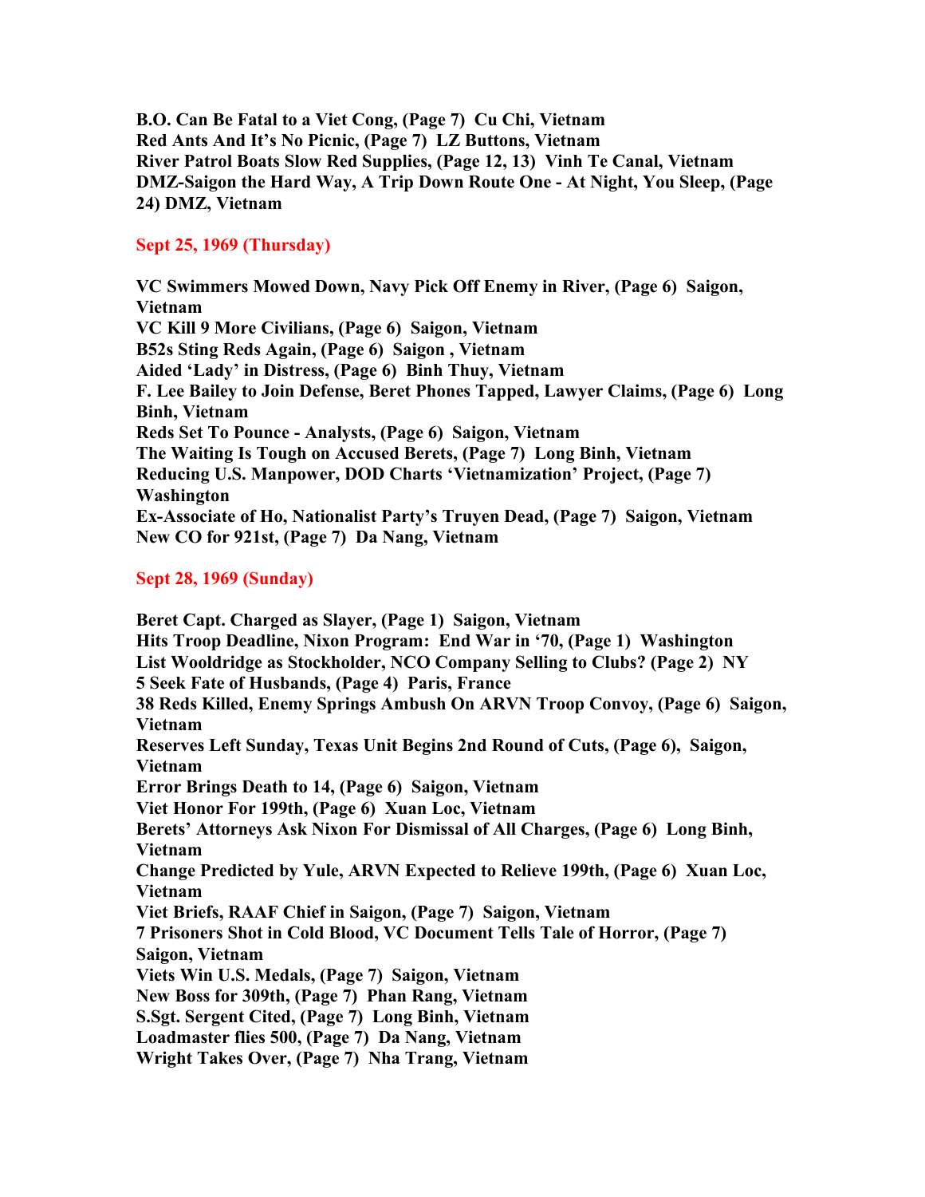**B.O. Can Be Fatal to a Viet Cong, (Page 7) Cu Chi, Vietnam**
**Red Ants And It's No Picnic, (Page 7) LZ Buttons, Vietnam**
**River Patrol Boats Slow Red Supplies, (Page 12, 13) Vinh Te Canal, Vietnam**
**DMZ-Saigon the Hard Way, A Trip Down Route One - At Night, You Sleep, (Page 24) DMZ, Vietnam**

## Sept 25, 1969 (Thursday)

**VC Swimmers Mowed Down, Navy Pick Off Enemy in River, (Page 6) Saigon, Vietnam**
**VC Kill 9 More Civilians, (Page 6) Saigon, Vietnam**
**B52s Sting Reds Again, (Page 6) Saigon , Vietnam**
**Aided 'Lady' in Distress, (Page 6) Binh Thuy, Vietnam**
**F. Lee Bailey to Join Defense, Beret Phones Tapped, Lawyer Claims, (Page 6) Long Binh, Vietnam**
**Reds Set To Pounce - Analysts, (Page 6) Saigon, Vietnam**
**The Waiting Is Tough on Accused Berets, (Page 7) Long Binh, Vietnam**
**Reducing U.S. Manpower, DOD Charts 'Vietnamization' Project, (Page 7) Washington**
**Ex-Associate of Ho, Nationalist Party's Truyen Dead, (Page 7) Saigon, Vietnam**
**New CO for 921st, (Page 7) Da Nang, Vietnam**

## Sept 28, 1969 (Sunday)

**Beret Capt. Charged as Slayer, (Page 1) Saigon, Vietnam**
**Hits Troop Deadline, Nixon Program: End War in '70, (Page 1) Washington**
**List Wooldridge as Stockholder, NCO Company Selling to Clubs? (Page 2) NY**
**5 Seek Fate of Husbands, (Page 4) Paris, France**
**38 Reds Killed, Enemy Springs Ambush On ARVN Troop Convoy, (Page 6) Saigon, Vietnam**
**Reserves Left Sunday, Texas Unit Begins 2nd Round of Cuts, (Page 6), Saigon, Vietnam**
**Error Brings Death to 14, (Page 6) Saigon, Vietnam**
**Viet Honor For 199th, (Page 6) Xuan Loc, Vietnam**
**Berets' Attorneys Ask Nixon For Dismissal of All Charges, (Page 6) Long Binh, Vietnam**
**Change Predicted by Yule, ARVN Expected to Relieve 199th, (Page 6) Xuan Loc, Vietnam**
**Viet Briefs, RAAF Chief in Saigon, (Page 7) Saigon, Vietnam**
**7 Prisoners Shot in Cold Blood, VC Document Tells Tale of Horror, (Page 7) Saigon, Vietnam**
**Viets Win U.S. Medals, (Page 7) Saigon, Vietnam**
**New Boss for 309th, (Page 7) Phan Rang, Vietnam**
**S.Sgt. Sergent Cited, (Page 7) Long Binh, Vietnam**
**Loadmaster flies 500, (Page 7) Da Nang, Vietnam**
**Wright Takes Over, (Page 7) Nha Trang, Vietnam**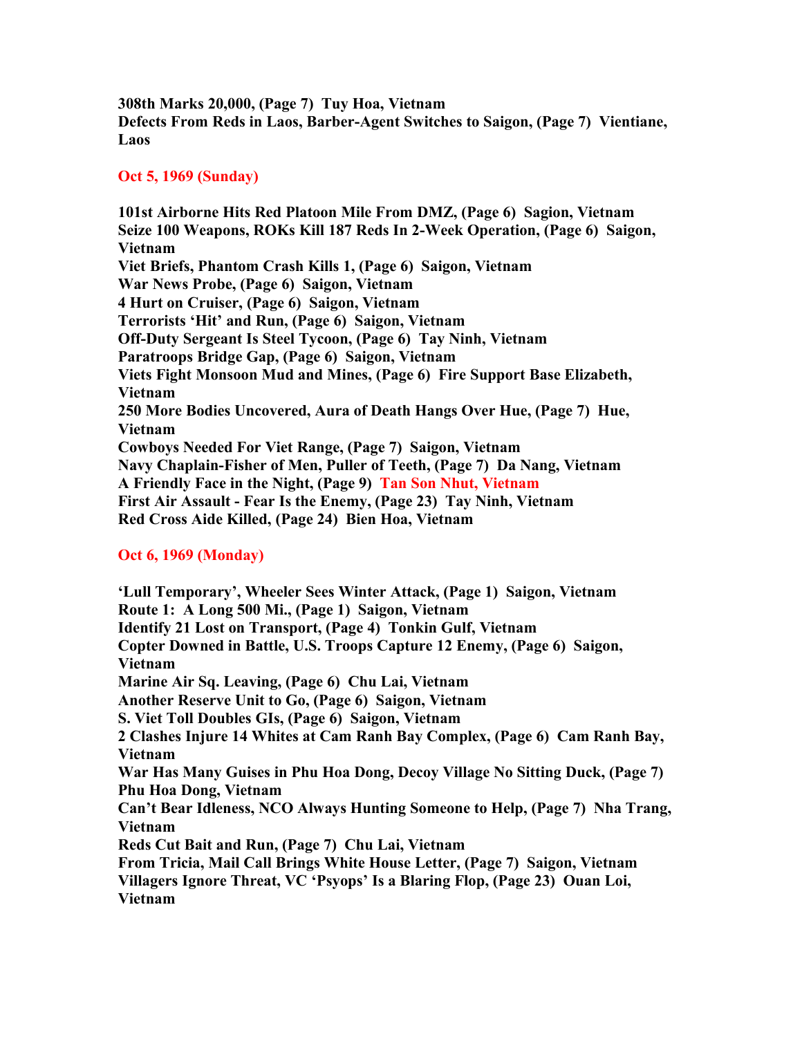**308th Marks 20,000, (Page 7) Tuy Hoa, Vietnam**
**Defects From Reds in Laos, Barber-Agent Switches to Saigon, (Page 7) Vientiane, Laos**

## Oct 5, 1969 (Sunday)

**101st Airborne Hits Red Platoon Mile From DMZ, (Page 6) Sagion, Vietnam**
**Seize 100 Weapons, ROKs Kill 187 Reds In 2-Week Operation, (Page 6) Saigon, Vietnam**
**Viet Briefs, Phantom Crash Kills 1, (Page 6) Saigon, Vietnam**
**War News Probe, (Page 6) Saigon, Vietnam**
**4 Hurt on Cruiser, (Page 6) Saigon, Vietnam**
**Terrorists 'Hit' and Run, (Page 6) Saigon, Vietnam**
**Off-Duty Sergeant Is Steel Tycoon, (Page 6) Tay Ninh, Vietnam**
**Paratroops Bridge Gap, (Page 6) Saigon, Vietnam**
**Viets Fight Monsoon Mud and Mines, (Page 6) Fire Support Base Elizabeth, Vietnam**
**250 More Bodies Uncovered, Aura of Death Hangs Over Hue, (Page 7) Hue, Vietnam**
**Cowboys Needed For Viet Range, (Page 7) Saigon, Vietnam**
**Navy Chaplain-Fisher of Men, Puller of Teeth, (Page 7) Da Nang, Vietnam**
**A Friendly Face in the Night, (Page 9) Tan Son Nhut, Vietnam**
**First Air Assault - Fear Is the Enemy, (Page 23) Tay Ninh, Vietnam**
**Red Cross Aide Killed, (Page 24) Bien Hoa, Vietnam**

## Oct 6, 1969 (Monday)

**'Lull Temporary', Wheeler Sees Winter Attack, (Page 1) Saigon, Vietnam**
**Route 1: A Long 500 Mi., (Page 1) Saigon, Vietnam**
**Identify 21 Lost on Transport, (Page 4) Tonkin Gulf, Vietnam**
**Copter Downed in Battle, U.S. Troops Capture 12 Enemy, (Page 6) Saigon, Vietnam**
**Marine Air Sq. Leaving, (Page 6) Chu Lai, Vietnam**
**Another Reserve Unit to Go, (Page 6) Saigon, Vietnam**
**S. Viet Toll Doubles GIs, (Page 6) Saigon, Vietnam**
**2 Clashes Injure 14 Whites at Cam Ranh Bay Complex, (Page 6) Cam Ranh Bay, Vietnam**
**War Has Many Guises in Phu Hoa Dong, Decoy Village No Sitting Duck, (Page 7) Phu Hoa Dong, Vietnam**
**Can't Bear Idleness, NCO Always Hunting Someone to Help, (Page 7) Nha Trang, Vietnam**
**Reds Cut Bait and Run, (Page 7) Chu Lai, Vietnam**
**From Tricia, Mail Call Brings White House Letter, (Page 7) Saigon, Vietnam**
**Villagers Ignore Threat, VC 'Psyops' Is a Blaring Flop, (Page 23) Ouan Loi, Vietnam**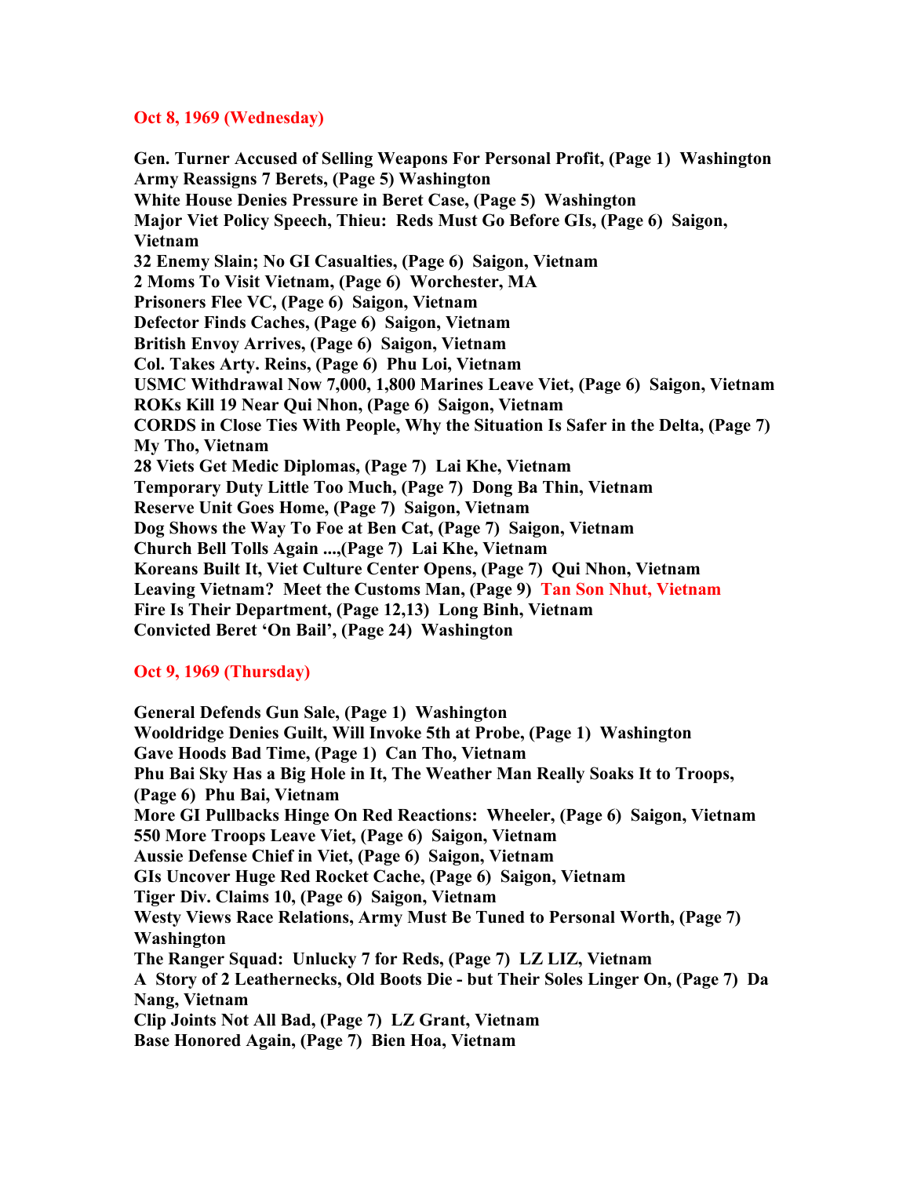**Oct 8, 1969 (Wednesday)**

**Gen. Turner Accused of Selling Weapons For Personal Profit, (Page 1) Washington**
**Army Reassigns 7 Berets, (Page 5) Washington**
**White House Denies Pressure in Beret Case, (Page 5) Washington**
**Major Viet Policy Speech, Thieu: Reds Must Go Before GIs, (Page 6) Saigon, Vietnam**
**32 Enemy Slain; No GI Casualties, (Page 6) Saigon, Vietnam**
**2 Moms To Visit Vietnam, (Page 6) Worchester, MA**
**Prisoners Flee VC, (Page 6) Saigon, Vietnam**
**Defector Finds Caches, (Page 6) Saigon, Vietnam**
**British Envoy Arrives, (Page 6) Saigon, Vietnam**
**Col. Takes Arty. Reins, (Page 6) Phu Loi, Vietnam**
**USMC Withdrawal Now 7,000, 1,800 Marines Leave Viet, (Page 6) Saigon, Vietnam**
**ROKs Kill 19 Near Qui Nhon, (Page 6) Saigon, Vietnam**
**CORDS in Close Ties With People, Why the Situation Is Safer in the Delta, (Page 7) My Tho, Vietnam**
**28 Viets Get Medic Diplomas, (Page 7) Lai Khe, Vietnam**
**Temporary Duty Little Too Much, (Page 7) Dong Ba Thin, Vietnam**
**Reserve Unit Goes Home, (Page 7) Saigon, Vietnam**
**Dog Shows the Way To Foe at Ben Cat, (Page 7) Saigon, Vietnam**
**Church Bell Tolls Again ...,(Page 7) Lai Khe, Vietnam**
**Koreans Built It, Viet Culture Center Opens, (Page 7) Qui Nhon, Vietnam**
**Leaving Vietnam? Meet the Customs Man, (Page 9) Tan Son Nhut, Vietnam**
**Fire Is Their Department, (Page 12,13) Long Binh, Vietnam**
**Convicted Beret 'On Bail', (Page 24) Washington**

**Oct 9, 1969 (Thursday)**

**General Defends Gun Sale, (Page 1) Washington**
**Wooldridge Denies Guilt, Will Invoke 5th at Probe, (Page 1) Washington**
**Gave Hoods Bad Time, (Page 1) Can Tho, Vietnam**
**Phu Bai Sky Has a Big Hole in It, The Weather Man Really Soaks It to Troops, (Page 6) Phu Bai, Vietnam**
**More GI Pullbacks Hinge On Red Reactions: Wheeler, (Page 6) Saigon, Vietnam**
**550 More Troops Leave Viet, (Page 6) Saigon, Vietnam**
**Aussie Defense Chief in Viet, (Page 6) Saigon, Vietnam**
**GIs Uncover Huge Red Rocket Cache, (Page 6) Saigon, Vietnam**
**Tiger Div. Claims 10, (Page 6) Saigon, Vietnam**
**Westy Views Race Relations, Army Must Be Tuned to Personal Worth, (Page 7) Washington**
**The Ranger Squad: Unlucky 7 for Reds, (Page 7) LZ LIZ, Vietnam**
**A Story of 2 Leathernecks, Old Boots Die - but Their Soles Linger On, (Page 7) Da Nang, Vietnam**
**Clip Joints Not All Bad, (Page 7) LZ Grant, Vietnam**
**Base Honored Again, (Page 7) Bien Hoa, Vietnam**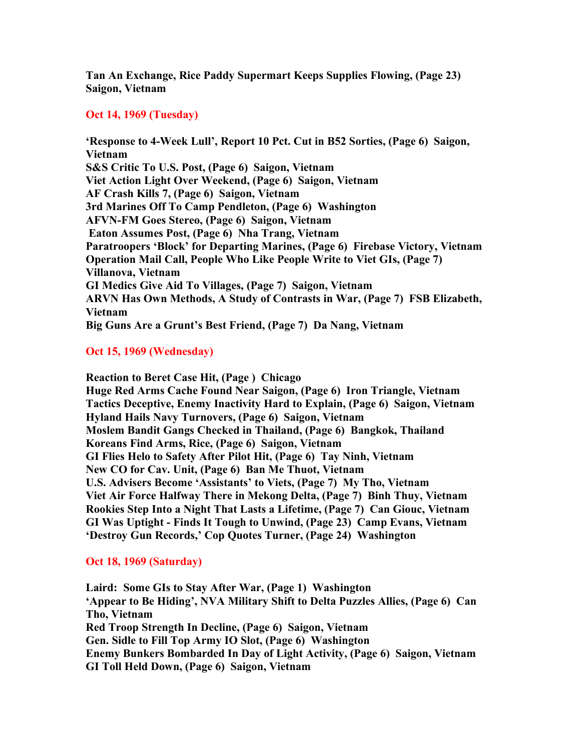**Tan An Exchange, Rice Paddy Supermart Keeps Supplies Flowing, (Page 23) Saigon, Vietnam**

## Oct 14, 1969 (Tuesday)

**'Response to 4-Week Lull', Report 10 Pct. Cut in B52 Sorties, (Page 6) Saigon, Vietnam**
**S&S Critic To U.S. Post, (Page 6) Saigon, Vietnam**
**Viet Action Light Over Weekend, (Page 6) Saigon, Vietnam**
**AF Crash Kills 7, (Page 6) Saigon, Vietnam**
**3rd Marines Off To Camp Pendleton, (Page 6) Washington**
**AFVN-FM Goes Stereo, (Page 6) Saigon, Vietnam**
**Eaton Assumes Post, (Page 6) Nha Trang, Vietnam**
**Paratroopers 'Block' for Departing Marines, (Page 6) Firebase Victory, Vietnam**
**Operation Mail Call, People Who Like People Write to Viet GIs, (Page 7) Villanova, Vietnam**
**GI Medics Give Aid To Villages, (Page 7) Saigon, Vietnam**
**ARVN Has Own Methods, A Study of Contrasts in War, (Page 7) FSB Elizabeth, Vietnam**
**Big Guns Are a Grunt's Best Friend, (Page 7) Da Nang, Vietnam**

## Oct 15, 1969 (Wednesday)

**Reaction to Beret Case Hit, (Page ) Chicago**
**Huge Red Arms Cache Found Near Saigon, (Page 6) Iron Triangle, Vietnam**
**Tactics Deceptive, Enemy Inactivity Hard to Explain, (Page 6) Saigon, Vietnam**
**Hyland Hails Navy Turnovers, (Page 6) Saigon, Vietnam**
**Moslem Bandit Gangs Checked in Thailand, (Page 6) Bangkok, Thailand**
**Koreans Find Arms, Rice, (Page 6) Saigon, Vietnam**
**GI Flies Helo to Safety After Pilot Hit, (Page 6) Tay Ninh, Vietnam**
**New CO for Cav. Unit, (Page 6) Ban Me Thuot, Vietnam**
**U.S. Advisers Become 'Assistants' to Viets, (Page 7) My Tho, Vietnam**
**Viet Air Force Halfway There in Mekong Delta, (Page 7) Binh Thuy, Vietnam**
**Rookies Step Into a Night That Lasts a Lifetime, (Page 7) Can Giouc, Vietnam**
**GI Was Uptight - Finds It Tough to Unwind, (Page 23) Camp Evans, Vietnam**
**'Destroy Gun Records,' Cop Quotes Turner, (Page 24) Washington**

## Oct 18, 1969 (Saturday)

**Laird: Some GIs to Stay After War, (Page 1) Washington**
**'Appear to Be Hiding', NVA Military Shift to Delta Puzzles Allies, (Page 6) Can Tho, Vietnam**
**Red Troop Strength In Decline, (Page 6) Saigon, Vietnam**
**Gen. Sidle to Fill Top Army IO Slot, (Page 6) Washington**
**Enemy Bunkers Bombarded In Day of Light Activity, (Page 6) Saigon, Vietnam**
**GI Toll Held Down, (Page 6) Saigon, Vietnam**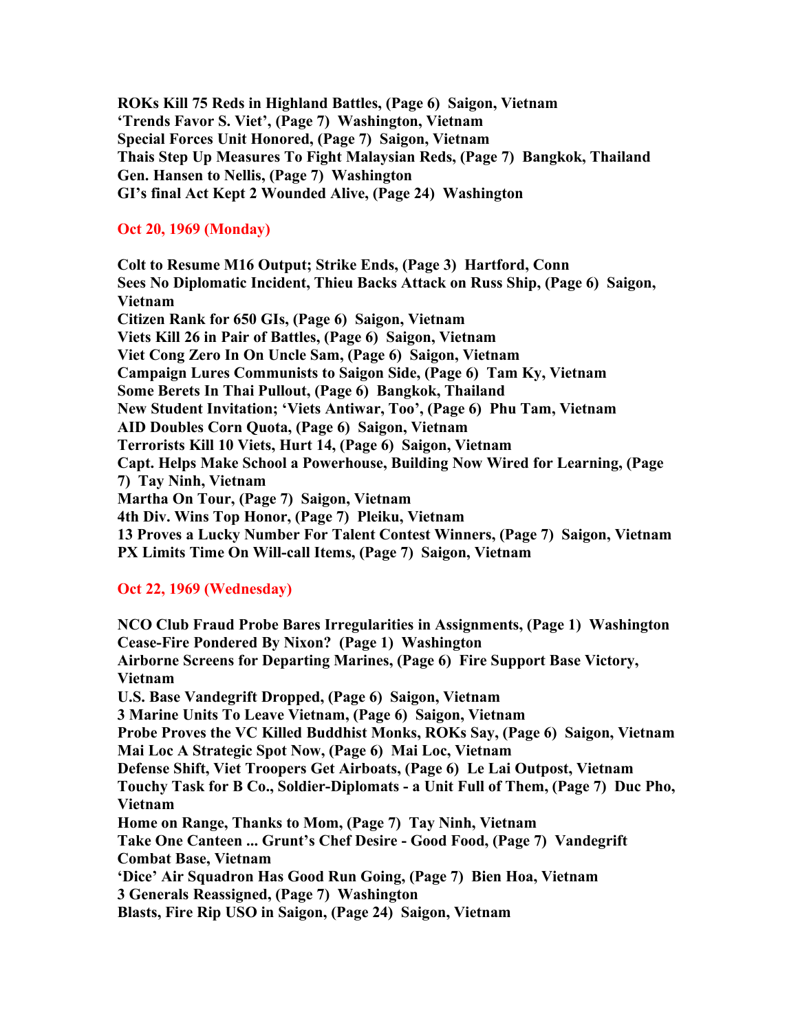**ROKs Kill 75 Reds in Highland Battles, (Page 6)  Saigon, Vietnam**
**'Trends Favor S. Viet', (Page 7)  Washington, Vietnam**
**Special Forces Unit Honored, (Page 7)  Saigon, Vietnam**
**Thais Step Up Measures To Fight Malaysian Reds, (Page 7)  Bangkok, Thailand**
**Gen. Hansen to Nellis, (Page 7)  Washington**
**GI's final Act Kept 2 Wounded Alive, (Page 24)  Washington**

## Oct 20, 1969 (Monday)

**Colt to Resume M16 Output; Strike Ends, (Page 3)  Hartford, Conn**
**Sees No Diplomatic Incident, Thieu Backs Attack on Russ Ship, (Page 6)  Saigon, Vietnam**
**Citizen Rank for 650 GIs, (Page 6)  Saigon, Vietnam**
**Viets Kill 26 in Pair of Battles, (Page 6)  Saigon, Vietnam**
**Viet Cong Zero In On Uncle Sam, (Page 6)  Saigon, Vietnam**
**Campaign Lures Communists to Saigon Side, (Page 6)  Tam Ky, Vietnam**
**Some Berets In Thai Pullout, (Page 6)  Bangkok, Thailand**
**New Student Invitation; 'Viets Antiwar, Too', (Page 6)  Phu Tam, Vietnam**
**AID Doubles Corn Quota, (Page 6)  Saigon, Vietnam**
**Terrorists Kill 10 Viets, Hurt 14, (Page 6)  Saigon, Vietnam**
**Capt. Helps Make School a Powerhouse, Building Now Wired for Learning, (Page 7)  Tay Ninh, Vietnam**
**Martha On Tour, (Page 7)  Saigon, Vietnam**
**4th Div. Wins Top Honor, (Page 7)  Pleiku, Vietnam**
**13 Proves a Lucky Number For Talent Contest Winners, (Page 7)  Saigon, Vietnam**
**PX Limits Time On Will-call Items, (Page 7)  Saigon, Vietnam**

## Oct 22, 1969 (Wednesday)

**NCO Club Fraud Probe Bares Irregularities in Assignments, (Page 1)  Washington**
**Cease-Fire Pondered By Nixon?  (Page 1)  Washington**
**Airborne Screens for Departing Marines, (Page 6)  Fire Support Base Victory, Vietnam**
**U.S. Base Vandegrift Dropped, (Page 6)  Saigon, Vietnam**
**3 Marine Units To Leave Vietnam, (Page 6)  Saigon, Vietnam**
**Probe Proves the VC Killed Buddhist Monks, ROKs Say, (Page 6)  Saigon, Vietnam**
**Mai Loc A Strategic Spot Now, (Page 6)  Mai Loc, Vietnam**
**Defense Shift, Viet Troopers Get Airboats, (Page 6)  Le Lai Outpost, Vietnam**
**Touchy Task for B Co., Soldier-Diplomats - a Unit Full of Them, (Page 7)  Duc Pho, Vietnam**
**Home on Range, Thanks to Mom, (Page 7)  Tay Ninh, Vietnam**
**Take One Canteen ... Grunt's Chef Desire - Good Food, (Page 7)  Vandegrift Combat Base, Vietnam**
**'Dice' Air Squadron Has Good Run Going, (Page 7)  Bien Hoa, Vietnam**
**3 Generals Reassigned, (Page 7)  Washington**
**Blasts, Fire Rip USO in Saigon, (Page 24)  Saigon, Vietnam**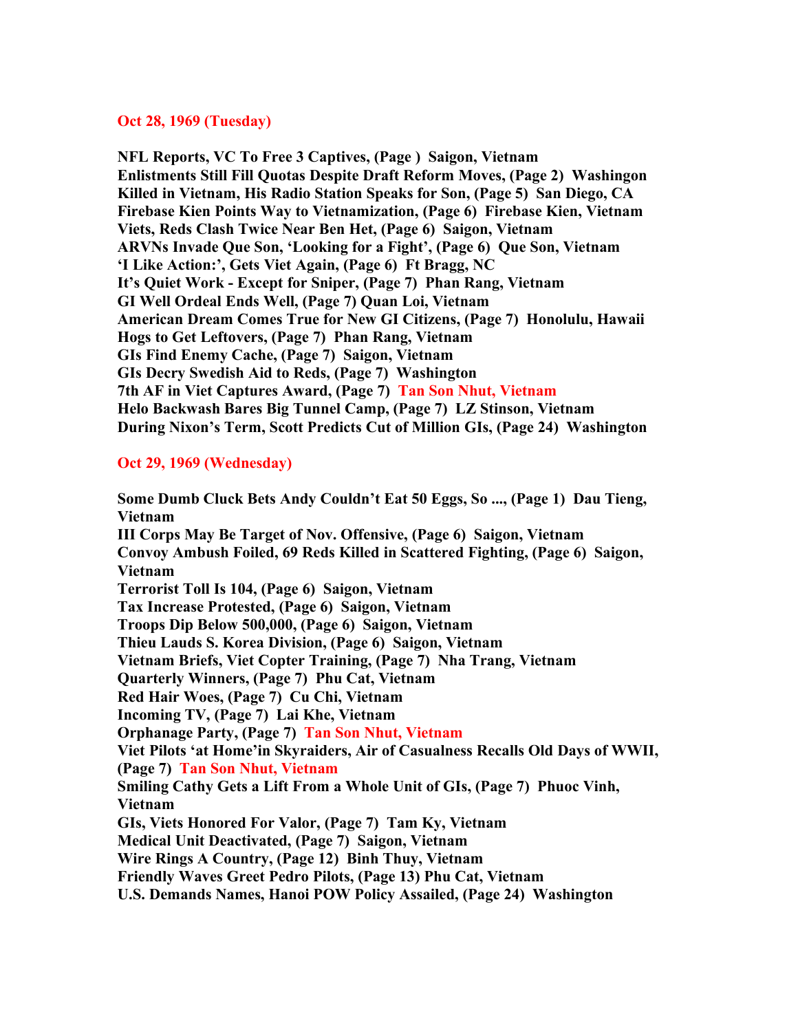**Oct 28, 1969 (Tuesday)**

**NFL Reports, VC To Free 3 Captives, (Page ) Saigon, Vietnam**
**Enlistments Still Fill Quotas Despite Draft Reform Moves, (Page 2) Washington**
**Killed in Vietnam, His Radio Station Speaks for Son, (Page 5) San Diego, CA**
**Firebase Kien Points Way to Vietnamization, (Page 6) Firebase Kien, Vietnam**
**Viets, Reds Clash Twice Near Ben Het, (Page 6) Saigon, Vietnam**
**ARVNs Invade Que Son, 'Looking for a Fight', (Page 6) Que Son, Vietnam**
**'I Like Action:', Gets Viet Again, (Page 6) Ft Bragg, NC**
**It's Quiet Work - Except for Sniper, (Page 7) Phan Rang, Vietnam**
**GI Well Ordeal Ends Well, (Page 7) Quan Loi, Vietnam**
**American Dream Comes True for New GI Citizens, (Page 7) Honolulu, Hawaii**
**Hogs to Get Leftovers, (Page 7) Phan Rang, Vietnam**
**GIs Find Enemy Cache, (Page 7) Saigon, Vietnam**
**GIs Decry Swedish Aid to Reds, (Page 7) Washington**
**7th AF in Viet Captures Award, (Page 7) Tan Son Nhut, Vietnam**
**Helo Backwash Bares Big Tunnel Camp, (Page 7) LZ Stinson, Vietnam**
**During Nixon's Term, Scott Predicts Cut of Million GIs, (Page 24) Washington**

**Oct 29, 1969 (Wednesday)**

**Some Dumb Cluck Bets Andy Couldn't Eat 50 Eggs, So ..., (Page 1) Dau Tieng, Vietnam**
**III Corps May Be Target of Nov. Offensive, (Page 6) Saigon, Vietnam**
**Convoy Ambush Foiled, 69 Reds Killed in Scattered Fighting, (Page 6) Saigon, Vietnam**
**Terrorist Toll Is 104, (Page 6) Saigon, Vietnam**
**Tax Increase Protested, (Page 6) Saigon, Vietnam**
**Troops Dip Below 500,000, (Page 6) Saigon, Vietnam**
**Thieu Lauds S. Korea Division, (Page 6) Saigon, Vietnam**
**Vietnam Briefs, Viet Copter Training, (Page 7) Nha Trang, Vietnam**
**Quarterly Winners, (Page 7) Phu Cat, Vietnam**
**Red Hair Woes, (Page 7) Cu Chi, Vietnam**
**Incoming TV, (Page 7) Lai Khe, Vietnam**
**Orphanage Party, (Page 7) Tan Son Nhut, Vietnam**
**Viet Pilots 'at Home'in Skyraiders, Air of Casualness Recalls Old Days of WWII, (Page 7) Tan Son Nhut, Vietnam**
**Smiling Cathy Gets a Lift From a Whole Unit of GIs, (Page 7) Phuoc Vinh, Vietnam**
**GIs, Viets Honored For Valor, (Page 7) Tam Ky, Vietnam**
**Medical Unit Deactivated, (Page 7) Saigon, Vietnam**
**Wire Rings A Country, (Page 12) Binh Thuy, Vietnam**
**Friendly Waves Greet Pedro Pilots, (Page 13) Phu Cat, Vietnam**
**U.S. Demands Names, Hanoi POW Policy Assailed, (Page 24) Washington**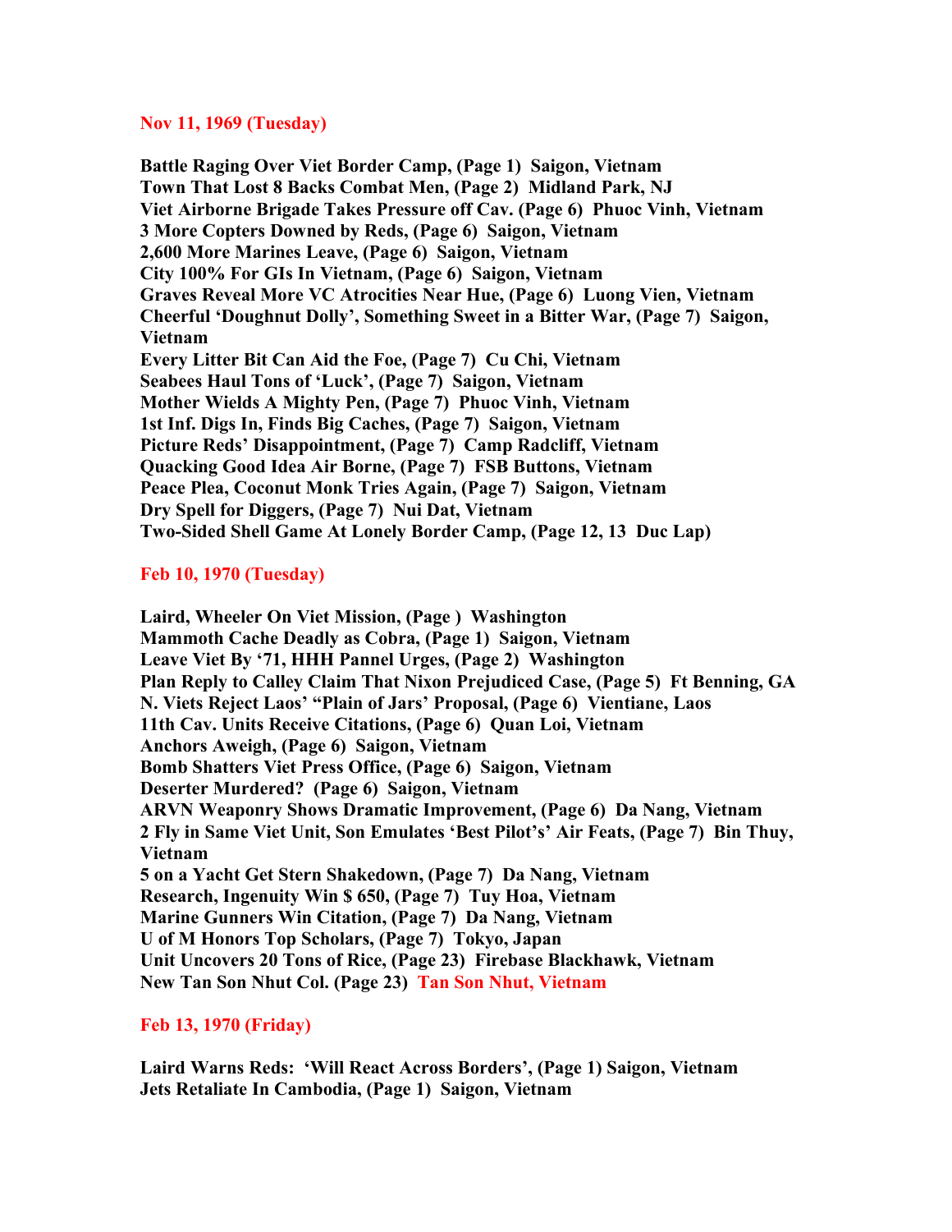**Nov 11, 1969 (Tuesday)**

**Battle Raging Over Viet Border Camp, (Page 1) Saigon, Vietnam**
**Town That Lost 8 Backs Combat Men, (Page 2) Midland Park, NJ**
**Viet Airborne Brigade Takes Pressure off Cav. (Page 6) Phuoc Vinh, Vietnam**
**3 More Copters Downed by Reds, (Page 6) Saigon, Vietnam**
**2,600 More Marines Leave, (Page 6) Saigon, Vietnam**
**City 100% For GIs In Vietnam, (Page 6) Saigon, Vietnam**
**Graves Reveal More VC Atrocities Near Hue, (Page 6) Luong Vien, Vietnam**
**Cheerful 'Doughnut Dolly', Something Sweet in a Bitter War, (Page 7) Saigon, Vietnam**
**Every Litter Bit Can Aid the Foe, (Page 7) Cu Chi, Vietnam**
**Seabees Haul Tons of 'Luck', (Page 7) Saigon, Vietnam**
**Mother Wields A Mighty Pen, (Page 7) Phuoc Vinh, Vietnam**
**1st Inf. Digs In, Finds Big Caches, (Page 7) Saigon, Vietnam**
**Picture Reds' Disappointment, (Page 7) Camp Radcliff, Vietnam**
**Quacking Good Idea Air Borne, (Page 7) FSB Buttons, Vietnam**
**Peace Plea, Coconut Monk Tries Again, (Page 7) Saigon, Vietnam**
**Dry Spell for Diggers, (Page 7) Nui Dat, Vietnam**
**Two-Sided Shell Game At Lonely Border Camp, (Page 12, 13 Duc Lap)**

**Feb 10, 1970 (Tuesday)**

**Laird, Wheeler On Viet Mission, (Page ) Washington**
**Mammoth Cache Deadly as Cobra, (Page 1) Saigon, Vietnam**
**Leave Viet By '71, HHH Pannel Urges, (Page 2) Washington**
**Plan Reply to Calley Claim That Nixon Prejudiced Case, (Page 5) Ft Benning, GA**
**N. Viets Reject Laos' "Plain of Jars' Proposal, (Page 6) Vientiane, Laos**
**11th Cav. Units Receive Citations, (Page 6) Quan Loi, Vietnam**
**Anchors Aweigh, (Page 6) Saigon, Vietnam**
**Bomb Shatters Viet Press Office, (Page 6) Saigon, Vietnam**
**Deserter Murdered? (Page 6) Saigon, Vietnam**
**ARVN Weaponry Shows Dramatic Improvement, (Page 6) Da Nang, Vietnam**
**2 Fly in Same Viet Unit, Son Emulates 'Best Pilot's' Air Feats, (Page 7) Bin Thuy, Vietnam**
**5 on a Yacht Get Stern Shakedown, (Page 7) Da Nang, Vietnam**
**Research, Ingenuity Win $ 650, (Page 7) Tuy Hoa, Vietnam**
**Marine Gunners Win Citation, (Page 7) Da Nang, Vietnam**
**U of M Honors Top Scholars, (Page 7) Tokyo, Japan**
**Unit Uncovers 20 Tons of Rice, (Page 23) Firebase Blackhawk, Vietnam**
**New Tan Son Nhut Col. (Page 23) Tan Son Nhut, Vietnam**

**Feb 13, 1970 (Friday)**

**Laird Warns Reds: 'Will React Across Borders', (Page 1) Saigon, Vietnam**
**Jets Retaliate In Cambodia, (Page 1) Saigon, Vietnam**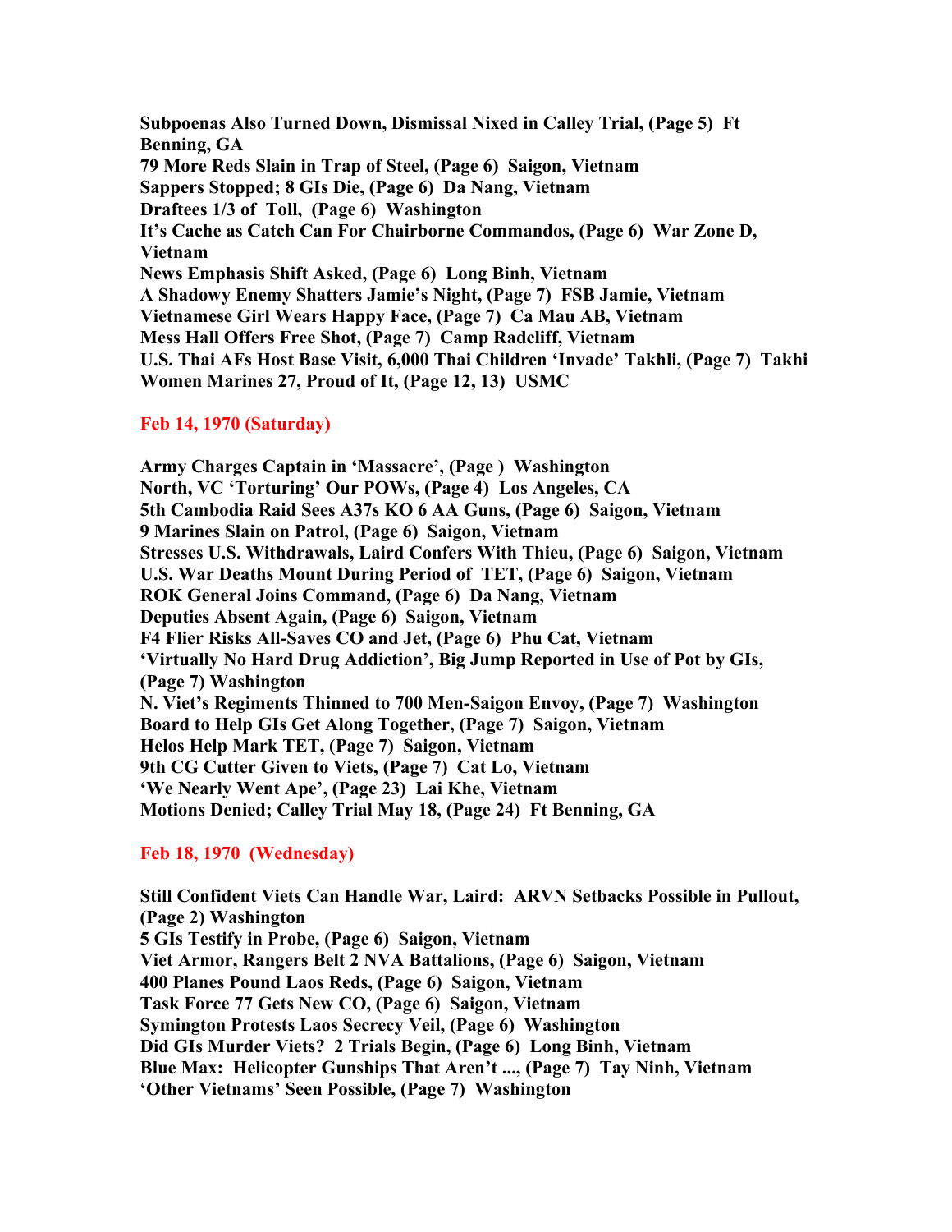**Subpoenas Also Turned Down, Dismissal Nixed in Calley Trial, (Page 5) Ft Benning, GA**
**79 More Reds Slain in Trap of Steel, (Page 6) Saigon, Vietnam**
**Sappers Stopped; 8 GIs Die, (Page 6) Da Nang, Vietnam**
**Draftees 1/3 of Toll, (Page 6) Washington**
**It's Cache as Catch Can For Chairborne Commandos, (Page 6) War Zone D, Vietnam**
**News Emphasis Shift Asked, (Page 6) Long Binh, Vietnam**
**A Shadowy Enemy Shatters Jamie's Night, (Page 7) FSB Jamie, Vietnam**
**Vietnamese Girl Wears Happy Face, (Page 7) Ca Mau AB, Vietnam**
**Mess Hall Offers Free Shot, (Page 7) Camp Radcliff, Vietnam**
**U.S. Thai AFs Host Base Visit, 6,000 Thai Children 'Invade' Takhli, (Page 7) Takhi**
**Women Marines 27, Proud of It, (Page 12, 13) USMC**

## Feb 14, 1970 (Saturday)

**Army Charges Captain in 'Massacre', (Page ) Washington**
**North, VC 'Torturing' Our POWs, (Page 4) Los Angeles, CA**
**5th Cambodia Raid Sees A37s KO 6 AA Guns, (Page 6) Saigon, Vietnam**
**9 Marines Slain on Patrol, (Page 6) Saigon, Vietnam**
**Stresses U.S. Withdrawals, Laird Confers With Thieu, (Page 6) Saigon, Vietnam**
**U.S. War Deaths Mount During Period of TET, (Page 6) Saigon, Vietnam**
**ROK General Joins Command, (Page 6) Da Nang, Vietnam**
**Deputies Absent Again, (Page 6) Saigon, Vietnam**
**F4 Flier Risks All-Saves CO and Jet, (Page 6) Phu Cat, Vietnam**
**'Virtually No Hard Drug Addiction', Big Jump Reported in Use of Pot by GIs, (Page 7) Washington**
**N. Viet's Regiments Thinned to 700 Men-Saigon Envoy, (Page 7) Washington**
**Board to Help GIs Get Along Together, (Page 7) Saigon, Vietnam**
**Helos Help Mark TET, (Page 7) Saigon, Vietnam**
**9th CG Cutter Given to Viets, (Page 7) Cat Lo, Vietnam**
**'We Nearly Went Ape', (Page 23) Lai Khe, Vietnam**
**Motions Denied; Calley Trial May 18, (Page 24) Ft Benning, GA**

## Feb 18, 1970 (Wednesday)

**Still Confident Viets Can Handle War, Laird: ARVN Setbacks Possible in Pullout, (Page 2) Washington**
**5 GIs Testify in Probe, (Page 6) Saigon, Vietnam**
**Viet Armor, Rangers Belt 2 NVA Battalions, (Page 6) Saigon, Vietnam**
**400 Planes Pound Laos Reds, (Page 6) Saigon, Vietnam**
**Task Force 77 Gets New CO, (Page 6) Saigon, Vietnam**
**Symington Protests Laos Secrecy Veil, (Page 6) Washington**
**Did GIs Murder Viets? 2 Trials Begin, (Page 6) Long Binh, Vietnam**
**Blue Max: Helicopter Gunships That Aren't ..., (Page 7) Tay Ninh, Vietnam**
**'Other Vietnams' Seen Possible, (Page 7) Washington**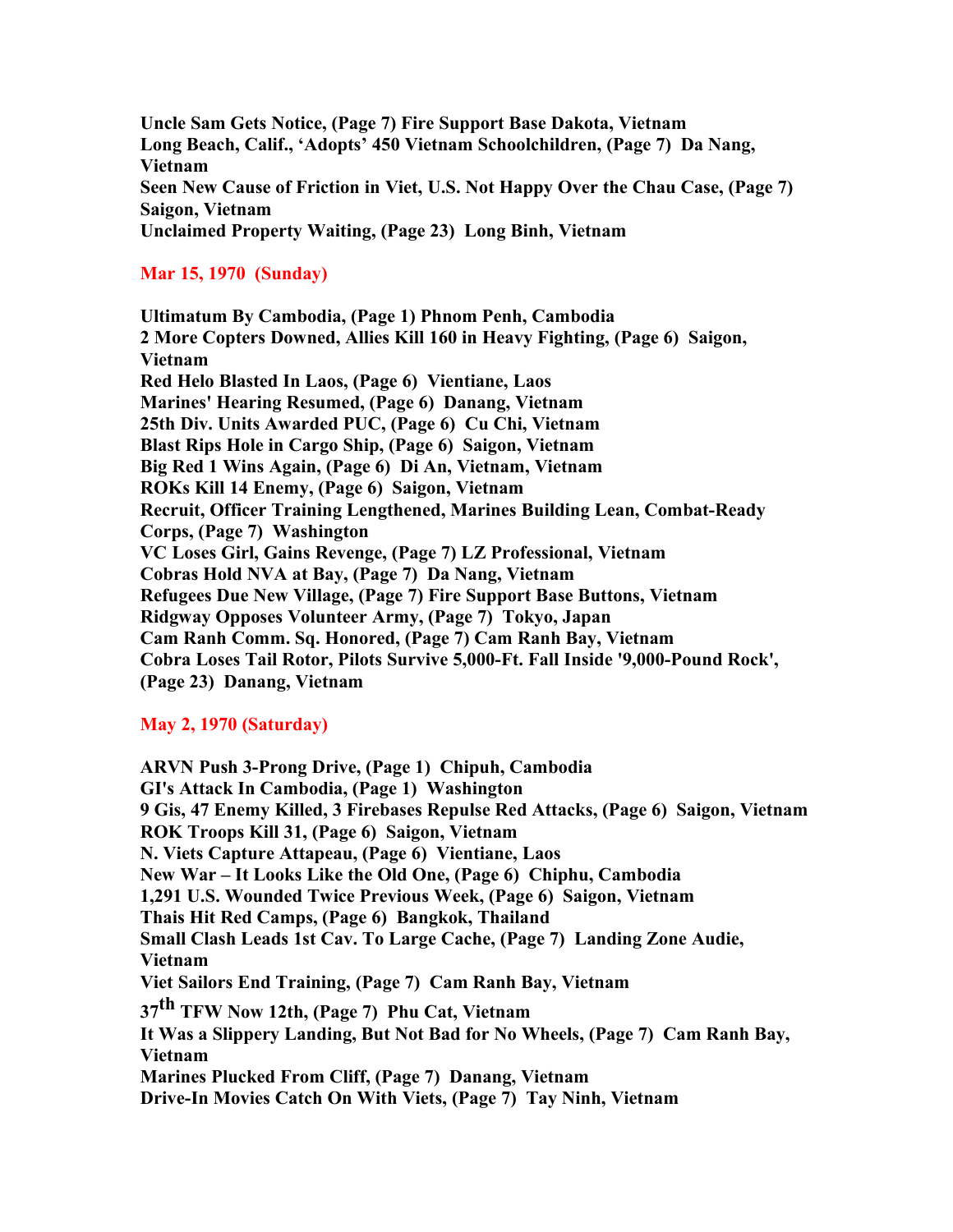**Uncle Sam Gets Notice, (Page 7) Fire Support Base Dakota, Vietnam**
**Long Beach, Calif., 'Adopts' 450 Vietnam Schoolchildren, (Page 7) Da Nang, Vietnam**
**Seen New Cause of Friction in Viet, U.S. Not Happy Over the Chau Case, (Page 7) Saigon, Vietnam**
**Unclaimed Property Waiting, (Page 23) Long Binh, Vietnam**

## Mar 15, 1970 (Sunday)

**Ultimatum By Cambodia, (Page 1) Phnom Penh, Cambodia**
**2 More Copters Downed, Allies Kill 160 in Heavy Fighting, (Page 6) Saigon, Vietnam**
**Red Helo Blasted In Laos, (Page 6) Vientiane, Laos**
**Marines' Hearing Resumed, (Page 6) Danang, Vietnam**
**25th Div. Units Awarded PUC, (Page 6) Cu Chi, Vietnam**
**Blast Rips Hole in Cargo Ship, (Page 6) Saigon, Vietnam**
**Big Red 1 Wins Again, (Page 6) Di An, Vietnam, Vietnam**
**ROKs Kill 14 Enemy, (Page 6) Saigon, Vietnam**
**Recruit, Officer Training Lengthened, Marines Building Lean, Combat-Ready Corps, (Page 7) Washington**
**VC Loses Girl, Gains Revenge, (Page 7) LZ Professional, Vietnam**
**Cobras Hold NVA at Bay, (Page 7) Da Nang, Vietnam**
**Refugees Due New Village, (Page 7) Fire Support Base Buttons, Vietnam**
**Ridgway Opposes Volunteer Army, (Page 7) Tokyo, Japan**
**Cam Ranh Comm. Sq. Honored, (Page 7) Cam Ranh Bay, Vietnam**
**Cobra Loses Tail Rotor, Pilots Survive 5,000-Ft. Fall Inside '9,000-Pound Rock', (Page 23) Danang, Vietnam**

## May 2, 1970 (Saturday)

**ARVN Push 3-Prong Drive, (Page 1) Chipuh, Cambodia**
**GI's Attack In Cambodia, (Page 1) Washington**
**9 Gis, 47 Enemy Killed, 3 Firebases Repulse Red Attacks, (Page 6) Saigon, Vietnam**
**ROK Troops Kill 31, (Page 6) Saigon, Vietnam**
**N. Viets Capture Attapeau, (Page 6) Vientiane, Laos**
**New War – It Looks Like the Old One, (Page 6) Chiphu, Cambodia**
**1,291 U.S. Wounded Twice Previous Week, (Page 6) Saigon, Vietnam**
**Thais Hit Red Camps, (Page 6) Bangkok, Thailand**
**Small Clash Leads 1st Cav. To Large Cache, (Page 7) Landing Zone Audie, Vietnam**
**Viet Sailors End Training, (Page 7) Cam Ranh Bay, Vietnam**
**37th TFW Now 12th, (Page 7) Phu Cat, Vietnam**
**It Was a Slippery Landing, But Not Bad for No Wheels, (Page 7) Cam Ranh Bay, Vietnam**
**Marines Plucked From Cliff, (Page 7) Danang, Vietnam**
**Drive-In Movies Catch On With Viets, (Page 7) Tay Ninh, Vietnam**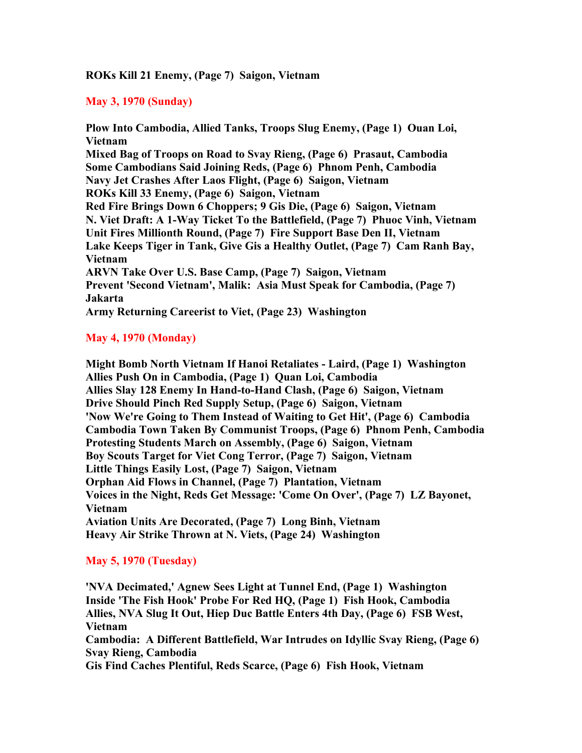**ROKs Kill 21 Enemy, (Page 7) Saigon, Vietnam**

## May 3, 1970 (Sunday)

**Plow Into Cambodia, Allied Tanks, Troops Slug Enemy, (Page 1) Ouan Loi, Vietnam**
**Mixed Bag of Troops on Road to Svay Rieng, (Page 6) Prasaut, Cambodia**
**Some Cambodians Said Joining Reds, (Page 6) Phnom Penh, Cambodia**
**Navy Jet Crashes After Laos Flight, (Page 6) Saigon, Vietnam**
**ROKs Kill 33 Enemy, (Page 6) Saigon, Vietnam**
**Red Fire Brings Down 6 Choppers; 9 Gis Die, (Page 6) Saigon, Vietnam**
**N. Viet Draft: A 1-Way Ticket To the Battlefield, (Page 7) Phuoc Vinh, Vietnam**
**Unit Fires Millionth Round, (Page 7) Fire Support Base Den II, Vietnam**
**Lake Keeps Tiger in Tank, Give Gis a Healthy Outlet, (Page 7) Cam Ranh Bay, Vietnam**
**ARVN Take Over U.S. Base Camp, (Page 7) Saigon, Vietnam**
**Prevent 'Second Vietnam', Malik: Asia Must Speak for Cambodia, (Page 7) Jakarta**
**Army Returning Careerist to Viet, (Page 23) Washington**

## May 4, 1970 (Monday)

**Might Bomb North Vietnam If Hanoi Retaliates - Laird, (Page 1) Washington**
**Allies Push On in Cambodia, (Page 1) Quan Loi, Cambodia**
**Allies Slay 128 Enemy In Hand-to-Hand Clash, (Page 6) Saigon, Vietnam**
**Drive Should Pinch Red Supply Setup, (Page 6) Saigon, Vietnam**
**'Now We're Going to Them Instead of Waiting to Get Hit', (Page 6) Cambodia**
**Cambodia Town Taken By Communist Troops, (Page 6) Phnom Penh, Cambodia**
**Protesting Students March on Assembly, (Page 6) Saigon, Vietnam**
**Boy Scouts Target for Viet Cong Terror, (Page 7) Saigon, Vietnam**
**Little Things Easily Lost, (Page 7) Saigon, Vietnam**
**Orphan Aid Flows in Channel, (Page 7) Plantation, Vietnam**
**Voices in the Night, Reds Get Message: 'Come On Over', (Page 7) LZ Bayonet, Vietnam**
**Aviation Units Are Decorated, (Page 7) Long Binh, Vietnam**
**Heavy Air Strike Thrown at N. Viets, (Page 24) Washington**

## May 5, 1970 (Tuesday)

**'NVA Decimated,' Agnew Sees Light at Tunnel End, (Page 1) Washington**
**Inside 'The Fish Hook' Probe For Red HQ, (Page 1) Fish Hook, Cambodia**
**Allies, NVA Slug It Out, Hiep Duc Battle Enters 4th Day, (Page 6) FSB West, Vietnam**
**Cambodia: A Different Battlefield, War Intrudes on Idyllic Svay Rieng, (Page 6) Svay Rieng, Cambodia**
**Gis Find Caches Plentiful, Reds Scarce, (Page 6) Fish Hook, Vietnam**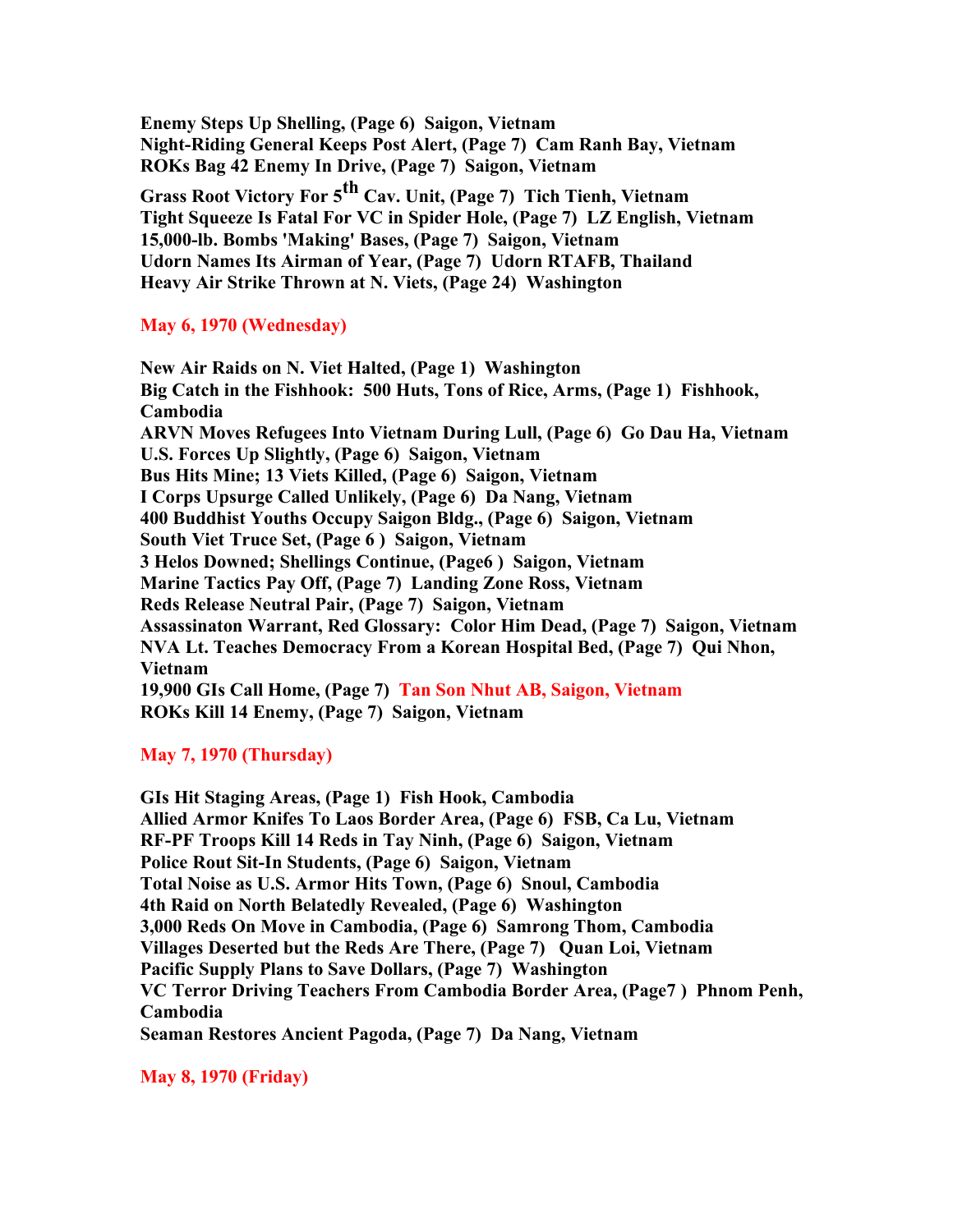**Enemy Steps Up Shelling, (Page 6) Saigon, Vietnam**
**Night-Riding General Keeps Post Alert, (Page 7) Cam Ranh Bay, Vietnam**
**ROKs Bag 42 Enemy In Drive, (Page 7) Saigon, Vietnam**
**Grass Root Victory For 5th Cav. Unit, (Page 7) Tich Tienh, Vietnam**
**Tight Squeeze Is Fatal For VC in Spider Hole, (Page 7) LZ English, Vietnam**
**15,000-lb. Bombs 'Making' Bases, (Page 7) Saigon, Vietnam**
**Udorn Names Its Airman of Year, (Page 7) Udorn RTAFB, Thailand**
**Heavy Air Strike Thrown at N. Viets, (Page 24) Washington**

**May 6, 1970 (Wednesday)**

**New Air Raids on N. Viet Halted, (Page 1) Washington**
**Big Catch in the Fishhook: 500 Huts, Tons of Rice, Arms, (Page 1) Fishhook, Cambodia**
**ARVN Moves Refugees Into Vietnam During Lull, (Page 6) Go Dau Ha, Vietnam**
**U.S. Forces Up Slightly, (Page 6) Saigon, Vietnam**
**Bus Hits Mine; 13 Viets Killed, (Page 6) Saigon, Vietnam**
**I Corps Upsurge Called Unlikely, (Page 6) Da Nang, Vietnam**
**400 Buddhist Youths Occupy Saigon Bldg., (Page 6) Saigon, Vietnam**
**South Viet Truce Set, (Page 6 ) Saigon, Vietnam**
**3 Helos Downed; Shellings Continue, (Page6 ) Saigon, Vietnam**
**Marine Tactics Pay Off, (Page 7) Landing Zone Ross, Vietnam**
**Reds Release Neutral Pair, (Page 7) Saigon, Vietnam**
**Assassinaton Warrant, Red Glossary: Color Him Dead, (Page 7) Saigon, Vietnam**
**NVA Lt. Teaches Democracy From a Korean Hospital Bed, (Page 7) Qui Nhon, Vietnam**
**19,900 GIs Call Home, (Page 7) Tan Son Nhut AB, Saigon, Vietnam**
**ROKs Kill 14 Enemy, (Page 7) Saigon, Vietnam**

**May 7, 1970 (Thursday)**

**GIs Hit Staging Areas, (Page 1) Fish Hook, Cambodia**
**Allied Armor Knifes To Laos Border Area, (Page 6) FSB, Ca Lu, Vietnam**
**RF-PF Troops Kill 14 Reds in Tay Ninh, (Page 6) Saigon, Vietnam**
**Police Rout Sit-In Students, (Page 6) Saigon, Vietnam**
**Total Noise as U.S. Armor Hits Town, (Page 6) Snoul, Cambodia**
**4th Raid on North Belatedly Revealed, (Page 6) Washington**
**3,000 Reds On Move in Cambodia, (Page 6) Samrong Thom, Cambodia**
**Villages Deserted but the Reds Are There, (Page 7) Quan Loi, Vietnam**
**Pacific Supply Plans to Save Dollars, (Page 7) Washington**
**VC Terror Driving Teachers From Cambodia Border Area, (Page7 ) Phnom Penh, Cambodia**
**Seaman Restores Ancient Pagoda, (Page 7) Da Nang, Vietnam**

**May 8, 1970 (Friday)**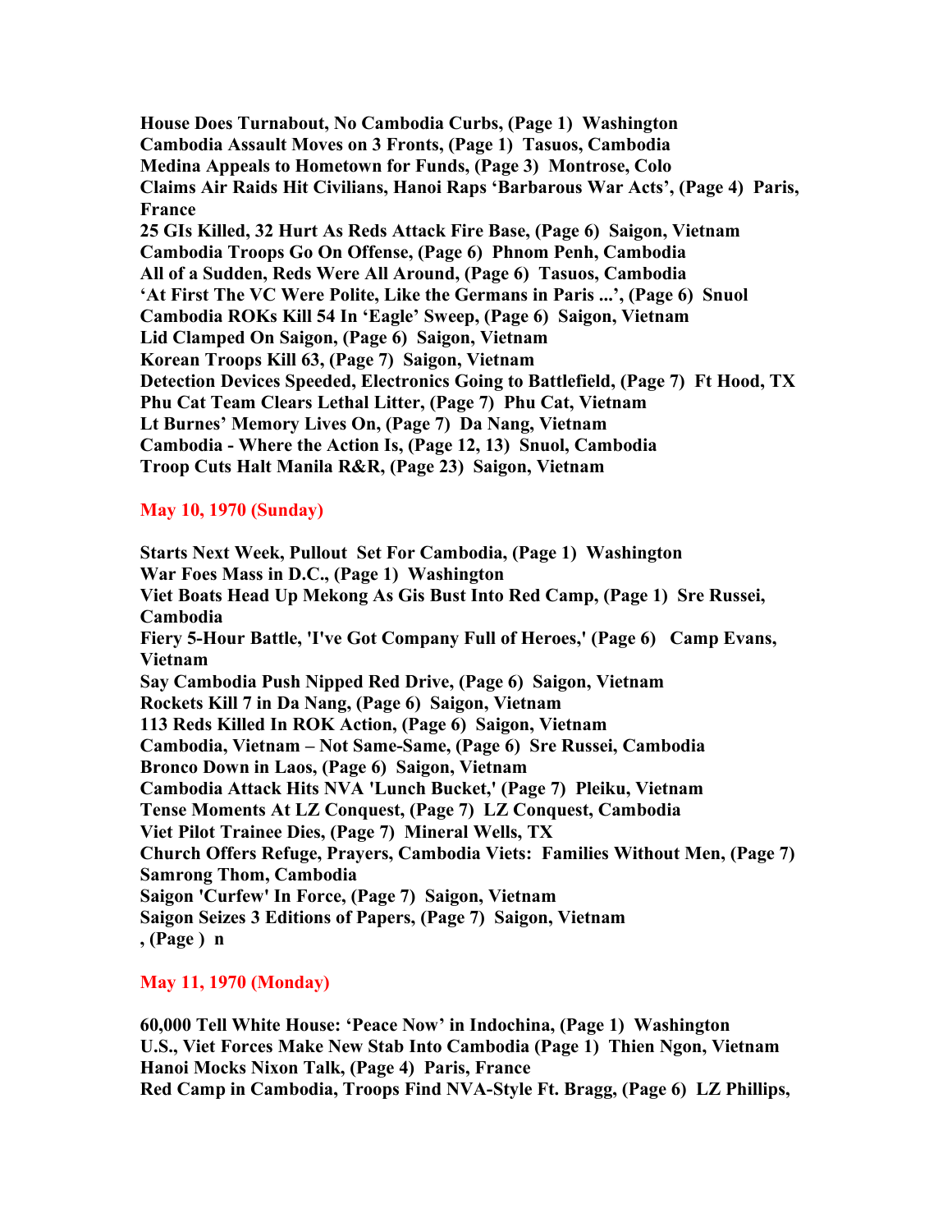**House Does Turnabout, No Cambodia Curbs, (Page 1)  Washington**
**Cambodia Assault Moves on 3 Fronts, (Page 1)  Tasuos, Cambodia**
**Medina Appeals to Hometown for Funds, (Page 3)  Montrose, Colo**
**Claims Air Raids Hit Civilians, Hanoi Raps 'Barbarous War Acts', (Page 4)  Paris, France**
**25 GIs Killed, 32 Hurt As Reds Attack Fire Base, (Page 6)  Saigon, Vietnam**
**Cambodia Troops Go On Offense, (Page 6)  Phnom Penh, Cambodia**
**All of a Sudden, Reds Were All Around, (Page 6)  Tasuos, Cambodia**
**'At First The VC Were Polite, Like the Germans in Paris ...', (Page 6)  Snuol**
**Cambodia ROKs Kill 54 In 'Eagle' Sweep, (Page 6)  Saigon, Vietnam**
**Lid Clamped On Saigon, (Page 6)  Saigon, Vietnam**
**Korean Troops Kill 63, (Page 7)  Saigon, Vietnam**
**Detection Devices Speeded, Electronics Going to Battlefield, (Page 7)  Ft Hood, TX**
**Phu Cat Team Clears Lethal Litter, (Page 7)  Phu Cat, Vietnam**
**Lt Burnes' Memory Lives On, (Page 7)  Da Nang, Vietnam**
**Cambodia - Where the Action Is, (Page 12, 13)  Snuol, Cambodia**
**Troop Cuts Halt Manila R&R, (Page 23)  Saigon, Vietnam**

**May 10, 1970 (Sunday)**

**Starts Next Week, Pullout  Set For Cambodia, (Page 1)  Washington**
**War Foes Mass in D.C., (Page 1)  Washington**
**Viet Boats Head Up Mekong As Gis Bust Into Red Camp, (Page 1)  Sre Russei, Cambodia**
**Fiery 5-Hour Battle, 'I've Got Company Full of Heroes,' (Page 6)   Camp Evans, Vietnam**
**Say Cambodia Push Nipped Red Drive, (Page 6)  Saigon, Vietnam**
**Rockets Kill 7 in Da Nang, (Page 6)  Saigon, Vietnam**
**113 Reds Killed In ROK Action, (Page 6)  Saigon, Vietnam**
**Cambodia, Vietnam – Not Same-Same, (Page 6)  Sre Russei, Cambodia**
**Bronco Down in Laos, (Page 6)  Saigon, Vietnam**
**Cambodia Attack Hits NVA 'Lunch Bucket,' (Page 7)  Pleiku, Vietnam**
**Tense Moments At LZ Conquest, (Page 7)  LZ Conquest, Cambodia**
**Viet Pilot Trainee Dies, (Page 7)  Mineral Wells, TX**
**Church Offers Refuge, Prayers, Cambodia Viets:  Families Without Men, (Page 7)  Samrong Thom, Cambodia**
**Saigon 'Curfew' In Force, (Page 7)  Saigon, Vietnam**
**Saigon Seizes 3 Editions of Papers, (Page 7)  Saigon, Vietnam**
**, (Page )  n**

**May 11, 1970 (Monday)**

**60,000 Tell White House: 'Peace Now' in Indochina, (Page 1)  Washington**
**U.S., Viet Forces Make New Stab Into Cambodia (Page 1)  Thien Ngon, Vietnam**
**Hanoi Mocks Nixon Talk, (Page 4)  Paris, France**
**Red Camp in Cambodia, Troops Find NVA-Style Ft. Bragg, (Page 6)  LZ Phillips,**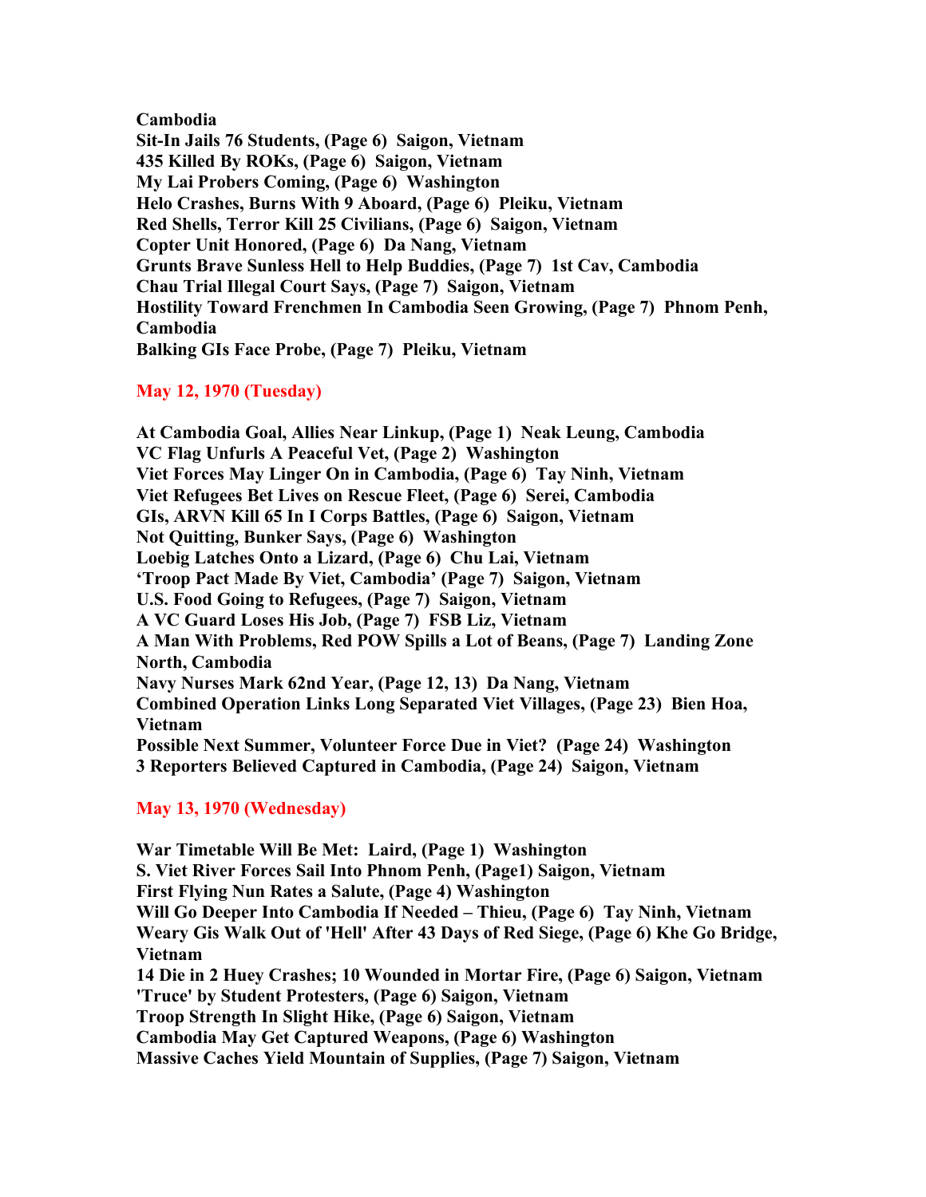**Cambodia**
**Sit-In Jails 76 Students, (Page 6)  Saigon, Vietnam**
**435 Killed By ROKs, (Page 6)  Saigon, Vietnam**
**My Lai Probers Coming, (Page 6)  Washington**
**Helo Crashes, Burns With 9 Aboard, (Page 6)  Pleiku, Vietnam**
**Red Shells, Terror Kill 25 Civilians, (Page 6)  Saigon, Vietnam**
**Copter Unit Honored, (Page 6)  Da Nang, Vietnam**
**Grunts Brave Sunless Hell to Help Buddies, (Page 7)  1st Cav, Cambodia**
**Chau Trial Illegal Court Says, (Page 7)  Saigon, Vietnam**
**Hostility Toward Frenchmen In Cambodia Seen Growing, (Page 7)  Phnom Penh, Cambodia**
**Balking GIs Face Probe, (Page 7)  Pleiku, Vietnam**

## May 12, 1970 (Tuesday)

**At Cambodia Goal, Allies Near Linkup, (Page 1)  Neak Leung, Cambodia**
**VC Flag Unfurls A Peaceful Vet, (Page 2)  Washington**
**Viet Forces May Linger On in Cambodia, (Page 6)  Tay Ninh, Vietnam**
**Viet Refugees Bet Lives on Rescue Fleet, (Page 6)  Serei, Cambodia**
**GIs, ARVN Kill 65 In I Corps Battles, (Page 6)  Saigon, Vietnam**
**Not Quitting, Bunker Says, (Page 6)  Washington**
**Loebig Latches Onto a Lizard, (Page 6)  Chu Lai, Vietnam**
**'Troop Pact Made By Viet, Cambodia' (Page 7)  Saigon, Vietnam**
**U.S. Food Going to Refugees, (Page 7)  Saigon, Vietnam**
**A VC Guard Loses His Job, (Page 7)  FSB Liz, Vietnam**
**A Man With Problems, Red POW Spills a Lot of Beans, (Page 7)  Landing Zone North, Cambodia**
**Navy Nurses Mark 62nd Year, (Page 12, 13)  Da Nang, Vietnam**
**Combined Operation Links Long Separated Viet Villages, (Page 23)  Bien Hoa, Vietnam**
**Possible Next Summer, Volunteer Force Due in Viet?  (Page 24)  Washington**
**3 Reporters Believed Captured in Cambodia, (Page 24)  Saigon, Vietnam**

## May 13, 1970 (Wednesday)

**War Timetable Will Be Met:  Laird, (Page 1)  Washington**
**S. Viet River Forces Sail Into Phnom Penh, (Page1) Saigon, Vietnam**
**First Flying Nun Rates a Salute, (Page 4) Washington**
**Will Go Deeper Into Cambodia If Needed – Thieu, (Page 6)  Tay Ninh, Vietnam**
**Weary Gis Walk Out of 'Hell' After 43 Days of Red Siege, (Page 6) Khe Go Bridge, Vietnam**
**14 Die in 2 Huey Crashes; 10 Wounded in Mortar Fire, (Page 6) Saigon, Vietnam**
**'Truce' by Student Protesters, (Page 6) Saigon, Vietnam**
**Troop Strength In Slight Hike, (Page 6) Saigon, Vietnam**
**Cambodia May Get Captured Weapons, (Page 6) Washington**
**Massive Caches Yield Mountain of Supplies, (Page 7) Saigon, Vietnam**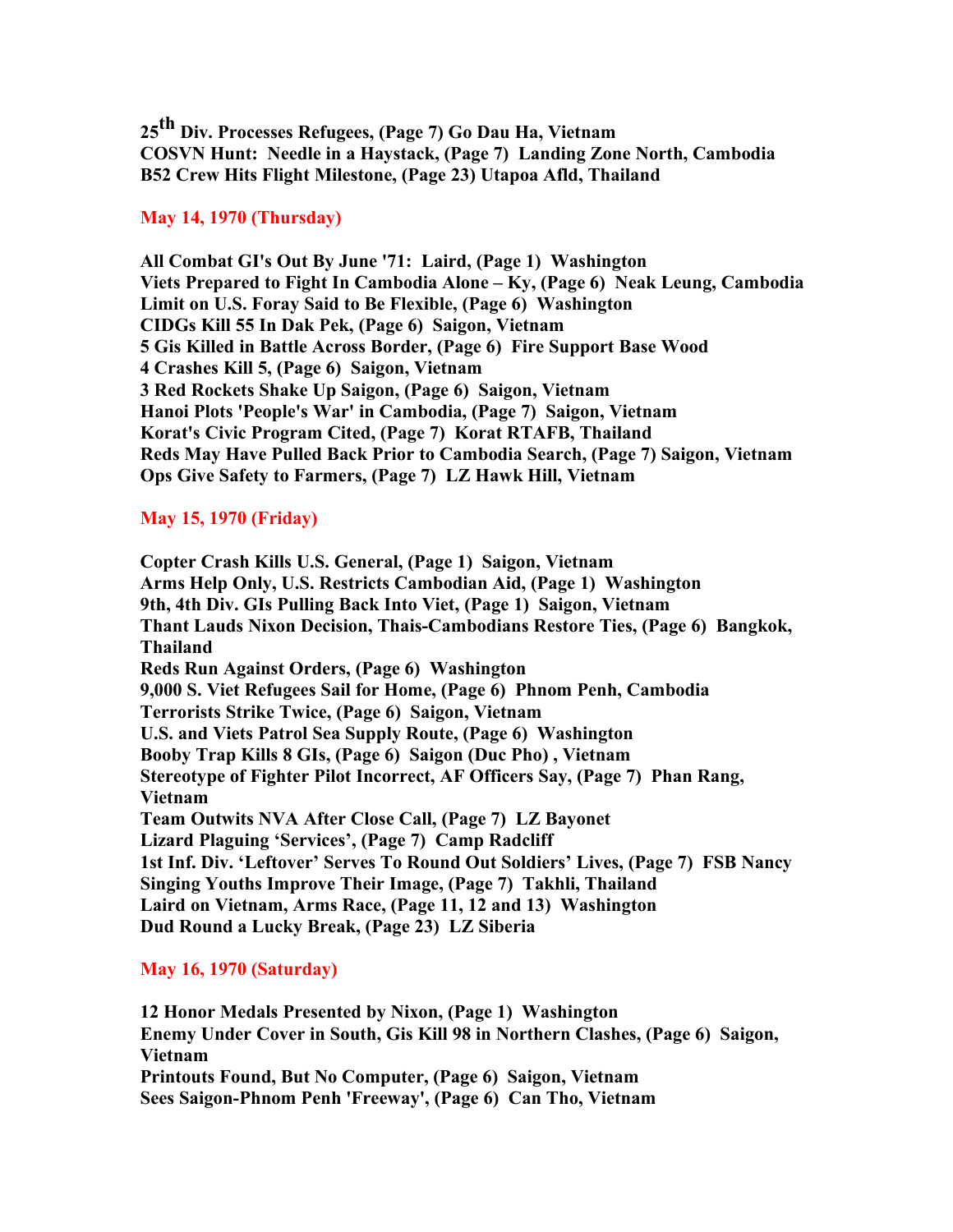**25th Div. Processes Refugees, (Page 7) Go Dau Ha, Vietnam**
**COSVN Hunt: Needle in a Haystack, (Page 7) Landing Zone North, Cambodia**
**B52 Crew Hits Flight Milestone, (Page 23) Utapoa Afld, Thailand**

## May 14, 1970 (Thursday)

**All Combat GI's Out By June '71: Laird, (Page 1) Washington**
**Viets Prepared to Fight In Cambodia Alone – Ky, (Page 6) Neak Leung, Cambodia**
**Limit on U.S. Foray Said to Be Flexible, (Page 6) Washington**
**CIDGs Kill 55 In Dak Pek, (Page 6) Saigon, Vietnam**
**5 Gis Killed in Battle Across Border, (Page 6) Fire Support Base Wood**
**4 Crashes Kill 5, (Page 6) Saigon, Vietnam**
**3 Red Rockets Shake Up Saigon, (Page 6) Saigon, Vietnam**
**Hanoi Plots 'People's War' in Cambodia, (Page 7) Saigon, Vietnam**
**Korat's Civic Program Cited, (Page 7) Korat RTAFB, Thailand**
**Reds May Have Pulled Back Prior to Cambodia Search, (Page 7) Saigon, Vietnam**
**Ops Give Safety to Farmers, (Page 7) LZ Hawk Hill, Vietnam**

## May 15, 1970 (Friday)

**Copter Crash Kills U.S. General, (Page 1) Saigon, Vietnam**
**Arms Help Only, U.S. Restricts Cambodian Aid, (Page 1) Washington**
**9th, 4th Div. GIs Pulling Back Into Viet, (Page 1) Saigon, Vietnam**
**Thant Lauds Nixon Decision, Thais-Cambodians Restore Ties, (Page 6) Bangkok, Thailand**
**Reds Run Against Orders, (Page 6) Washington**
**9,000 S. Viet Refugees Sail for Home, (Page 6) Phnom Penh, Cambodia**
**Terrorists Strike Twice, (Page 6) Saigon, Vietnam**
**U.S. and Viets Patrol Sea Supply Route, (Page 6) Washington**
**Booby Trap Kills 8 GIs, (Page 6) Saigon (Duc Pho) , Vietnam**
**Stereotype of Fighter Pilot Incorrect, AF Officers Say, (Page 7) Phan Rang, Vietnam**
**Team Outwits NVA After Close Call, (Page 7) LZ Bayonet**
**Lizard Plaguing 'Services', (Page 7) Camp Radcliff**
**1st Inf. Div. 'Leftover' Serves To Round Out Soldiers' Lives, (Page 7) FSB Nancy**
**Singing Youths Improve Their Image, (Page 7) Takhli, Thailand**
**Laird on Vietnam, Arms Race, (Page 11, 12 and 13) Washington**
**Dud Round a Lucky Break, (Page 23) LZ Siberia**

## May 16, 1970 (Saturday)

**12 Honor Medals Presented by Nixon, (Page 1) Washington**
**Enemy Under Cover in South, Gis Kill 98 in Northern Clashes, (Page 6) Saigon, Vietnam**
**Printouts Found, But No Computer, (Page 6) Saigon, Vietnam**
**Sees Saigon-Phnom Penh 'Freeway', (Page 6) Can Tho, Vietnam**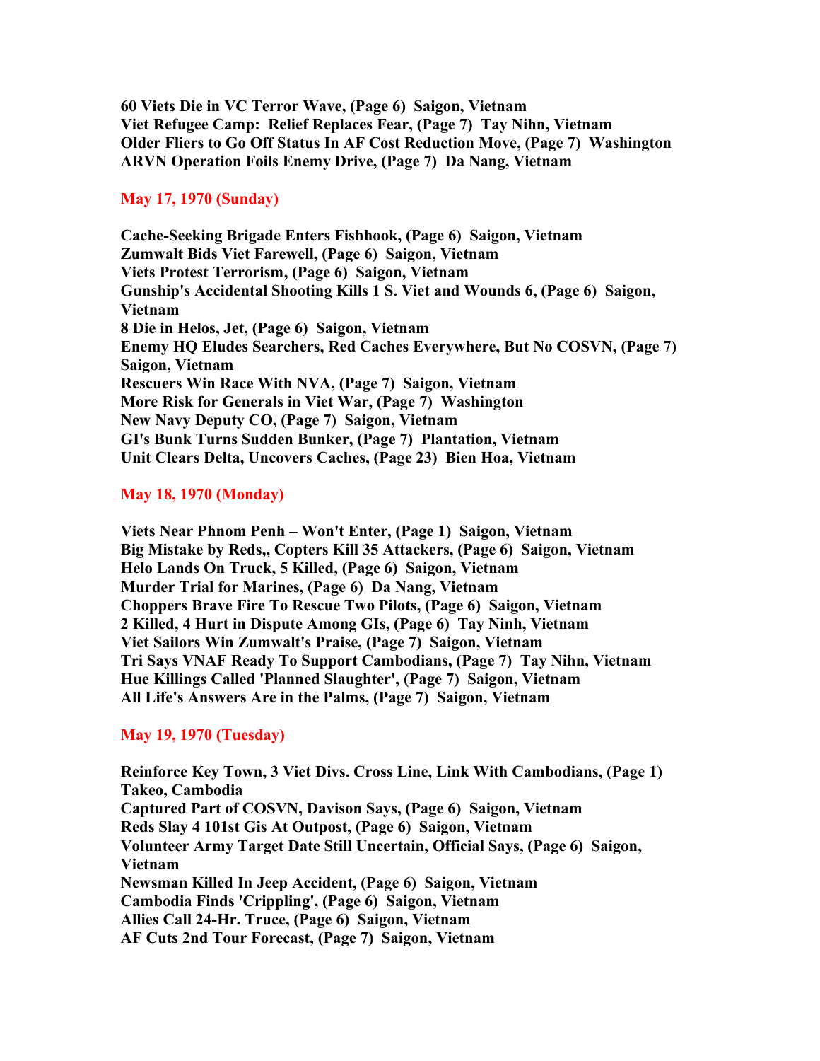**60 Viets Die in VC Terror Wave, (Page 6)  Saigon, Vietnam**
**Viet Refugee Camp:  Relief Replaces Fear, (Page 7)  Tay Nihn, Vietnam**
**Older Fliers to Go Off Status In AF Cost Reduction Move, (Page 7)  Washington**
**ARVN Operation Foils Enemy Drive, (Page 7)  Da Nang, Vietnam**

## May 17, 1970 (Sunday)

**Cache-Seeking Brigade Enters Fishhook, (Page 6)  Saigon, Vietnam**
**Zumwalt Bids Viet Farewell, (Page 6)  Saigon, Vietnam**
**Viets Protest Terrorism, (Page 6)  Saigon, Vietnam**
**Gunship's Accidental Shooting Kills 1 S. Viet and Wounds 6, (Page 6)  Saigon, Vietnam**
**8 Die in Helos, Jet, (Page 6)  Saigon, Vietnam**
**Enemy HQ Eludes Searchers, Red Caches Everywhere, But No COSVN, (Page 7)  Saigon, Vietnam**
**Rescuers Win Race With NVA, (Page 7)  Saigon, Vietnam**
**More Risk for Generals in Viet War, (Page 7)  Washington**
**New Navy Deputy CO, (Page 7)  Saigon, Vietnam**
**GI's Bunk Turns Sudden Bunker, (Page 7)  Plantation, Vietnam**
**Unit Clears Delta, Uncovers Caches, (Page 23)  Bien Hoa, Vietnam**

## May 18, 1970 (Monday)

**Viets Near Phnom Penh – Won't Enter, (Page 1)  Saigon, Vietnam**
**Big Mistake by Reds,, Copters Kill 35 Attackers, (Page 6)  Saigon, Vietnam**
**Helo Lands On Truck, 5 Killed, (Page 6)  Saigon, Vietnam**
**Murder Trial for Marines, (Page 6)  Da Nang, Vietnam**
**Choppers Brave Fire To Rescue Two Pilots, (Page 6)  Saigon, Vietnam**
**2 Killed, 4 Hurt in Dispute Among GIs, (Page 6)  Tay Ninh, Vietnam**
**Viet Sailors Win Zumwalt's Praise, (Page 7)  Saigon, Vietnam**
**Tri Says VNAF Ready To Support Cambodians, (Page 7)  Tay Nihn, Vietnam**
**Hue Killings Called 'Planned Slaughter', (Page 7)  Saigon, Vietnam**
**All Life's Answers Are in the Palms, (Page 7)  Saigon, Vietnam**

## May 19, 1970 (Tuesday)

**Reinforce Key Town, 3 Viet Divs. Cross Line, Link With Cambodians, (Page 1)  Takeo, Cambodia**
**Captured Part of COSVN, Davison Says, (Page 6)  Saigon, Vietnam**
**Reds Slay 4 101st Gis At Outpost, (Page 6)  Saigon, Vietnam**
**Volunteer Army Target Date Still Uncertain, Official Says, (Page 6)  Saigon, Vietnam**
**Newsman Killed In Jeep Accident, (Page 6)  Saigon, Vietnam**
**Cambodia Finds 'Crippling', (Page 6)  Saigon, Vietnam**
**Allies Call 24-Hr. Truce, (Page 6)  Saigon, Vietnam**
**AF Cuts 2nd Tour Forecast, (Page 7)  Saigon, Vietnam**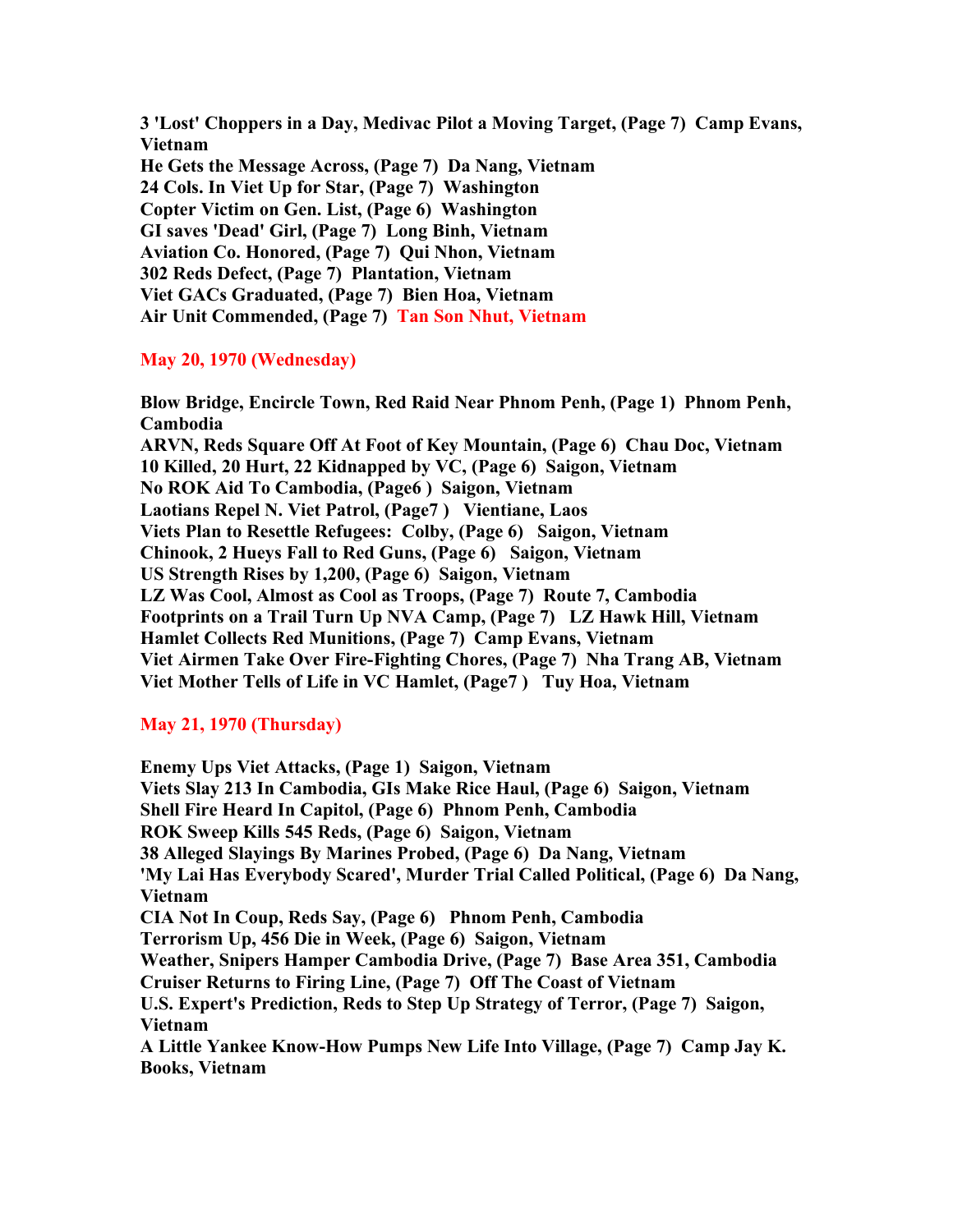**3 'Lost' Choppers in a Day, Medivac Pilot a Moving Target, (Page 7)  Camp Evans, Vietnam**
**He Gets the Message Across, (Page 7)  Da Nang, Vietnam**
**24 Cols. In Viet Up for Star, (Page 7)  Washington**
**Copter Victim on Gen. List, (Page 6)  Washington**
**GI saves 'Dead' Girl, (Page 7)  Long Binh, Vietnam**
**Aviation Co. Honored, (Page 7)  Qui Nhon, Vietnam**
**302 Reds Defect, (Page 7)  Plantation, Vietnam**
**Viet GACs Graduated, (Page 7)  Bien Hoa, Vietnam**
**Air Unit Commended, (Page 7)  Tan Son Nhut, Vietnam**

**May 20, 1970 (Wednesday)**

**Blow Bridge, Encircle Town, Red Raid Near Phnom Penh, (Page 1)  Phnom Penh, Cambodia**
**ARVN, Reds Square Off At Foot of Key Mountain, (Page 6)  Chau Doc, Vietnam**
**10 Killed, 20 Hurt, 22 Kidnapped by VC, (Page 6)  Saigon, Vietnam**
**No ROK Aid To Cambodia, (Page6 )  Saigon, Vietnam**
**Laotians Repel N. Viet Patrol, (Page7 )  Vientiane, Laos**
**Viets Plan to Resettle Refugees:  Colby, (Page 6)  Saigon, Vietnam**
**Chinook, 2 Hueys Fall to Red Guns, (Page 6)  Saigon, Vietnam**
**US Strength Rises by 1,200, (Page 6)  Saigon, Vietnam**
**LZ Was Cool, Almost as Cool as Troops, (Page 7)  Route 7, Cambodia**
**Footprints on a Trail Turn Up NVA Camp, (Page 7)  LZ Hawk Hill, Vietnam**
**Hamlet Collects Red Munitions, (Page 7)  Camp Evans, Vietnam**
**Viet Airmen Take Over Fire-Fighting Chores, (Page 7)  Nha Trang AB, Vietnam**
**Viet Mother Tells of Life in VC Hamlet, (Page7 )  Tuy Hoa, Vietnam**

**May 21, 1970 (Thursday)**

**Enemy Ups Viet Attacks, (Page 1)  Saigon, Vietnam**
**Viets Slay 213 In Cambodia, GIs Make Rice Haul, (Page 6)  Saigon, Vietnam**
**Shell Fire Heard In Capitol, (Page 6)  Phnom Penh, Cambodia**
**ROK Sweep Kills 545 Reds, (Page 6)  Saigon, Vietnam**
**38 Alleged Slayings By Marines Probed, (Page 6)  Da Nang, Vietnam**
**'My Lai Has Everybody Scared', Murder Trial Called Political, (Page 6)  Da Nang, Vietnam**
**CIA Not In Coup, Reds Say, (Page 6)  Phnom Penh, Cambodia**
**Terrorism Up, 456 Die in Week, (Page 6)  Saigon, Vietnam**
**Weather, Snipers Hamper Cambodia Drive, (Page 7)  Base Area 351, Cambodia**
**Cruiser Returns to Firing Line, (Page 7)  Off The Coast of Vietnam**
**U.S. Expert's Prediction, Reds to Step Up Strategy of Terror, (Page 7)  Saigon, Vietnam**
**A Little Yankee Know-How Pumps New Life Into Village, (Page 7)  Camp Jay K. Books, Vietnam**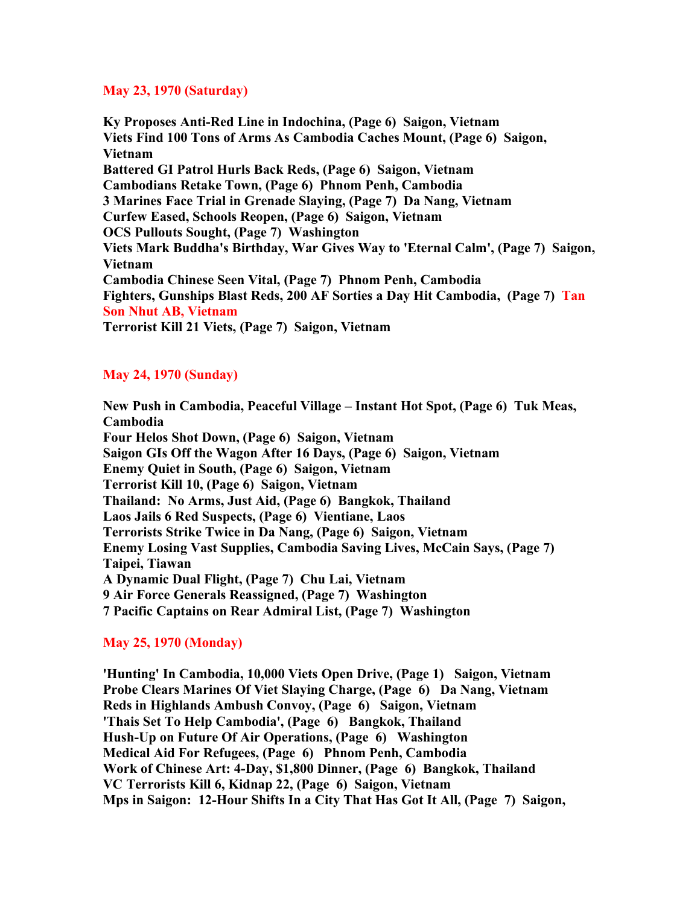**May 23, 1970 (Saturday)**

**Ky Proposes Anti-Red Line in Indochina, (Page 6) Saigon, Vietnam**
**Viets Find 100 Tons of Arms As Cambodia Caches Mount, (Page 6) Saigon, Vietnam**
**Battered GI Patrol Hurls Back Reds, (Page 6) Saigon, Vietnam**
**Cambodians Retake Town, (Page 6) Phnom Penh, Cambodia**
**3 Marines Face Trial in Grenade Slaying, (Page 7) Da Nang, Vietnam**
**Curfew Eased, Schools Reopen, (Page 6) Saigon, Vietnam**
**OCS Pullouts Sought, (Page 7) Washington**
**Viets Mark Buddha's Birthday, War Gives Way to 'Eternal Calm', (Page 7) Saigon, Vietnam**
**Cambodia Chinese Seen Vital, (Page 7) Phnom Penh, Cambodia**
**Fighters, Gunships Blast Reds, 200 AF Sorties a Day Hit Cambodia, (Page 7) Tan Son Nhut AB, Vietnam**
**Terrorist Kill 21 Viets, (Page 7) Saigon, Vietnam**

**May 24, 1970 (Sunday)**

**New Push in Cambodia, Peaceful Village – Instant Hot Spot, (Page 6) Tuk Meas, Cambodia**
**Four Helos Shot Down, (Page 6) Saigon, Vietnam**
**Saigon GIs Off the Wagon After 16 Days, (Page 6) Saigon, Vietnam**
**Enemy Quiet in South, (Page 6) Saigon, Vietnam**
**Terrorist Kill 10, (Page 6) Saigon, Vietnam**
**Thailand: No Arms, Just Aid, (Page 6) Bangkok, Thailand**
**Laos Jails 6 Red Suspects, (Page 6) Vientiane, Laos**
**Terrorists Strike Twice in Da Nang, (Page 6) Saigon, Vietnam**
**Enemy Losing Vast Supplies, Cambodia Saving Lives, McCain Says, (Page 7) Taipei, Tiawan**
**A Dynamic Dual Flight, (Page 7) Chu Lai, Vietnam**
**9 Air Force Generals Reassigned, (Page 7) Washington**
**7 Pacific Captains on Rear Admiral List, (Page 7) Washington**

**May 25, 1970 (Monday)**

**'Hunting' In Cambodia, 10,000 Viets Open Drive, (Page 1) Saigon, Vietnam**
**Probe Clears Marines Of Viet Slaying Charge, (Page 6) Da Nang, Vietnam**
**Reds in Highlands Ambush Convoy, (Page 6) Saigon, Vietnam**
**'Thais Set To Help Cambodia', (Page 6) Bangkok, Thailand**
**Hush-Up on Future Of Air Operations, (Page 6) Washington**
**Medical Aid For Refugees, (Page 6) Phnom Penh, Cambodia**
**Work of Chinese Art: 4-Day, $1,800 Dinner, (Page 6) Bangkok, Thailand**
**VC Terrorists Kill 6, Kidnap 22, (Page 6) Saigon, Vietnam**
**Mps in Saigon: 12-Hour Shifts In a City That Has Got It All, (Page 7) Saigon,**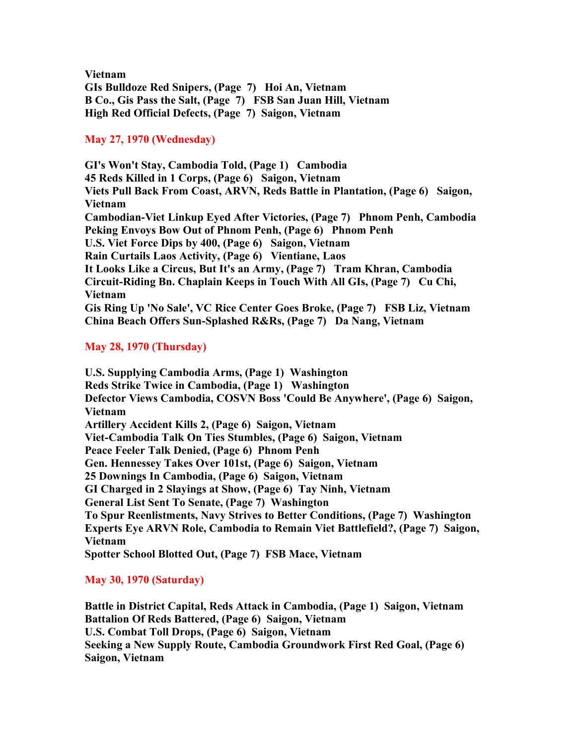**Vietnam**
**GIs Bulldoze Red Snipers, (Page 7) Hoi An, Vietnam**
**B Co., Gis Pass the Salt, (Page 7) FSB San Juan Hill, Vietnam**
**High Red Official Defects, (Page 7) Saigon, Vietnam**

**May 27, 1970 (Wednesday)**

**GI's Won't Stay, Cambodia Told, (Page 1) Cambodia**
**45 Reds Killed in 1 Corps, (Page 6) Saigon, Vietnam**
**Viets Pull Back From Coast, ARVN, Reds Battle in Plantation, (Page 6) Saigon, Vietnam**
**Cambodian-Viet Linkup Eyed After Victories, (Page 7) Phnom Penh, Cambodia**
**Peking Envoys Bow Out of Phnom Penh, (Page 6) Phnom Penh**
**U.S. Viet Force Dips by 400, (Page 6) Saigon, Vietnam**
**Rain Curtails Laos Activity, (Page 6) Vientiane, Laos**
**It Looks Like a Circus, But It's an Army, (Page 7) Tram Khran, Cambodia**
**Circuit-Riding Bn. Chaplain Keeps in Touch With All GIs, (Page 7) Cu Chi, Vietnam**
**Gis Ring Up 'No Sale', VC Rice Center Goes Broke, (Page 7) FSB Liz, Vietnam**
**China Beach Offers Sun-Splashed R&Rs, (Page 7) Da Nang, Vietnam**

**May 28, 1970 (Thursday)**

**U.S. Supplying Cambodia Arms, (Page 1) Washington**
**Reds Strike Twice in Cambodia, (Page 1) Washington**
**Defector Views Cambodia, COSVN Boss 'Could Be Anywhere', (Page 6) Saigon, Vietnam**
**Artillery Accident Kills 2, (Page 6) Saigon, Vietnam**
**Viet-Cambodia Talk On Ties Stumbles, (Page 6) Saigon, Vietnam**
**Peace Feeler Talk Denied, (Page 6) Phnom Penh**
**Gen. Hennessey Takes Over 101st, (Page 6) Saigon, Vietnam**
**25 Downings In Cambodia, (Page 6) Saigon, Vietnam**
**GI Charged in 2 Slayings at Show, (Page 6) Tay Ninh, Vietnam**
**General List Sent To Senate, (Page 7) Washington**
**To Spur Reenlistments, Navy Strives to Better Conditions, (Page 7) Washington**
**Experts Eye ARVN Role, Cambodia to Remain Viet Battlefield?, (Page 7) Saigon, Vietnam**
**Spotter School Blotted Out, (Page 7) FSB Mace, Vietnam**

**May 30, 1970 (Saturday)**

**Battle in District Capital, Reds Attack in Cambodia, (Page 1) Saigon, Vietnam**
**Battalion Of Reds Battered, (Page 6) Saigon, Vietnam**
**U.S. Combat Toll Drops, (Page 6) Saigon, Vietnam**
**Seeking a New Supply Route, Cambodia Groundwork First Red Goal, (Page 6) Saigon, Vietnam**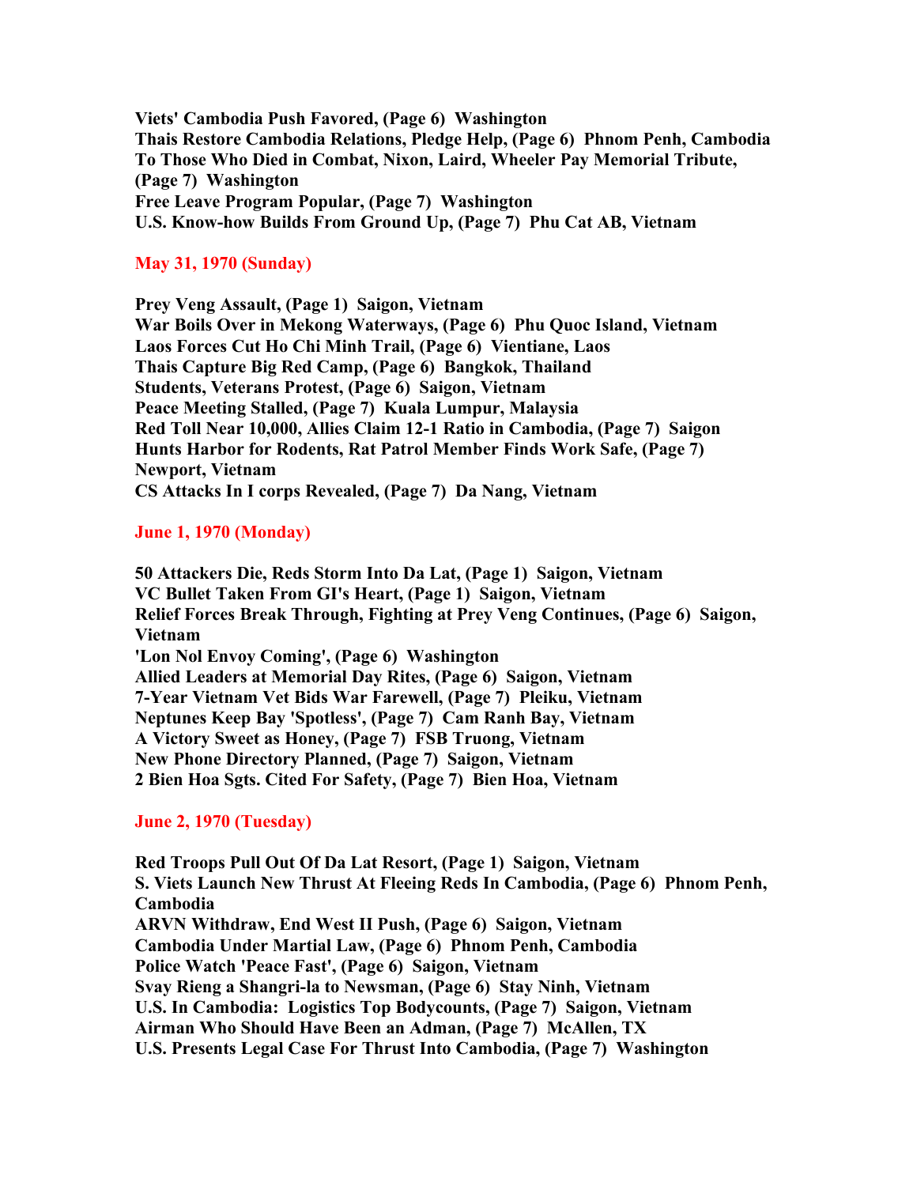**Viets' Cambodia Push Favored, (Page 6) Washington**
**Thais Restore Cambodia Relations, Pledge Help, (Page 6) Phnom Penh, Cambodia**
**To Those Who Died in Combat, Nixon, Laird, Wheeler Pay Memorial Tribute, (Page 7) Washington**
**Free Leave Program Popular, (Page 7) Washington**
**U.S. Know-how Builds From Ground Up, (Page 7) Phu Cat AB, Vietnam**

**May 31, 1970 (Sunday)**

**Prey Veng Assault, (Page 1) Saigon, Vietnam**
**War Boils Over in Mekong Waterways, (Page 6) Phu Quoc Island, Vietnam**
**Laos Forces Cut Ho Chi Minh Trail, (Page 6) Vientiane, Laos**
**Thais Capture Big Red Camp, (Page 6) Bangkok, Thailand**
**Students, Veterans Protest, (Page 6) Saigon, Vietnam**
**Peace Meeting Stalled, (Page 7) Kuala Lumpur, Malaysia**
**Red Toll Near 10,000, Allies Claim 12-1 Ratio in Cambodia, (Page 7) Saigon**
**Hunts Harbor for Rodents, Rat Patrol Member Finds Work Safe, (Page 7) Newport, Vietnam**
**CS Attacks In I corps Revealed, (Page 7) Da Nang, Vietnam**

**June 1, 1970 (Monday)**

**50 Attackers Die, Reds Storm Into Da Lat, (Page 1) Saigon, Vietnam**
**VC Bullet Taken From GI's Heart, (Page 1) Saigon, Vietnam**
**Relief Forces Break Through, Fighting at Prey Veng Continues, (Page 6) Saigon, Vietnam**
**'Lon Nol Envoy Coming', (Page 6) Washington**
**Allied Leaders at Memorial Day Rites, (Page 6) Saigon, Vietnam**
**7-Year Vietnam Vet Bids War Farewell, (Page 7) Pleiku, Vietnam**
**Neptunes Keep Bay 'Spotless', (Page 7) Cam Ranh Bay, Vietnam**
**A Victory Sweet as Honey, (Page 7) FSB Truong, Vietnam**
**New Phone Directory Planned, (Page 7) Saigon, Vietnam**
**2 Bien Hoa Sgts. Cited For Safety, (Page 7) Bien Hoa, Vietnam**

**June 2, 1970 (Tuesday)**

**Red Troops Pull Out Of Da Lat Resort, (Page 1) Saigon, Vietnam**
**S. Viets Launch New Thrust At Fleeing Reds In Cambodia, (Page 6) Phnom Penh, Cambodia**
**ARVN Withdraw, End West II Push, (Page 6) Saigon, Vietnam**
**Cambodia Under Martial Law, (Page 6) Phnom Penh, Cambodia**
**Police Watch 'Peace Fast', (Page 6) Saigon, Vietnam**
**Svay Rieng a Shangri-la to Newsman, (Page 6) Stay Ninh, Vietnam**
**U.S. In Cambodia: Logistics Top Bodycounts, (Page 7) Saigon, Vietnam**
**Airman Who Should Have Been an Adman, (Page 7) McAllen, TX**
**U.S. Presents Legal Case For Thrust Into Cambodia, (Page 7) Washington**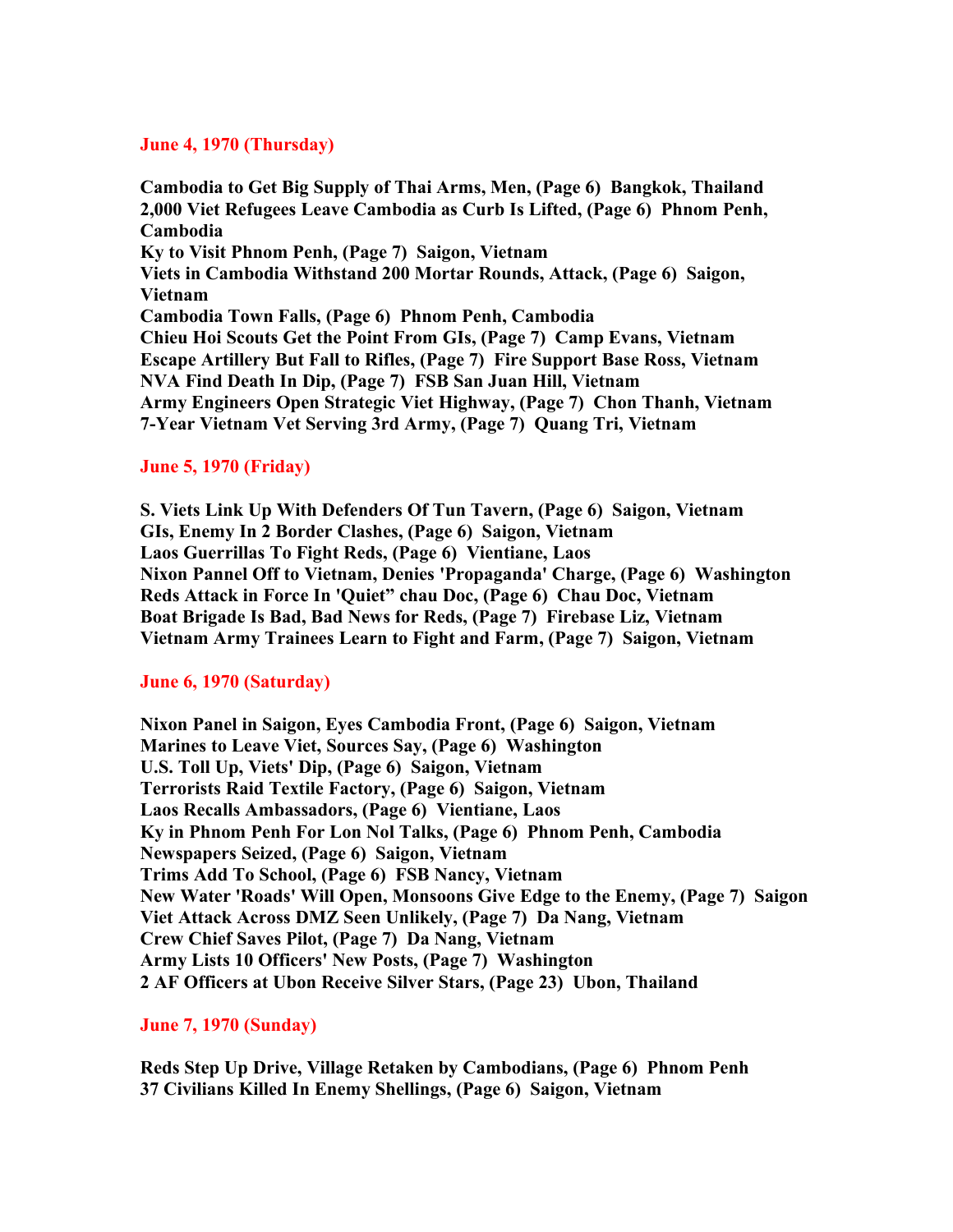**June 4, 1970 (Thursday)**

**Cambodia to Get Big Supply of Thai Arms, Men, (Page 6) Bangkok, Thailand**
**2,000 Viet Refugees Leave Cambodia as Curb Is Lifted, (Page 6) Phnom Penh, Cambodia**
**Ky to Visit Phnom Penh, (Page 7) Saigon, Vietnam**
**Viets in Cambodia Withstand 200 Mortar Rounds, Attack, (Page 6) Saigon, Vietnam**
**Cambodia Town Falls, (Page 6) Phnom Penh, Cambodia**
**Chieu Hoi Scouts Get the Point From GIs, (Page 7) Camp Evans, Vietnam**
**Escape Artillery But Fall to Rifles, (Page 7) Fire Support Base Ross, Vietnam**
**NVA Find Death In Dip, (Page 7) FSB San Juan Hill, Vietnam**
**Army Engineers Open Strategic Viet Highway, (Page 7) Chon Thanh, Vietnam**
**7-Year Vietnam Vet Serving 3rd Army, (Page 7) Quang Tri, Vietnam**

**June 5, 1970 (Friday)**

**S. Viets Link Up With Defenders Of Tun Tavern, (Page 6) Saigon, Vietnam**
**GIs, Enemy In 2 Border Clashes, (Page 6) Saigon, Vietnam**
**Laos Guerrillas To Fight Reds, (Page 6) Vientiane, Laos**
**Nixon Pannel Off to Vietnam, Denies 'Propaganda' Charge, (Page 6) Washington**
**Reds Attack in Force In 'Quiet" chau Doc, (Page 6) Chau Doc, Vietnam**
**Boat Brigade Is Bad, Bad News for Reds, (Page 7) Firebase Liz, Vietnam**
**Vietnam Army Trainees Learn to Fight and Farm, (Page 7) Saigon, Vietnam**

**June 6, 1970 (Saturday)**

**Nixon Panel in Saigon, Eyes Cambodia Front, (Page 6) Saigon, Vietnam**
**Marines to Leave Viet, Sources Say, (Page 6) Washington**
**U.S. Toll Up, Viets' Dip, (Page 6) Saigon, Vietnam**
**Terrorists Raid Textile Factory, (Page 6) Saigon, Vietnam**
**Laos Recalls Ambassadors, (Page 6) Vientiane, Laos**
**Ky in Phnom Penh For Lon Nol Talks, (Page 6) Phnom Penh, Cambodia**
**Newspapers Seized, (Page 6) Saigon, Vietnam**
**Trims Add To School, (Page 6) FSB Nancy, Vietnam**
**New Water 'Roads' Will Open, Monsoons Give Edge to the Enemy, (Page 7) Saigon**
**Viet Attack Across DMZ Seen Unlikely, (Page 7) Da Nang, Vietnam**
**Crew Chief Saves Pilot, (Page 7) Da Nang, Vietnam**
**Army Lists 10 Officers' New Posts, (Page 7) Washington**
**2 AF Officers at Ubon Receive Silver Stars, (Page 23) Ubon, Thailand**

**June 7, 1970 (Sunday)**

**Reds Step Up Drive, Village Retaken by Cambodians, (Page 6) Phnom Penh**
**37 Civilians Killed In Enemy Shellings, (Page 6) Saigon, Vietnam**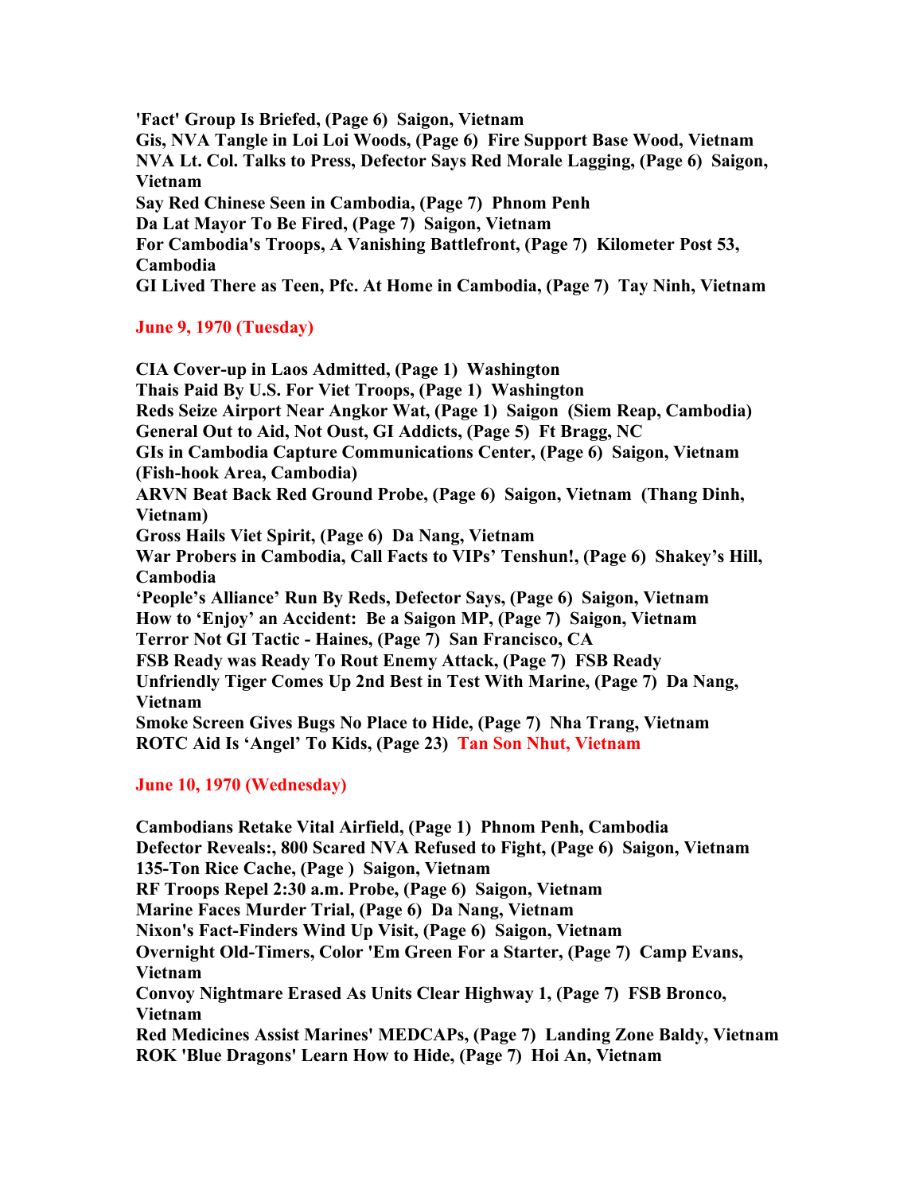**'Fact' Group Is Briefed, (Page 6) Saigon, Vietnam**
**Gis, NVA Tangle in Loi Loi Woods, (Page 6) Fire Support Base Wood, Vietnam**
**NVA Lt. Col. Talks to Press, Defector Says Red Morale Lagging, (Page 6) Saigon, Vietnam**
**Say Red Chinese Seen in Cambodia, (Page 7) Phnom Penh**
**Da Lat Mayor To Be Fired, (Page 7) Saigon, Vietnam**
**For Cambodia's Troops, A Vanishing Battlefront, (Page 7) Kilometer Post 53, Cambodia**
**GI Lived There as Teen, Pfc. At Home in Cambodia, (Page 7) Tay Ninh, Vietnam**

**June 9, 1970 (Tuesday)**

**CIA Cover-up in Laos Admitted, (Page 1) Washington**
**Thais Paid By U.S. For Viet Troops, (Page 1) Washington**
**Reds Seize Airport Near Angkor Wat, (Page 1) Saigon (Siem Reap, Cambodia)**
**General Out to Aid, Not Oust, GI Addicts, (Page 5) Ft Bragg, NC**
**GIs in Cambodia Capture Communications Center, (Page 6) Saigon, Vietnam (Fish-hook Area, Cambodia)**
**ARVN Beat Back Red Ground Probe, (Page 6) Saigon, Vietnam (Thang Dinh, Vietnam)**
**Gross Hails Viet Spirit, (Page 6) Da Nang, Vietnam**
**War Probers in Cambodia, Call Facts to VIPs' Tenshun!, (Page 6) Shakey's Hill, Cambodia**
**'People's Alliance' Run By Reds, Defector Says, (Page 6) Saigon, Vietnam**
**How to 'Enjoy' an Accident: Be a Saigon MP, (Page 7) Saigon, Vietnam**
**Terror Not GI Tactic - Haines, (Page 7) San Francisco, CA**
**FSB Ready was Ready To Rout Enemy Attack, (Page 7) FSB Ready**
**Unfriendly Tiger Comes Up 2nd Best in Test With Marine, (Page 7) Da Nang, Vietnam**
**Smoke Screen Gives Bugs No Place to Hide, (Page 7) Nha Trang, Vietnam**
**ROTC Aid Is 'Angel' To Kids, (Page 23) Tan Son Nhut, Vietnam**

**June 10, 1970 (Wednesday)**

**Cambodians Retake Vital Airfield, (Page 1) Phnom Penh, Cambodia**
**Defector Reveals:, 800 Scared NVA Refused to Fight, (Page 6) Saigon, Vietnam**
**135-Ton Rice Cache, (Page ) Saigon, Vietnam**
**RF Troops Repel 2:30 a.m. Probe, (Page 6) Saigon, Vietnam**
**Marine Faces Murder Trial, (Page 6) Da Nang, Vietnam**
**Nixon's Fact-Finders Wind Up Visit, (Page 6) Saigon, Vietnam**
**Overnight Old-Timers, Color 'Em Green For a Starter, (Page 7) Camp Evans, Vietnam**
**Convoy Nightmare Erased As Units Clear Highway 1, (Page 7) FSB Bronco, Vietnam**
**Red Medicines Assist Marines' MEDCAPs, (Page 7) Landing Zone Baldy, Vietnam**
**ROK 'Blue Dragons' Learn How to Hide, (Page 7) Hoi An, Vietnam**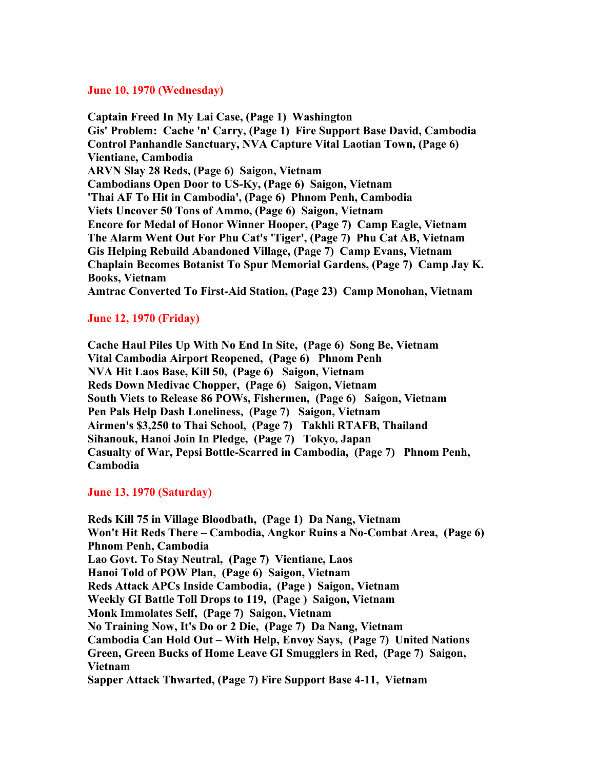## June 10, 1970 (Wednesday)

**Captain Freed In My Lai Case, (Page 1) Washington**
**Gis' Problem: Cache 'n' Carry, (Page 1) Fire Support Base David, Cambodia**
**Control Panhandle Sanctuary, NVA Capture Vital Laotian Town, (Page 6) Vientiane, Cambodia**
**ARVN Slay 28 Reds, (Page 6) Saigon, Vietnam**
**Cambodians Open Door to US-Ky, (Page 6) Saigon, Vietnam**
**'Thai AF To Hit in Cambodia', (Page 6) Phnom Penh, Cambodia**
**Viets Uncover 50 Tons of Ammo, (Page 6) Saigon, Vietnam**
**Encore for Medal of Honor Winner Hooper, (Page 7) Camp Eagle, Vietnam**
**The Alarm Went Out For Phu Cat's 'Tiger', (Page 7) Phu Cat AB, Vietnam**
**Gis Helping Rebuild Abandoned Village, (Page 7) Camp Evans, Vietnam**
**Chaplain Becomes Botanist To Spur Memorial Gardens, (Page 7) Camp Jay K. Books, Vietnam**
**Amtrac Converted To First-Aid Station, (Page 23) Camp Monohan, Vietnam**

## June 12, 1970 (Friday)

**Cache Haul Piles Up With No End In Site, (Page 6) Song Be, Vietnam**
**Vital Cambodia Airport Reopened, (Page 6) Phnom Penh**
**NVA Hit Laos Base, Kill 50, (Page 6) Saigon, Vietnam**
**Reds Down Medivac Chopper, (Page 6) Saigon, Vietnam**
**South Viets to Release 86 POWs, Fishermen, (Page 6) Saigon, Vietnam**
**Pen Pals Help Dash Loneliness, (Page 7) Saigon, Vietnam**
**Airmen's $3,250 to Thai School, (Page 7) Takhli RTAFB, Thailand**
**Sihanouk, Hanoi Join In Pledge, (Page 7) Tokyo, Japan**
**Casualty of War, Pepsi Bottle-Scarred in Cambodia, (Page 7) Phnom Penh, Cambodia**

## June 13, 1970 (Saturday)

**Reds Kill 75 in Village Bloodbath, (Page 1) Da Nang, Vietnam**
**Won't Hit Reds There – Cambodia, Angkor Ruins a No-Combat Area, (Page 6) Phnom Penh, Cambodia**
**Lao Govt. To Stay Neutral, (Page 7) Vientiane, Laos**
**Hanoi Told of POW Plan, (Page 6) Saigon, Vietnam**
**Reds Attack APCs Inside Cambodia, (Page ) Saigon, Vietnam**
**Weekly GI Battle Toll Drops to 119, (Page ) Saigon, Vietnam**
**Monk Immolates Self, (Page 7) Saigon, Vietnam**
**No Training Now, It's Do or 2 Die, (Page 7) Da Nang, Vietnam**
**Cambodia Can Hold Out – With Help, Envoy Says, (Page 7) United Nations**
**Green, Green Bucks of Home Leave GI Smugglers in Red, (Page 7) Saigon, Vietnam**
**Sapper Attack Thwarted, (Page 7) Fire Support Base 4-11, Vietnam**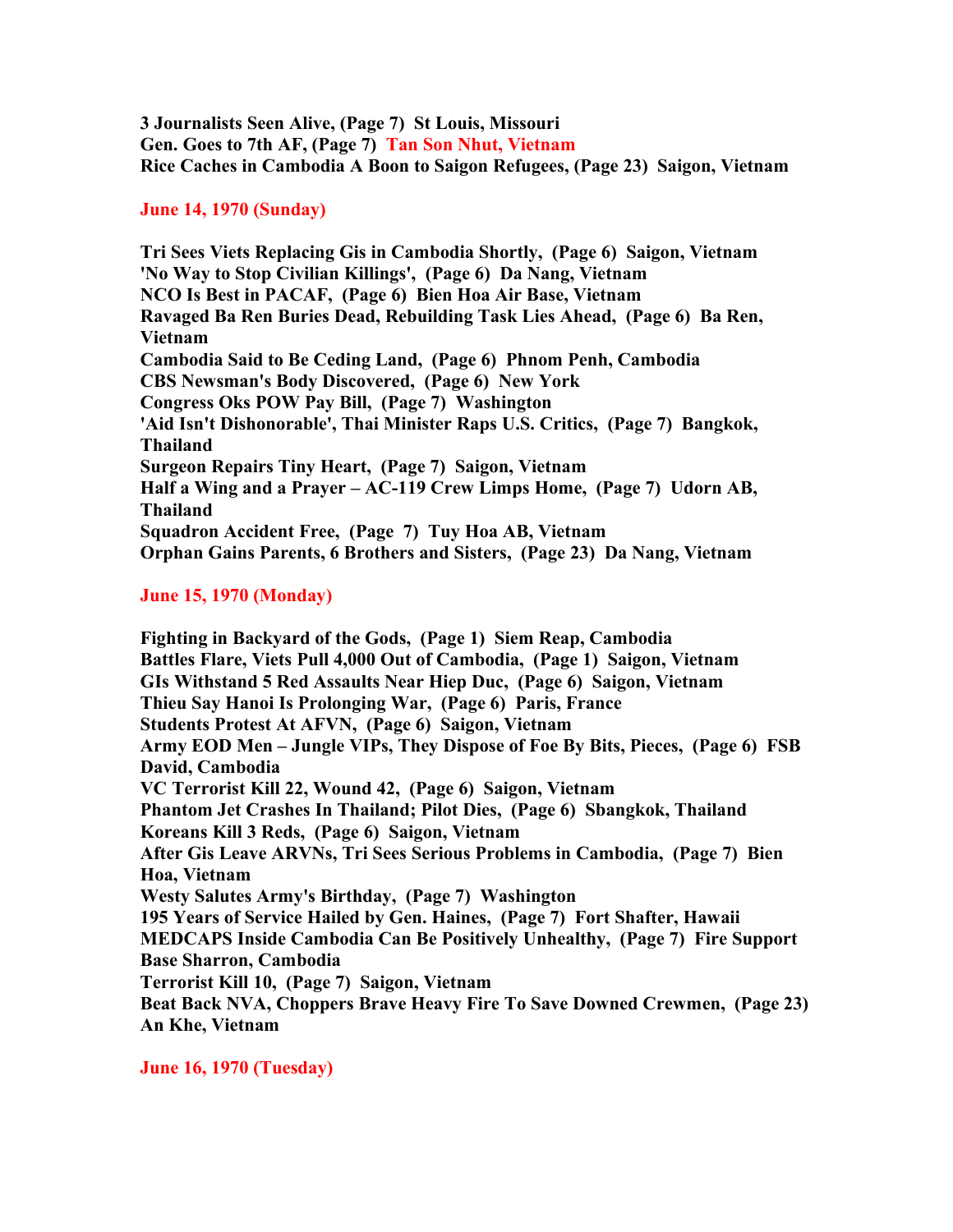**3 Journalists Seen Alive, (Page 7) St Louis, Missouri**
**Gen. Goes to 7th AF, (Page 7) Tan Son Nhut, Vietnam**
**Rice Caches in Cambodia A Boon to Saigon Refugees, (Page 23) Saigon, Vietnam**

**June 14, 1970 (Sunday)**

**Tri Sees Viets Replacing Gis in Cambodia Shortly, (Page 6) Saigon, Vietnam**
**'No Way to Stop Civilian Killings', (Page 6) Da Nang, Vietnam**
**NCO Is Best in PACAF, (Page 6) Bien Hoa Air Base, Vietnam**
**Ravaged Ba Ren Buries Dead, Rebuilding Task Lies Ahead, (Page 6) Ba Ren, Vietnam**
**Cambodia Said to Be Ceding Land, (Page 6) Phnom Penh, Cambodia**
**CBS Newsman's Body Discovered, (Page 6) New York**
**Congress Oks POW Pay Bill, (Page 7) Washington**
**'Aid Isn't Dishonorable', Thai Minister Raps U.S. Critics, (Page 7) Bangkok, Thailand**
**Surgeon Repairs Tiny Heart, (Page 7) Saigon, Vietnam**
**Half a Wing and a Prayer – AC-119 Crew Limps Home, (Page 7) Udorn AB, Thailand**
**Squadron Accident Free, (Page 7) Tuy Hoa AB, Vietnam**
**Orphan Gains Parents, 6 Brothers and Sisters, (Page 23) Da Nang, Vietnam**

**June 15, 1970 (Monday)**

**Fighting in Backyard of the Gods, (Page 1) Siem Reap, Cambodia**
**Battles Flare, Viets Pull 4,000 Out of Cambodia, (Page 1) Saigon, Vietnam**
**GIs Withstand 5 Red Assaults Near Hiep Duc, (Page 6) Saigon, Vietnam**
**Thieu Say Hanoi Is Prolonging War, (Page 6) Paris, France**
**Students Protest At AFVN, (Page 6) Saigon, Vietnam**
**Army EOD Men – Jungle VIPs, They Dispose of Foe By Bits, Pieces, (Page 6) FSB David, Cambodia**
**VC Terrorist Kill 22, Wound 42, (Page 6) Saigon, Vietnam**
**Phantom Jet Crashes In Thailand; Pilot Dies, (Page 6) Sbangkok, Thailand**
**Koreans Kill 3 Reds, (Page 6) Saigon, Vietnam**
**After Gis Leave ARVNs, Tri Sees Serious Problems in Cambodia, (Page 7) Bien Hoa, Vietnam**
**Westy Salutes Army's Birthday, (Page 7) Washington**
**195 Years of Service Hailed by Gen. Haines, (Page 7) Fort Shafter, Hawaii**
**MEDCAPS Inside Cambodia Can Be Positively Unhealthy, (Page 7) Fire Support Base Sharron, Cambodia**
**Terrorist Kill 10, (Page 7) Saigon, Vietnam**
**Beat Back NVA, Choppers Brave Heavy Fire To Save Downed Crewmen, (Page 23) An Khe, Vietnam**

**June 16, 1970 (Tuesday)**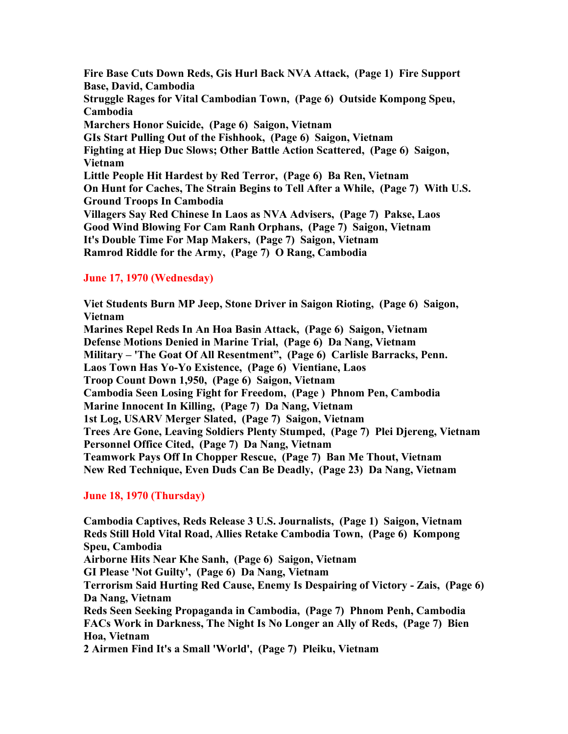**Fire Base Cuts Down Reds, Gis Hurl Back NVA Attack, (Page 1) Fire Support Base, David, Cambodia**
**Struggle Rages for Vital Cambodian Town, (Page 6) Outside Kompong Speu, Cambodia**
**Marchers Honor Suicide, (Page 6) Saigon, Vietnam**
**GIs Start Pulling Out of the Fishhook, (Page 6) Saigon, Vietnam**
**Fighting at Hiep Duc Slows; Other Battle Action Scattered, (Page 6) Saigon, Vietnam**
**Little People Hit Hardest by Red Terror, (Page 6) Ba Ren, Vietnam**
**On Hunt for Caches, The Strain Begins to Tell After a While, (Page 7) With U.S. Ground Troops In Cambodia**
**Villagers Say Red Chinese In Laos as NVA Advisers, (Page 7) Pakse, Laos**
**Good Wind Blowing For Cam Ranh Orphans, (Page 7) Saigon, Vietnam**
**It's Double Time For Map Makers, (Page 7) Saigon, Vietnam**
**Ramrod Riddle for the Army, (Page 7) O Rang, Cambodia**

## June 17, 1970 (Wednesday)

**Viet Students Burn MP Jeep, Stone Driver in Saigon Rioting, (Page 6) Saigon, Vietnam**
**Marines Repel Reds In An Hoa Basin Attack, (Page 6) Saigon, Vietnam**
**Defense Motions Denied in Marine Trial, (Page 6) Da Nang, Vietnam**
**Military – 'The Goat Of All Resentment", (Page 6) Carlisle Barracks, Penn.**
**Laos Town Has Yo-Yo Existence, (Page 6) Vientiane, Laos**
**Troop Count Down 1,950, (Page 6) Saigon, Vietnam**
**Cambodia Seen Losing Fight for Freedom, (Page ) Phnom Pen, Cambodia**
**Marine Innocent In Killing, (Page 7) Da Nang, Vietnam**
**1st Log, USARV Merger Slated, (Page 7) Saigon, Vietnam**
**Trees Are Gone, Leaving Soldiers Plenty Stumped, (Page 7) Plei Djereng, Vietnam**
**Personnel Office Cited, (Page 7) Da Nang, Vietnam**
**Teamwork Pays Off In Chopper Rescue, (Page 7) Ban Me Thout, Vietnam**
**New Red Technique, Even Duds Can Be Deadly, (Page 23) Da Nang, Vietnam**

## June 18, 1970 (Thursday)

**Cambodia Captives, Reds Release 3 U.S. Journalists, (Page 1) Saigon, Vietnam**
**Reds Still Hold Vital Road, Allies Retake Cambodia Town, (Page 6) Kompong Speu, Cambodia**
**Airborne Hits Near Khe Sanh, (Page 6) Saigon, Vietnam**
**GI Please 'Not Guilty', (Page 6) Da Nang, Vietnam**
**Terrorism Said Hurting Red Cause, Enemy Is Despairing of Victory - Zais, (Page 6) Da Nang, Vietnam**
**Reds Seen Seeking Propaganda in Cambodia, (Page 7) Phnom Penh, Cambodia**
**FACs Work in Darkness, The Night Is No Longer an Ally of Reds, (Page 7) Bien Hoa, Vietnam**
**2 Airmen Find It's a Small 'World', (Page 7) Pleiku, Vietnam**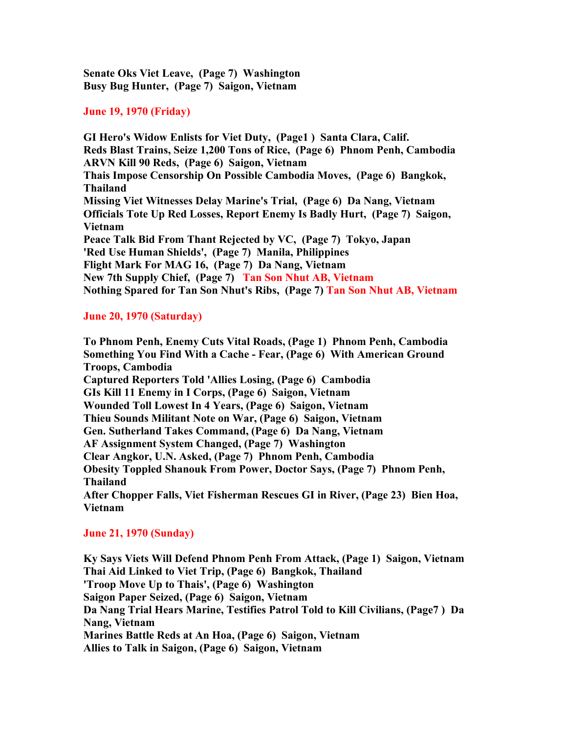**Senate Oks Viet Leave, (Page 7) Washington**
**Busy Bug Hunter, (Page 7) Saigon, Vietnam**

**June 19, 1970 (Friday)**

**GI Hero's Widow Enlists for Viet Duty, (Page1 ) Santa Clara, Calif.**
**Reds Blast Trains, Seize 1,200 Tons of Rice, (Page 6) Phnom Penh, Cambodia**
**ARVN Kill 90 Reds, (Page 6) Saigon, Vietnam**
**Thais Impose Censorship On Possible Cambodia Moves, (Page 6) Bangkok, Thailand**
**Missing Viet Witnesses Delay Marine's Trial, (Page 6) Da Nang, Vietnam**
**Officials Tote Up Red Losses, Report Enemy Is Badly Hurt, (Page 7) Saigon, Vietnam**
**Peace Talk Bid From Thant Rejected by VC, (Page 7) Tokyo, Japan**
**'Red Use Human Shields', (Page 7) Manila, Philippines**
**Flight Mark For MAG 16, (Page 7) Da Nang, Vietnam**
**New 7th Supply Chief, (Page 7) Tan Son Nhut AB, Vietnam**
**Nothing Spared for Tan Son Nhut's Ribs, (Page 7) Tan Son Nhut AB, Vietnam**

**June 20, 1970 (Saturday)**

**To Phnom Penh, Enemy Cuts Vital Roads, (Page 1) Phnom Penh, Cambodia**
**Something You Find With a Cache - Fear, (Page 6) With American Ground Troops, Cambodia**
**Captured Reporters Told 'Allies Losing, (Page 6) Cambodia**
**GIs Kill 11 Enemy in I Corps, (Page 6) Saigon, Vietnam**
**Wounded Toll Lowest In 4 Years, (Page 6) Saigon, Vietnam**
**Thieu Sounds Militant Note on War, (Page 6) Saigon, Vietnam**
**Gen. Sutherland Takes Command, (Page 6) Da Nang, Vietnam**
**AF Assignment System Changed, (Page 7) Washington**
**Clear Angkor, U.N. Asked, (Page 7) Phnom Penh, Cambodia**
**Obesity Toppled Shanouk From Power, Doctor Says, (Page 7) Phnom Penh, Thailand**
**After Chopper Falls, Viet Fisherman Rescues GI in River, (Page 23) Bien Hoa, Vietnam**

**June 21, 1970 (Sunday)**

**Ky Says Viets Will Defend Phnom Penh From Attack, (Page 1) Saigon, Vietnam**
**Thai Aid Linked to Viet Trip, (Page 6) Bangkok, Thailand**
**'Troop Move Up to Thais', (Page 6) Washington**
**Saigon Paper Seized, (Page 6) Saigon, Vietnam**
**Da Nang Trial Hears Marine, Testifies Patrol Told to Kill Civilians, (Page7 ) Da Nang, Vietnam**
**Marines Battle Reds at An Hoa, (Page 6) Saigon, Vietnam**
**Allies to Talk in Saigon, (Page 6) Saigon, Vietnam**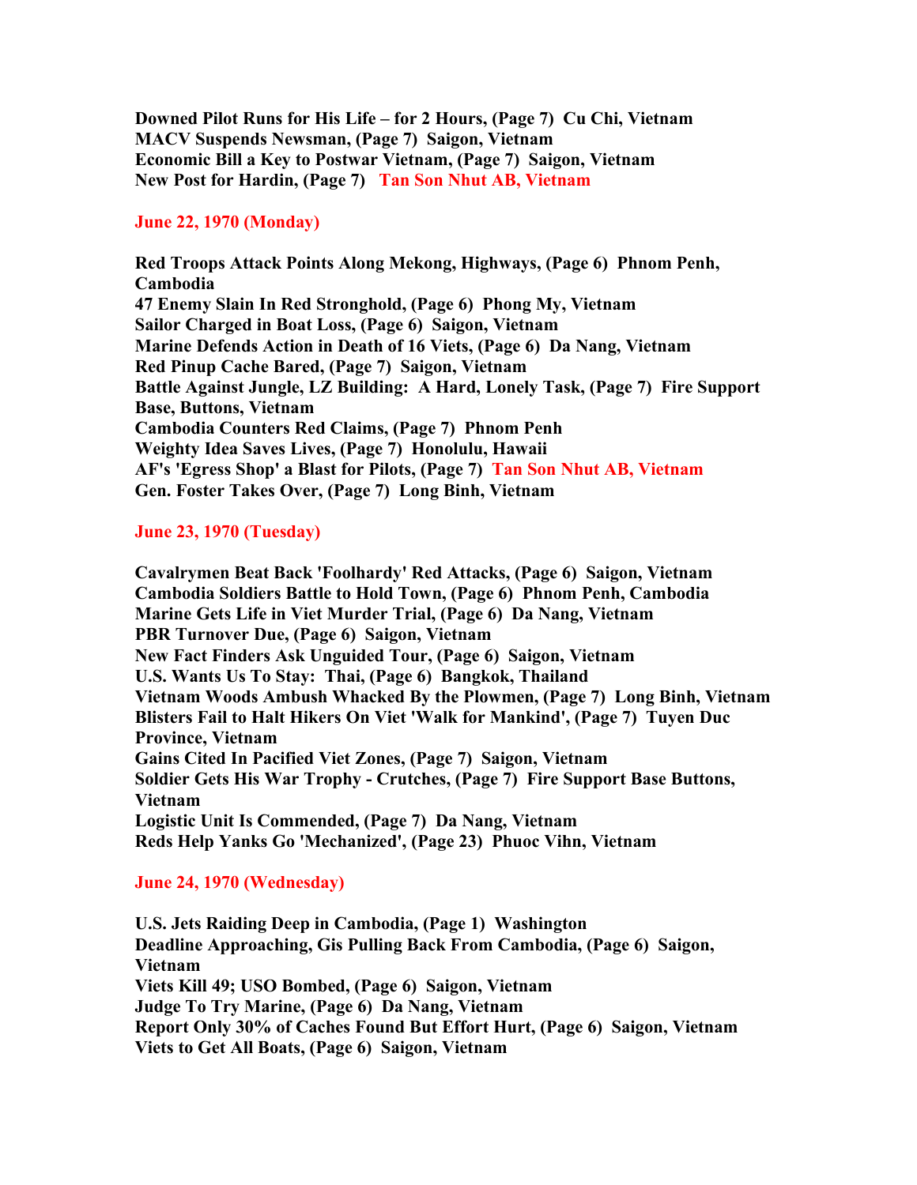**Downed Pilot Runs for His Life – for 2 Hours, (Page 7) Cu Chi, Vietnam**
**MACV Suspends Newsman, (Page 7) Saigon, Vietnam**
**Economic Bill a Key to Postwar Vietnam, (Page 7) Saigon, Vietnam**
**New Post for Hardin, (Page 7) Tan Son Nhut AB, Vietnam**

**June 22, 1970 (Monday)**

**Red Troops Attack Points Along Mekong, Highways, (Page 6) Phnom Penh, Cambodia**
**47 Enemy Slain In Red Stronghold, (Page 6) Phong My, Vietnam**
**Sailor Charged in Boat Loss, (Page 6) Saigon, Vietnam**
**Marine Defends Action in Death of 16 Viets, (Page 6) Da Nang, Vietnam**
**Red Pinup Cache Bared, (Page 7) Saigon, Vietnam**
**Battle Against Jungle, LZ Building: A Hard, Lonely Task, (Page 7) Fire Support Base, Buttons, Vietnam**
**Cambodia Counters Red Claims, (Page 7) Phnom Penh**
**Weighty Idea Saves Lives, (Page 7) Honolulu, Hawaii**
**AF's 'Egress Shop' a Blast for Pilots, (Page 7) Tan Son Nhut AB, Vietnam**
**Gen. Foster Takes Over, (Page 7) Long Binh, Vietnam**

**June 23, 1970 (Tuesday)**

**Cavalrymen Beat Back 'Foolhardy' Red Attacks, (Page 6) Saigon, Vietnam**
**Cambodia Soldiers Battle to Hold Town, (Page 6) Phnom Penh, Cambodia**
**Marine Gets Life in Viet Murder Trial, (Page 6) Da Nang, Vietnam**
**PBR Turnover Due, (Page 6) Saigon, Vietnam**
**New Fact Finders Ask Unguided Tour, (Page 6) Saigon, Vietnam**
**U.S. Wants Us To Stay: Thai, (Page 6) Bangkok, Thailand**
**Vietnam Woods Ambush Whacked By the Plowmen, (Page 7) Long Binh, Vietnam**
**Blisters Fail to Halt Hikers On Viet 'Walk for Mankind', (Page 7) Tuyen Duc Province, Vietnam**
**Gains Cited In Pacified Viet Zones, (Page 7) Saigon, Vietnam**
**Soldier Gets His War Trophy - Crutches, (Page 7) Fire Support Base Buttons, Vietnam**
**Logistic Unit Is Commended, (Page 7) Da Nang, Vietnam**
**Reds Help Yanks Go 'Mechanized', (Page 23) Phuoc Vihn, Vietnam**

**June 24, 1970 (Wednesday)**

**U.S. Jets Raiding Deep in Cambodia, (Page 1) Washington**
**Deadline Approaching, GIs Pulling Back From Cambodia, (Page 6) Saigon, Vietnam**
**Viets Kill 49; USO Bombed, (Page 6) Saigon, Vietnam**
**Judge To Try Marine, (Page 6) Da Nang, Vietnam**
**Report Only 30% of Caches Found But Effort Hurt, (Page 6) Saigon, Vietnam**
**Viets to Get All Boats, (Page 6) Saigon, Vietnam**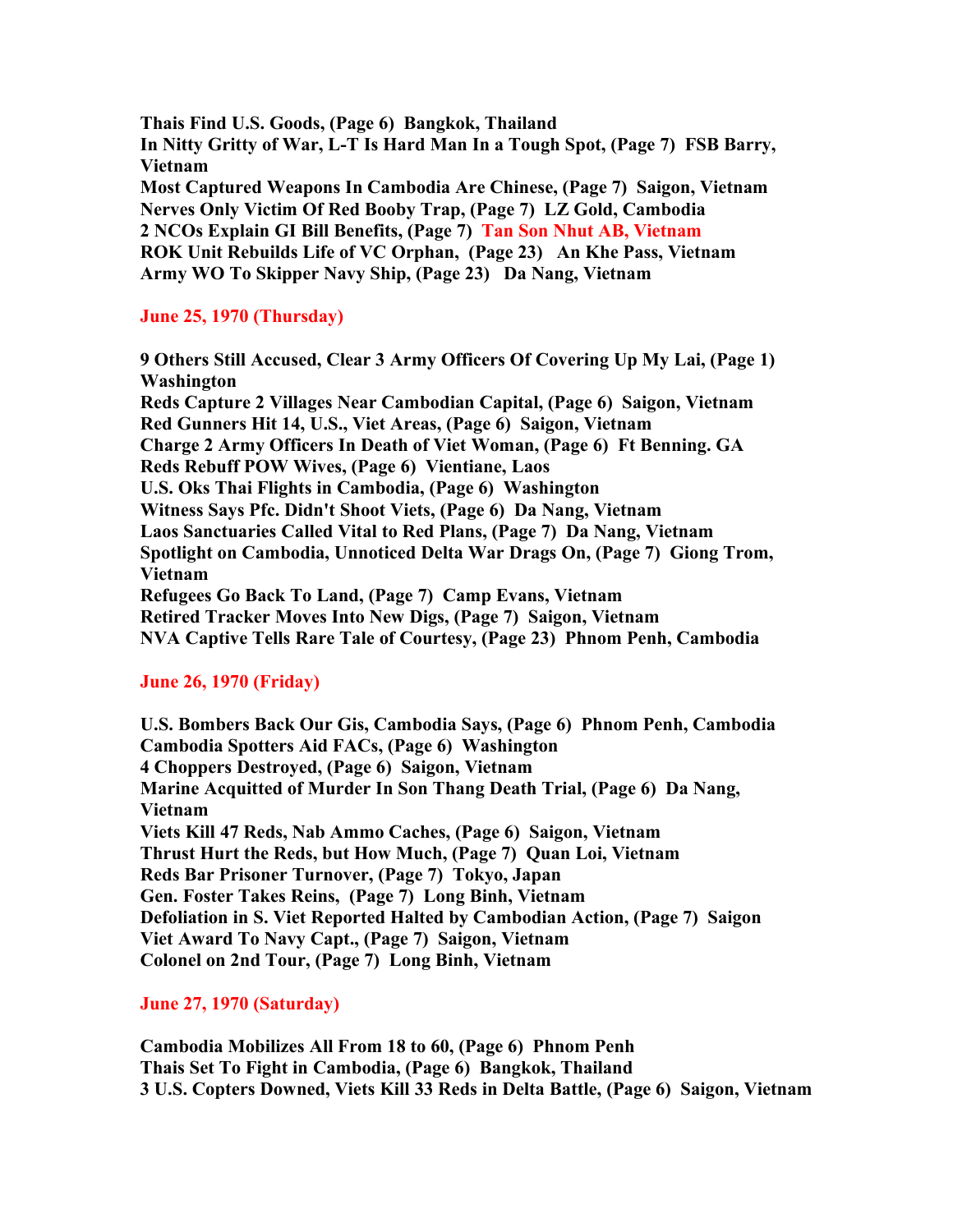**Thais Find U.S. Goods, (Page 6) Bangkok, Thailand**
**In Nitty Gritty of War, L-T Is Hard Man In a Tough Spot, (Page 7) FSB Barry, Vietnam**
**Most Captured Weapons In Cambodia Are Chinese, (Page 7) Saigon, Vietnam**
**Nerves Only Victim Of Red Booby Trap, (Page 7) LZ Gold, Cambodia**
**2 NCOs Explain GI Bill Benefits, (Page 7) Tan Son Nhut AB, Vietnam**
**ROK Unit Rebuilds Life of VC Orphan, (Page 23) An Khe Pass, Vietnam**
**Army WO To Skipper Navy Ship, (Page 23) Da Nang, Vietnam**

**June 25, 1970 (Thursday)**

**9 Others Still Accused, Clear 3 Army Officers Of Covering Up My Lai, (Page 1) Washington**
**Reds Capture 2 Villages Near Cambodian Capital, (Page 6) Saigon, Vietnam**
**Red Gunners Hit 14, U.S., Viet Areas, (Page 6) Saigon, Vietnam**
**Charge 2 Army Officers In Death of Viet Woman, (Page 6) Ft Benning. GA**
**Reds Rebuff POW Wives, (Page 6) Vientiane, Laos**
**U.S. Oks Thai Flights in Cambodia, (Page 6) Washington**
**Witness Says Pfc. Didn't Shoot Viets, (Page 6) Da Nang, Vietnam**
**Laos Sanctuaries Called Vital to Red Plans, (Page 7) Da Nang, Vietnam**
**Spotlight on Cambodia, Unnoticed Delta War Drags On, (Page 7) Giong Trom, Vietnam**
**Refugees Go Back To Land, (Page 7) Camp Evans, Vietnam**
**Retired Tracker Moves Into New Digs, (Page 7) Saigon, Vietnam**
**NVA Captive Tells Rare Tale of Courtesy, (Page 23) Phnom Penh, Cambodia**

**June 26, 1970 (Friday)**

**U.S. Bombers Back Our Gis, Cambodia Says, (Page 6) Phnom Penh, Cambodia**
**Cambodia Spotters Aid FACs, (Page 6) Washington**
**4 Choppers Destroyed, (Page 6) Saigon, Vietnam**
**Marine Acquitted of Murder In Son Thang Death Trial, (Page 6) Da Nang, Vietnam**
**Viets Kill 47 Reds, Nab Ammo Caches, (Page 6) Saigon, Vietnam**
**Thrust Hurt the Reds, but How Much, (Page 7) Quan Loi, Vietnam**
**Reds Bar Prisoner Turnover, (Page 7) Tokyo, Japan**
**Gen. Foster Takes Reins, (Page 7) Long Binh, Vietnam**
**Defoliation in S. Viet Reported Halted by Cambodian Action, (Page 7) Saigon**
**Viet Award To Navy Capt., (Page 7) Saigon, Vietnam**
**Colonel on 2nd Tour, (Page 7) Long Binh, Vietnam**

**June 27, 1970 (Saturday)**

**Cambodia Mobilizes All From 18 to 60, (Page 6) Phnom Penh**
**Thais Set To Fight in Cambodia, (Page 6) Bangkok, Thailand**
**3 U.S. Copters Downed, Viets Kill 33 Reds in Delta Battle, (Page 6) Saigon, Vietnam**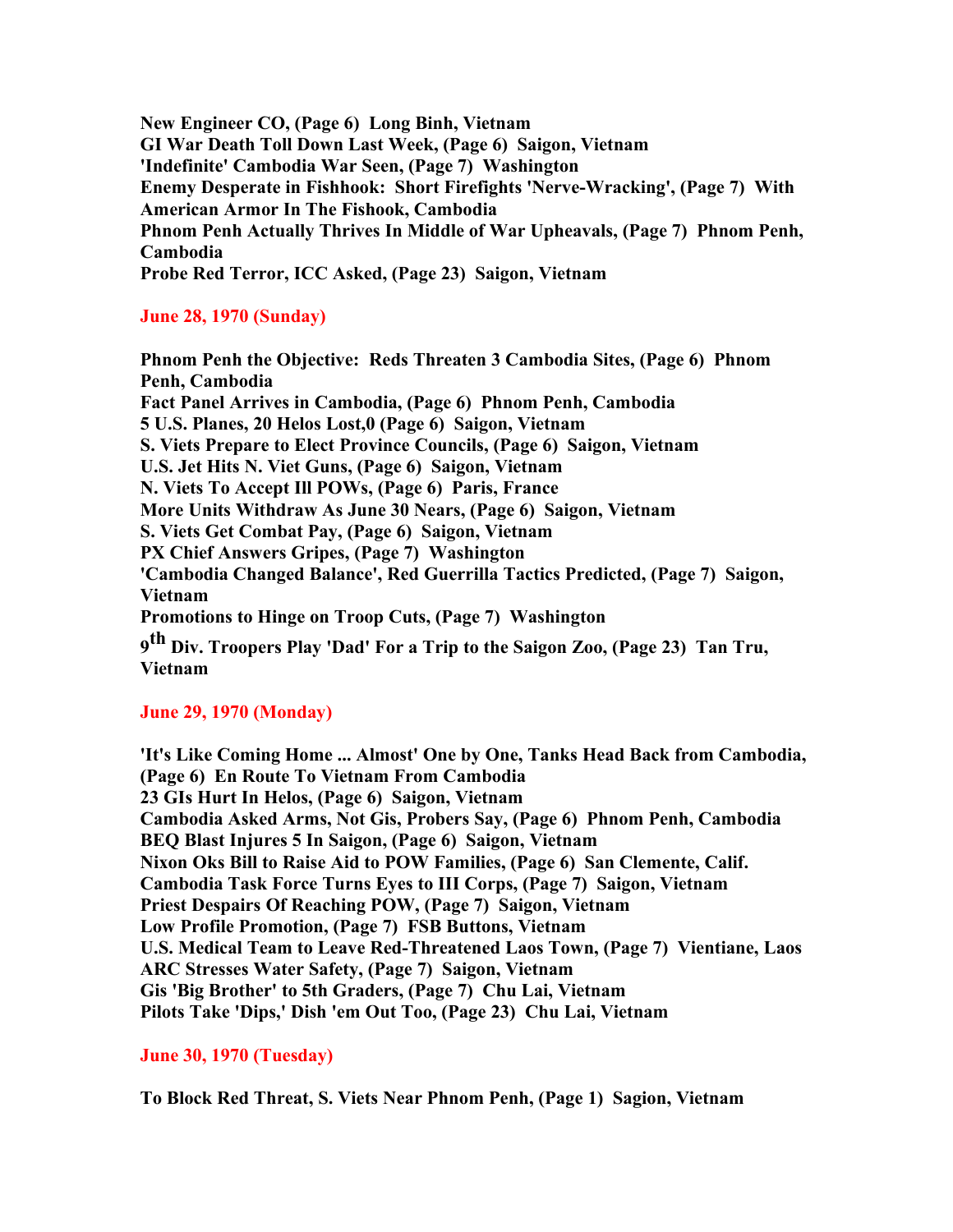**New Engineer CO, (Page 6) Long Binh, Vietnam**
**GI War Death Toll Down Last Week, (Page 6) Saigon, Vietnam**
**'Indefinite' Cambodia War Seen, (Page 7) Washington**
**Enemy Desperate in Fishhook: Short Firefights 'Nerve-Wracking', (Page 7) With American Armor In The Fishook, Cambodia**
**Phnom Penh Actually Thrives In Middle of War Upheavals, (Page 7) Phnom Penh, Cambodia**
**Probe Red Terror, ICC Asked, (Page 23) Saigon, Vietnam**

## June 28, 1970 (Sunday)

**Phnom Penh the Objective: Reds Threaten 3 Cambodia Sites, (Page 6) Phnom Penh, Cambodia**
**Fact Panel Arrives in Cambodia, (Page 6) Phnom Penh, Cambodia**
**5 U.S. Planes, 20 Helos Lost,0 (Page 6) Saigon, Vietnam**
**S. Viets Prepare to Elect Province Councils, (Page 6) Saigon, Vietnam**
**U.S. Jet Hits N. Viet Guns, (Page 6) Saigon, Vietnam**
**N. Viets To Accept Ill POWs, (Page 6) Paris, France**
**More Units Withdraw As June 30 Nears, (Page 6) Saigon, Vietnam**
**S. Viets Get Combat Pay, (Page 6) Saigon, Vietnam**
**PX Chief Answers Gripes, (Page 7) Washington**
**'Cambodia Changed Balance', Red Guerrilla Tactics Predicted, (Page 7) Saigon, Vietnam**
**Promotions to Hinge on Troop Cuts, (Page 7) Washington**
**9th Div. Troopers Play 'Dad' For a Trip to the Saigon Zoo, (Page 23) Tan Tru, Vietnam**

## June 29, 1970 (Monday)

**'It's Like Coming Home ... Almost' One by One, Tanks Head Back from Cambodia, (Page 6) En Route To Vietnam From Cambodia**
**23 GIs Hurt In Helos, (Page 6) Saigon, Vietnam**
**Cambodia Asked Arms, Not Gis, Probers Say, (Page 6) Phnom Penh, Cambodia**
**BEQ Blast Injures 5 In Saigon, (Page 6) Saigon, Vietnam**
**Nixon Oks Bill to Raise Aid to POW Families, (Page 6) San Clemente, Calif.**
**Cambodia Task Force Turns Eyes to III Corps, (Page 7) Saigon, Vietnam**
**Priest Despairs Of Reaching POW, (Page 7) Saigon, Vietnam**
**Low Profile Promotion, (Page 7) FSB Buttons, Vietnam**
**U.S. Medical Team to Leave Red-Threatened Laos Town, (Page 7) Vientiane, Laos**
**ARC Stresses Water Safety, (Page 7) Saigon, Vietnam**
**Gis 'Big Brother' to 5th Graders, (Page 7) Chu Lai, Vietnam**
**Pilots Take 'Dips,' Dish 'em Out Too, (Page 23) Chu Lai, Vietnam**

## June 30, 1970 (Tuesday)

**To Block Red Threat, S. Viets Near Phnom Penh, (Page 1) Sagion, Vietnam**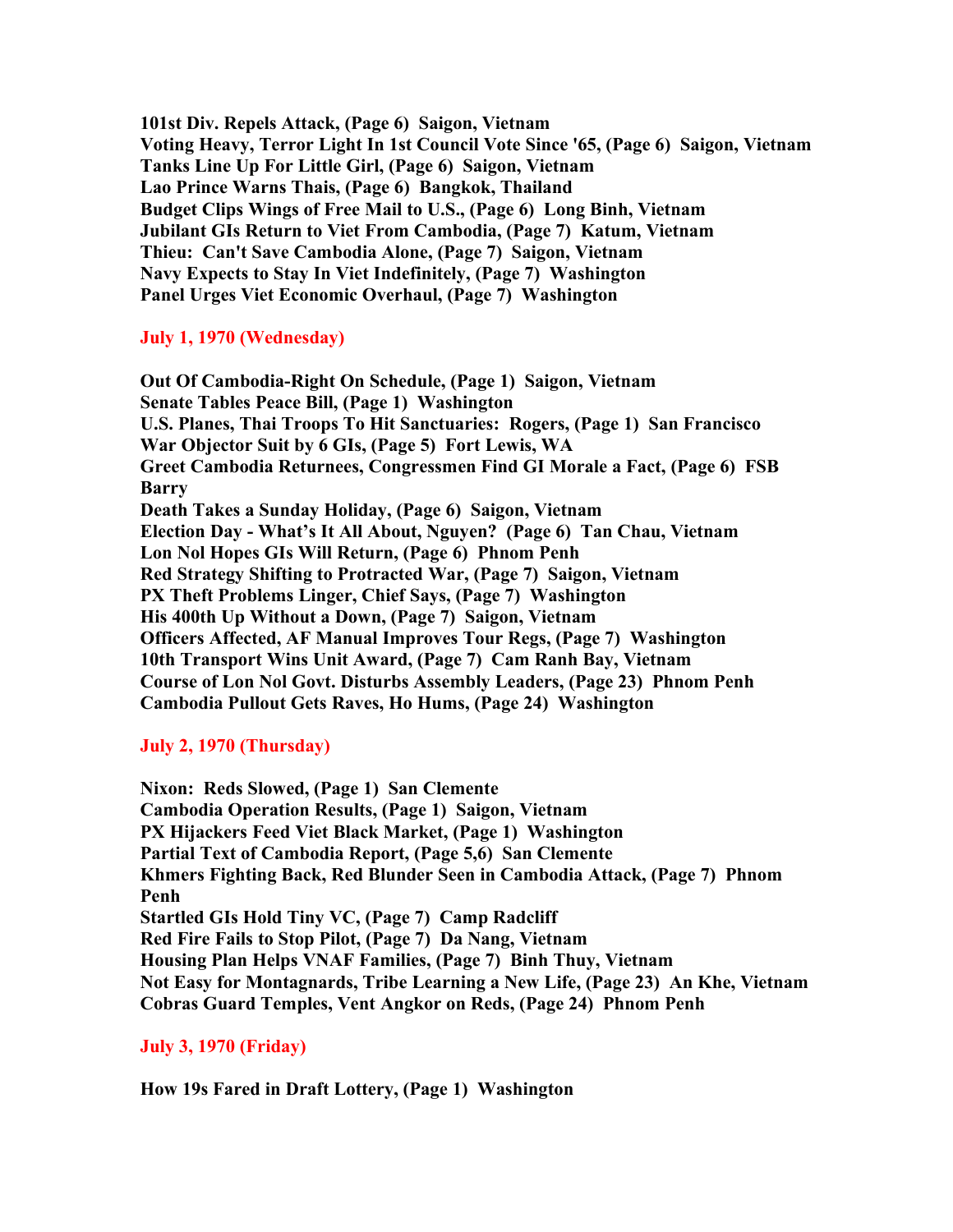**101st Div. Repels Attack, (Page 6) Saigon, Vietnam**
**Voting Heavy, Terror Light In 1st Council Vote Since '65, (Page 6) Saigon, Vietnam**
**Tanks Line Up For Little Girl, (Page 6) Saigon, Vietnam**
**Lao Prince Warns Thais, (Page 6) Bangkok, Thailand**
**Budget Clips Wings of Free Mail to U.S., (Page 6) Long Binh, Vietnam**
**Jubilant GIs Return to Viet From Cambodia, (Page 7) Katum, Vietnam**
**Thieu: Can't Save Cambodia Alone, (Page 7) Saigon, Vietnam**
**Navy Expects to Stay In Viet Indefinitely, (Page 7) Washington**
**Panel Urges Viet Economic Overhaul, (Page 7) Washington**

## July 1, 1970 (Wednesday)

**Out Of Cambodia-Right On Schedule, (Page 1) Saigon, Vietnam**
**Senate Tables Peace Bill, (Page 1) Washington**
**U.S. Planes, Thai Troops To Hit Sanctuaries: Rogers, (Page 1) San Francisco**
**War Objector Suit by 6 GIs, (Page 5) Fort Lewis, WA**
**Greet Cambodia Returnees, Congressmen Find GI Morale a Fact, (Page 6) FSB Barry**
**Death Takes a Sunday Holiday, (Page 6) Saigon, Vietnam**
**Election Day - What's It All About, Nguyen? (Page 6) Tan Chau, Vietnam**
**Lon Nol Hopes GIs Will Return, (Page 6) Phnom Penh**
**Red Strategy Shifting to Protracted War, (Page 7) Saigon, Vietnam**
**PX Theft Problems Linger, Chief Says, (Page 7) Washington**
**His 400th Up Without a Down, (Page 7) Saigon, Vietnam**
**Officers Affected, AF Manual Improves Tour Regs, (Page 7) Washington**
**10th Transport Wins Unit Award, (Page 7) Cam Ranh Bay, Vietnam**
**Course of Lon Nol Govt. Disturbs Assembly Leaders, (Page 23) Phnom Penh**
**Cambodia Pullout Gets Raves, Ho Hums, (Page 24) Washington**

## July 2, 1970 (Thursday)

**Nixon: Reds Slowed, (Page 1) San Clemente**
**Cambodia Operation Results, (Page 1) Saigon, Vietnam**
**PX Hijackers Feed Viet Black Market, (Page 1) Washington**
**Partial Text of Cambodia Report, (Page 5,6) San Clemente**
**Khmers Fighting Back, Red Blunder Seen in Cambodia Attack, (Page 7) Phnom Penh**
**Startled GIs Hold Tiny VC, (Page 7) Camp Radcliff**
**Red Fire Fails to Stop Pilot, (Page 7) Da Nang, Vietnam**
**Housing Plan Helps VNAF Families, (Page 7) Binh Thuy, Vietnam**
**Not Easy for Montagnards, Tribe Learning a New Life, (Page 23) An Khe, Vietnam**
**Cobras Guard Temples, Vent Angkor on Reds, (Page 24) Phnom Penh**

## July 3, 1970 (Friday)

**How 19s Fared in Draft Lottery, (Page 1) Washington**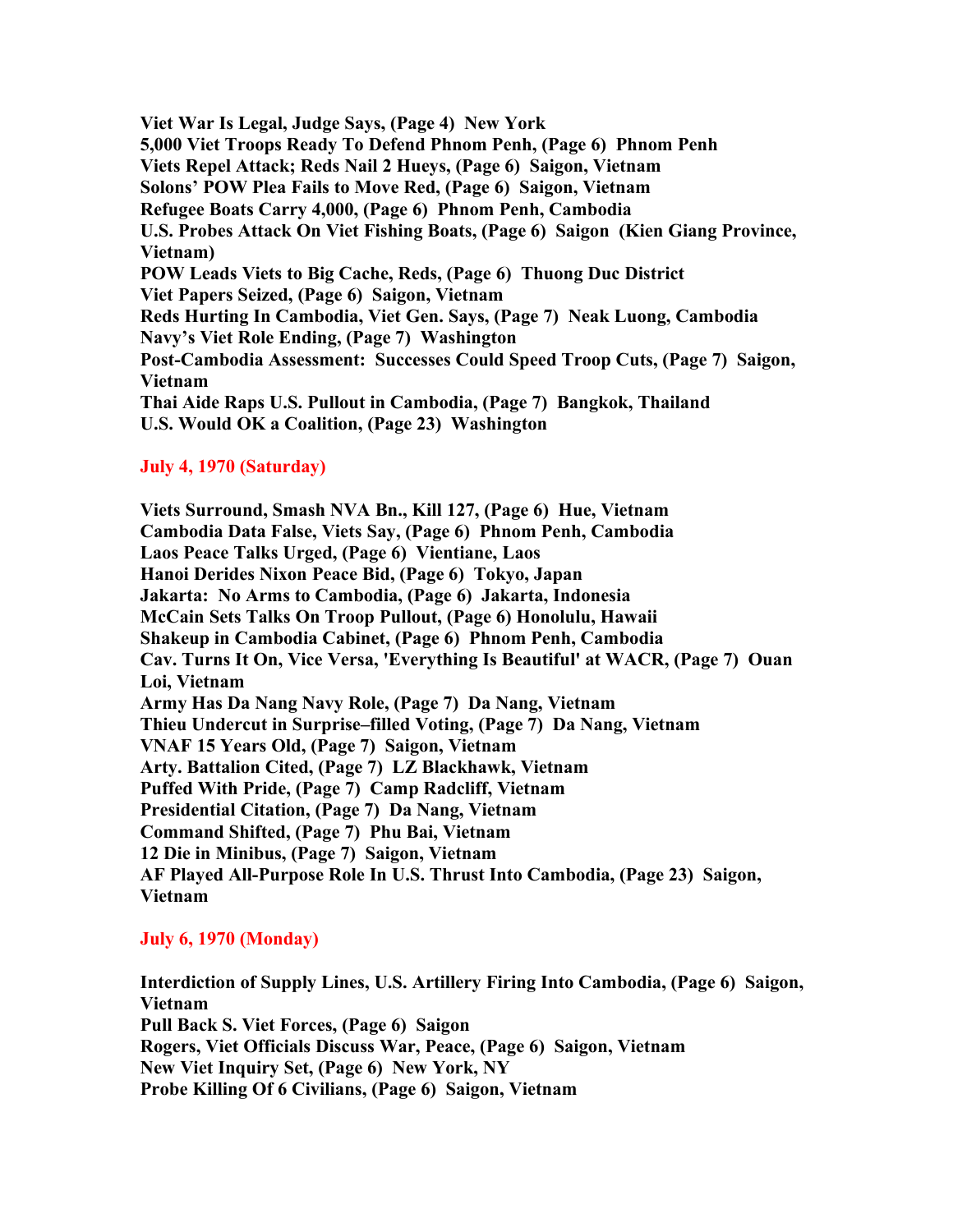**Viet War Is Legal, Judge Says, (Page 4) New York**
**5,000 Viet Troops Ready To Defend Phnom Penh, (Page 6) Phnom Penh**
**Viets Repel Attack; Reds Nail 2 Hueys, (Page 6) Saigon, Vietnam**
**Solons' POW Plea Fails to Move Red, (Page 6) Saigon, Vietnam**
**Refugee Boats Carry 4,000, (Page 6) Phnom Penh, Cambodia**
**U.S. Probes Attack On Viet Fishing Boats, (Page 6) Saigon (Kien Giang Province, Vietnam)**
**POW Leads Viets to Big Cache, Reds, (Page 6) Thuong Duc District**
**Viet Papers Seized, (Page 6) Saigon, Vietnam**
**Reds Hurting In Cambodia, Viet Gen. Says, (Page 7) Neak Luong, Cambodia**
**Navy's Viet Role Ending, (Page 7) Washington**
**Post-Cambodia Assessment: Successes Could Speed Troop Cuts, (Page 7) Saigon, Vietnam**
**Thai Aide Raps U.S. Pullout in Cambodia, (Page 7) Bangkok, Thailand**
**U.S. Would OK a Coalition, (Page 23) Washington**

## July 4, 1970 (Saturday)

**Viets Surround, Smash NVA Bn., Kill 127, (Page 6) Hue, Vietnam**
**Cambodia Data False, Viets Say, (Page 6) Phnom Penh, Cambodia**
**Laos Peace Talks Urged, (Page 6) Vientiane, Laos**
**Hanoi Derides Nixon Peace Bid, (Page 6) Tokyo, Japan**
**Jakarta: No Arms to Cambodia, (Page 6) Jakarta, Indonesia**
**McCain Sets Talks On Troop Pullout, (Page 6) Honolulu, Hawaii**
**Shakeup in Cambodia Cabinet, (Page 6) Phnom Penh, Cambodia**
**Cav. Turns It On, Vice Versa, 'Everything Is Beautiful' at WACR, (Page 7) Quan Loi, Vietnam**
**Army Has Da Nang Navy Role, (Page 7) Da Nang, Vietnam**
**Thieu Undercut in Surprise–filled Voting, (Page 7) Da Nang, Vietnam**
**VNAF 15 Years Old, (Page 7) Saigon, Vietnam**
**Arty. Battalion Cited, (Page 7) LZ Blackhawk, Vietnam**
**Puffed With Pride, (Page 7) Camp Radcliff, Vietnam**
**Presidential Citation, (Page 7) Da Nang, Vietnam**
**Command Shifted, (Page 7) Phu Bai, Vietnam**
**12 Die in Minibus, (Page 7) Saigon, Vietnam**
**AF Played All-Purpose Role In U.S. Thrust Into Cambodia, (Page 23) Saigon, Vietnam**

## July 6, 1970 (Monday)

**Interdiction of Supply Lines, U.S. Artillery Firing Into Cambodia, (Page 6) Saigon, Vietnam**
**Pull Back S. Viet Forces, (Page 6) Saigon**
**Rogers, Viet Officials Discuss War, Peace, (Page 6) Saigon, Vietnam**
**New Viet Inquiry Set, (Page 6) New York, NY**
**Probe Killing Of 6 Civilians, (Page 6) Saigon, Vietnam**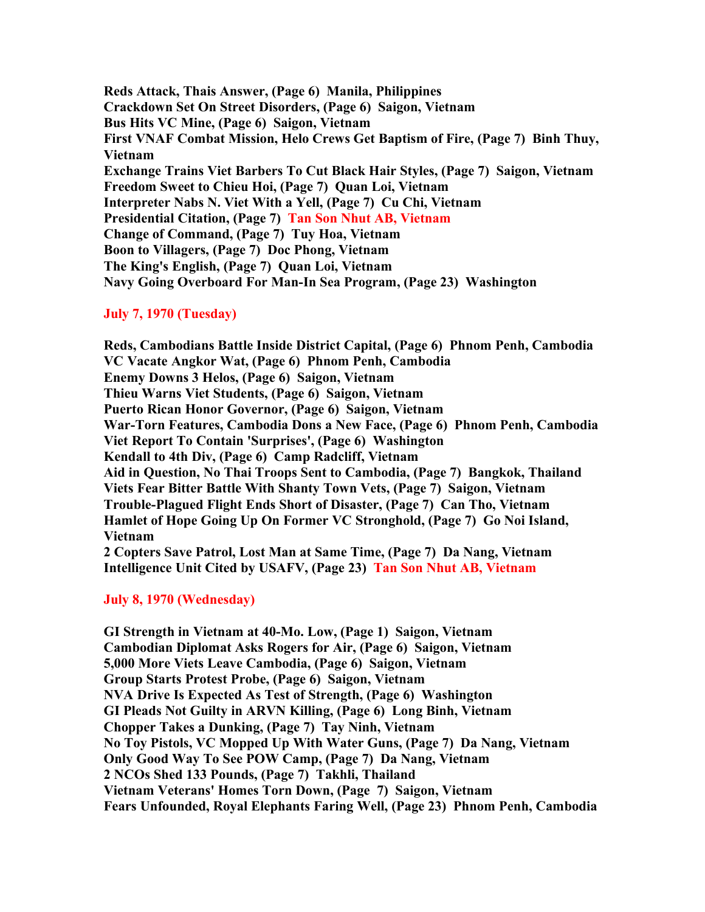**Reds Attack, Thais Answer, (Page 6) Manila, Philippines**
**Crackdown Set On Street Disorders, (Page 6) Saigon, Vietnam**
**Bus Hits VC Mine, (Page 6) Saigon, Vietnam**
**First VNAF Combat Mission, Helo Crews Get Baptism of Fire, (Page 7) Binh Thuy, Vietnam**
**Exchange Trains Viet Barbers To Cut Black Hair Styles, (Page 7) Saigon, Vietnam**
**Freedom Sweet to Chieu Hoi, (Page 7) Quan Loi, Vietnam**
**Interpreter Nabs N. Viet With a Yell, (Page 7) Cu Chi, Vietnam**
**Presidential Citation, (Page 7) Tan Son Nhut AB, Vietnam**
**Change of Command, (Page 7) Tuy Hoa, Vietnam**
**Boon to Villagers, (Page 7) Doc Phong, Vietnam**
**The King's English, (Page 7) Quan Loi, Vietnam**
**Navy Going Overboard For Man-In Sea Program, (Page 23) Washington**

**July 7, 1970 (Tuesday)**

**Reds, Cambodians Battle Inside District Capital, (Page 6) Phnom Penh, Cambodia**
**VC Vacate Angkor Wat, (Page 6) Phnom Penh, Cambodia**
**Enemy Downs 3 Helos, (Page 6) Saigon, Vietnam**
**Thieu Warns Viet Students, (Page 6) Saigon, Vietnam**
**Puerto Rican Honor Governor, (Page 6) Saigon, Vietnam**
**War-Torn Features, Cambodia Dons a New Face, (Page 6) Phnom Penh, Cambodia**
**Viet Report To Contain 'Surprises', (Page 6) Washington**
**Kendall to 4th Div, (Page 6) Camp Radcliff, Vietnam**
**Aid in Question, No Thai Troops Sent to Cambodia, (Page 7) Bangkok, Thailand**
**Viets Fear Bitter Battle With Shanty Town Vets, (Page 7) Saigon, Vietnam**
**Trouble-Plagued Flight Ends Short of Disaster, (Page 7) Can Tho, Vietnam**
**Hamlet of Hope Going Up On Former VC Stronghold, (Page 7) Go Noi Island, Vietnam**
**2 Copters Save Patrol, Lost Man at Same Time, (Page 7) Da Nang, Vietnam**
**Intelligence Unit Cited by USAFV, (Page 23) Tan Son Nhut AB, Vietnam**

**July 8, 1970 (Wednesday)**

**GI Strength in Vietnam at 40-Mo. Low, (Page 1) Saigon, Vietnam**
**Cambodian Diplomat Asks Rogers for Air, (Page 6) Saigon, Vietnam**
**5,000 More Viets Leave Cambodia, (Page 6) Saigon, Vietnam**
**Group Starts Protest Probe, (Page 6) Saigon, Vietnam**
**NVA Drive Is Expected As Test of Strength, (Page 6) Washington**
**GI Pleads Not Guilty in ARVN Killing, (Page 6) Long Binh, Vietnam**
**Chopper Takes a Dunking, (Page 7) Tay Ninh, Vietnam**
**No Toy Pistols, VC Mopped Up With Water Guns, (Page 7) Da Nang, Vietnam**
**Only Good Way To See POW Camp, (Page 7) Da Nang, Vietnam**
**2 NCOs Shed 133 Pounds, (Page 7) Takhli, Thailand**
**Vietnam Veterans' Homes Torn Down, (Page 7) Saigon, Vietnam**
**Fears Unfounded, Royal Elephants Faring Well, (Page 23) Phnom Penh, Cambodia**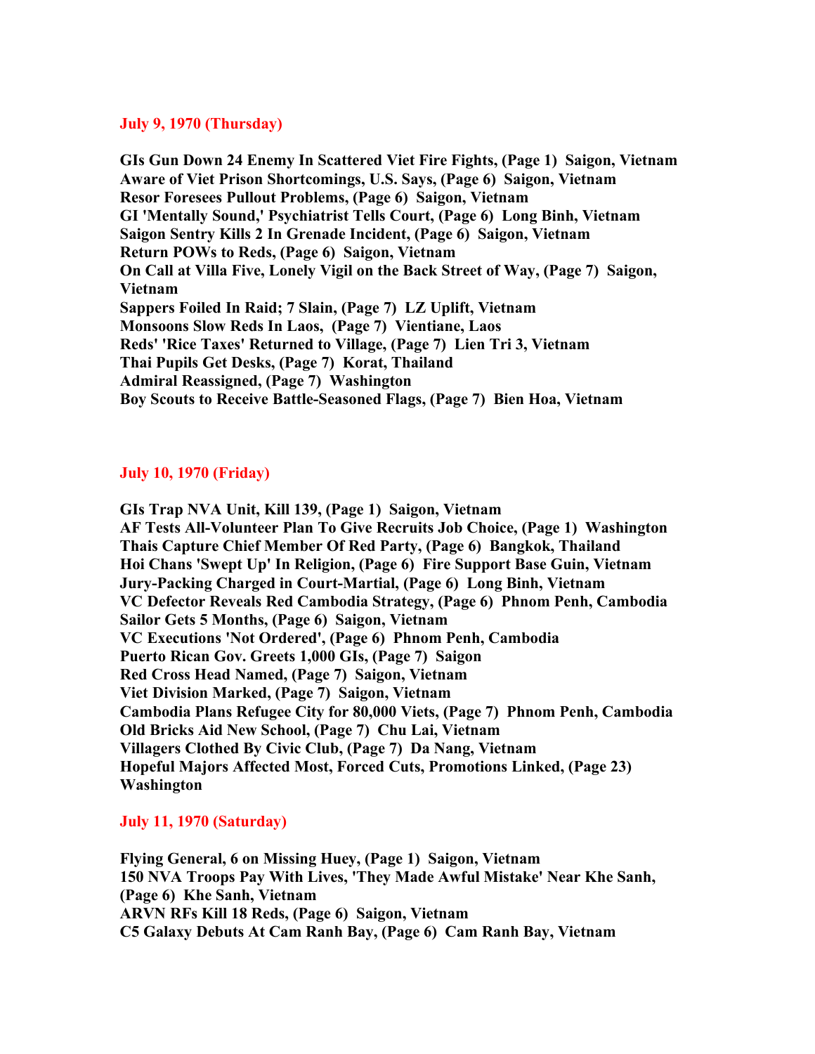### July 9, 1970 (Thursday)

**GIs Gun Down 24 Enemy In Scattered Viet Fire Fights, (Page 1) Saigon, Vietnam**
**Aware of Viet Prison Shortcomings, U.S. Says, (Page 6) Saigon, Vietnam**
**Resor Foresees Pullout Problems, (Page 6) Saigon, Vietnam**
**GI 'Mentally Sound,' Psychiatrist Tells Court, (Page 6) Long Binh, Vietnam**
**Saigon Sentry Kills 2 In Grenade Incident, (Page 6) Saigon, Vietnam**
**Return POWs to Reds, (Page 6) Saigon, Vietnam**
**On Call at Villa Five, Lonely Vigil on the Back Street of Way, (Page 7) Saigon, Vietnam**
**Sappers Foiled In Raid; 7 Slain, (Page 7) LZ Uplift, Vietnam**
**Monsoons Slow Reds In Laos, (Page 7) Vientiane, Laos**
**Reds' 'Rice Taxes' Returned to Village, (Page 7) Lien Tri 3, Vietnam**
**Thai Pupils Get Desks, (Page 7) Korat, Thailand**
**Admiral Reassigned, (Page 7) Washington**
**Boy Scouts to Receive Battle-Seasoned Flags, (Page 7) Bien Hoa, Vietnam**

### July 10, 1970 (Friday)

**GIs Trap NVA Unit, Kill 139, (Page 1) Saigon, Vietnam**
**AF Tests All-Volunteer Plan To Give Recruits Job Choice, (Page 1) Washington**
**Thais Capture Chief Member Of Red Party, (Page 6) Bangkok, Thailand**
**Hoi Chans 'Swept Up' In Religion, (Page 6) Fire Support Base Guin, Vietnam**
**Jury-Packing Charged in Court-Martial, (Page 6) Long Binh, Vietnam**
**VC Defector Reveals Red Cambodia Strategy, (Page 6) Phnom Penh, Cambodia**
**Sailor Gets 5 Months, (Page 6) Saigon, Vietnam**
**VC Executions 'Not Ordered', (Page 6) Phnom Penh, Cambodia**
**Puerto Rican Gov. Greets 1,000 GIs, (Page 7) Saigon**
**Red Cross Head Named, (Page 7) Saigon, Vietnam**
**Viet Division Marked, (Page 7) Saigon, Vietnam**
**Cambodia Plans Refugee City for 80,000 Viets, (Page 7) Phnom Penh, Cambodia**
**Old Bricks Aid New School, (Page 7) Chu Lai, Vietnam**
**Villagers Clothed By Civic Club, (Page 7) Da Nang, Vietnam**
**Hopeful Majors Affected Most, Forced Cuts, Promotions Linked, (Page 23) Washington**

### July 11, 1970 (Saturday)

**Flying General, 6 on Missing Huey, (Page 1) Saigon, Vietnam**
**150 NVA Troops Pay With Lives, 'They Made Awful Mistake' Near Khe Sanh, (Page 6) Khe Sanh, Vietnam**
**ARVN RFs Kill 18 Reds, (Page 6) Saigon, Vietnam**
**C5 Galaxy Debuts At Cam Ranh Bay, (Page 6) Cam Ranh Bay, Vietnam**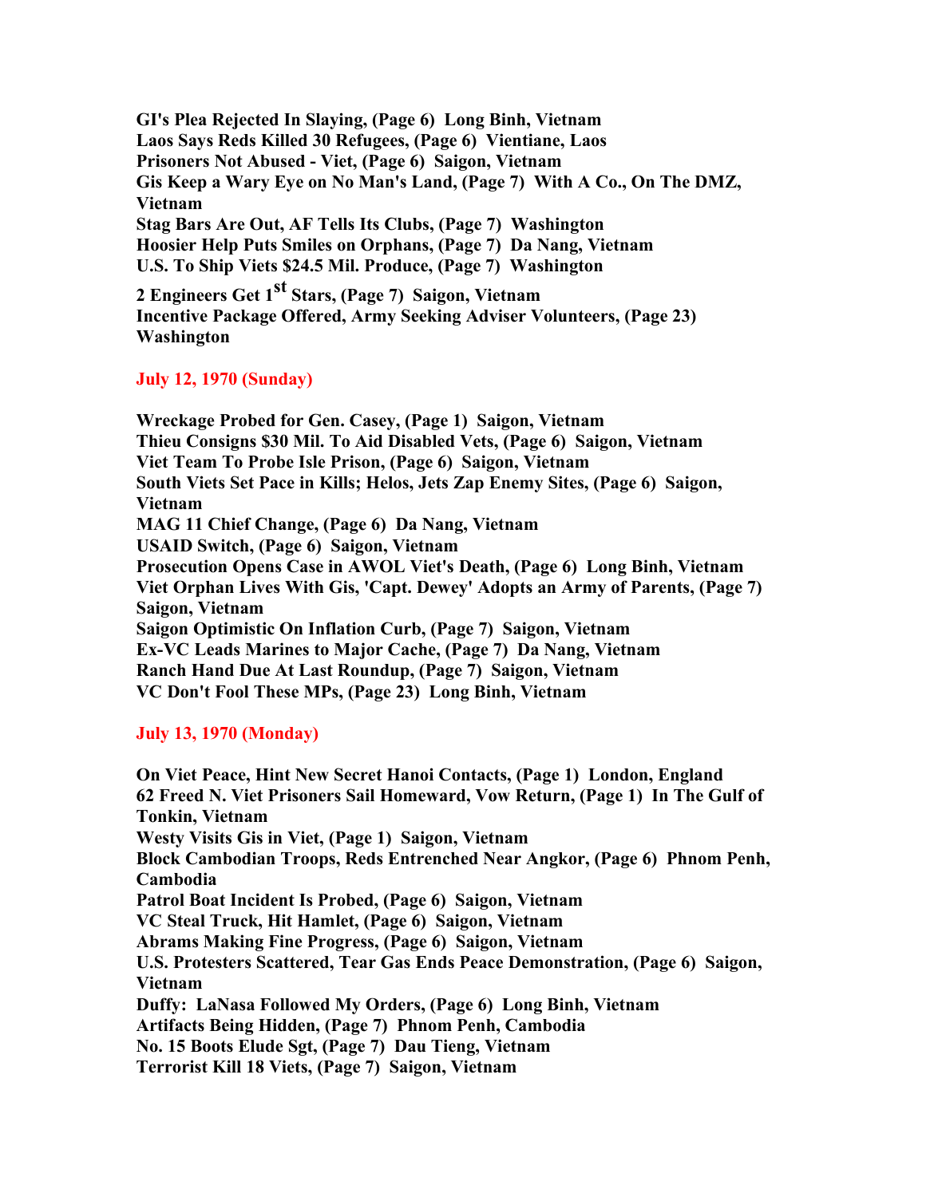**GI's Plea Rejected In Slaying, (Page 6) Long Binh, Vietnam**
**Laos Says Reds Killed 30 Refugees, (Page 6) Vientiane, Laos**
**Prisoners Not Abused - Viet, (Page 6) Saigon, Vietnam**
**Gis Keep a Wary Eye on No Man's Land, (Page 7) With A Co., On The DMZ, Vietnam**
**Stag Bars Are Out, AF Tells Its Clubs, (Page 7) Washington**
**Hoosier Help Puts Smiles on Orphans, (Page 7) Da Nang, Vietnam**
**U.S. To Ship Viets $24.5 Mil. Produce, (Page 7) Washington**
**2 Engineers Get 1st Stars, (Page 7) Saigon, Vietnam**
**Incentive Package Offered, Army Seeking Adviser Volunteers, (Page 23) Washington**

**July 12, 1970 (Sunday)**

**Wreckage Probed for Gen. Casey, (Page 1) Saigon, Vietnam**
**Thieu Consigns $30 Mil. To Aid Disabled Vets, (Page 6) Saigon, Vietnam**
**Viet Team To Probe Isle Prison, (Page 6) Saigon, Vietnam**
**South Viets Set Pace in Kills; Helos, Jets Zap Enemy Sites, (Page 6) Saigon, Vietnam**
**MAG 11 Chief Change, (Page 6) Da Nang, Vietnam**
**USAID Switch, (Page 6) Saigon, Vietnam**
**Prosecution Opens Case in AWOL Viet's Death, (Page 6) Long Binh, Vietnam**
**Viet Orphan Lives With Gis, 'Capt. Dewey' Adopts an Army of Parents, (Page 7) Saigon, Vietnam**
**Saigon Optimistic On Inflation Curb, (Page 7) Saigon, Vietnam**
**Ex-VC Leads Marines to Major Cache, (Page 7) Da Nang, Vietnam**
**Ranch Hand Due At Last Roundup, (Page 7) Saigon, Vietnam**
**VC Don't Fool These MPs, (Page 23) Long Binh, Vietnam**

**July 13, 1970 (Monday)**

**On Viet Peace, Hint New Secret Hanoi Contacts, (Page 1) London, England**
**62 Freed N. Viet Prisoners Sail Homeward, Vow Return, (Page 1) In The Gulf of Tonkin, Vietnam**
**Westy Visits Gis in Viet, (Page 1) Saigon, Vietnam**
**Block Cambodian Troops, Reds Entrenched Near Angkor, (Page 6) Phnom Penh, Cambodia**
**Patrol Boat Incident Is Probed, (Page 6) Saigon, Vietnam**
**VC Steal Truck, Hit Hamlet, (Page 6) Saigon, Vietnam**
**Abrams Making Fine Progress, (Page 6) Saigon, Vietnam**
**U.S. Protesters Scattered, Tear Gas Ends Peace Demonstration, (Page 6) Saigon, Vietnam**
**Duffy: LaNasa Followed My Orders, (Page 6) Long Binh, Vietnam**
**Artifacts Being Hidden, (Page 7) Phnom Penh, Cambodia**
**No. 15 Boots Elude Sgt, (Page 7) Dau Tieng, Vietnam**
**Terrorist Kill 18 Viets, (Page 7) Saigon, Vietnam**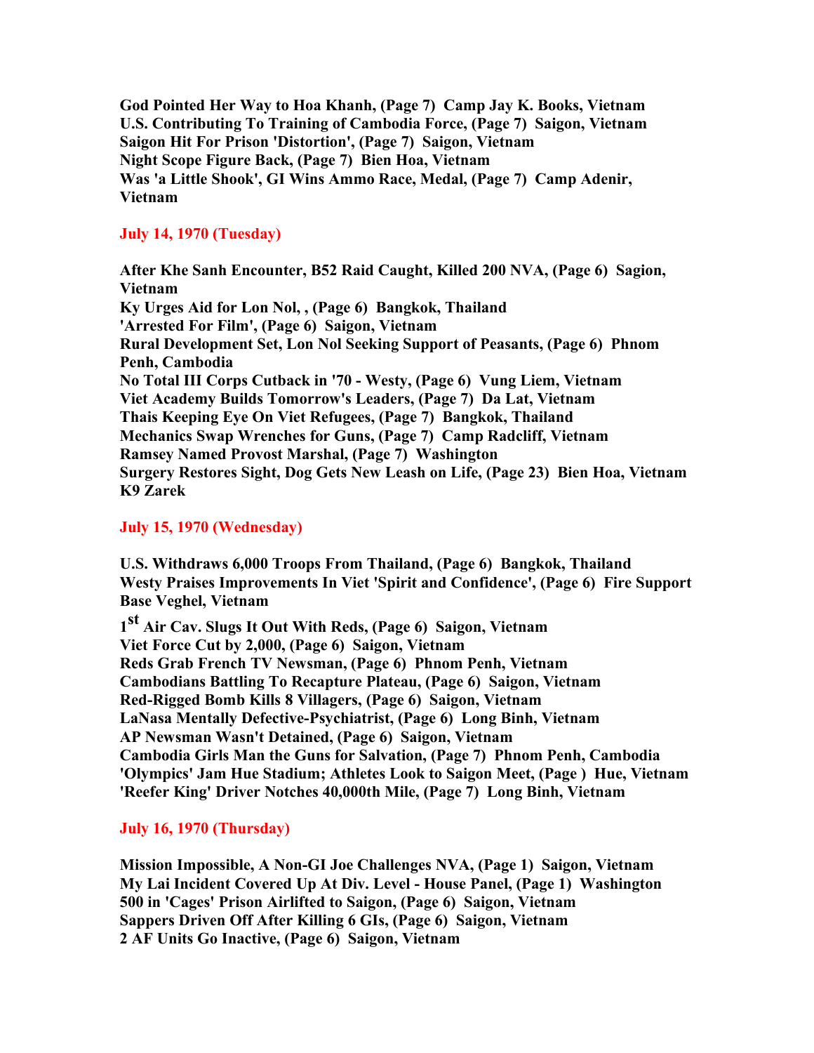**God Pointed Her Way to Hoa Khanh, (Page 7) Camp Jay K. Books, Vietnam**
**U.S. Contributing To Training of Cambodia Force, (Page 7) Saigon, Vietnam**
**Saigon Hit For Prison 'Distortion', (Page 7) Saigon, Vietnam**
**Night Scope Figure Back, (Page 7) Bien Hoa, Vietnam**
**Was 'a Little Shook', GI Wins Ammo Race, Medal, (Page 7) Camp Adenir, Vietnam**

## July 14, 1970 (Tuesday)

**After Khe Sanh Encounter, B52 Raid Caught, Killed 200 NVA, (Page 6) Sagion, Vietnam**
**Ky Urges Aid for Lon Nol, , (Page 6) Bangkok, Thailand**
**'Arrested For Film', (Page 6) Saigon, Vietnam**
**Rural Development Set, Lon Nol Seeking Support of Peasants, (Page 6) Phnom Penh, Cambodia**
**No Total III Corps Cutback in '70 - Westy, (Page 6) Vung Liem, Vietnam**
**Viet Academy Builds Tomorrow's Leaders, (Page 7) Da Lat, Vietnam**
**Thais Keeping Eye On Viet Refugees, (Page 7) Bangkok, Thailand**
**Mechanics Swap Wrenches for Guns, (Page 7) Camp Radcliff, Vietnam**
**Ramsey Named Provost Marshal, (Page 7) Washington**
**Surgery Restores Sight, Dog Gets New Leash on Life, (Page 23) Bien Hoa, Vietnam K9 Zarek**

## July 15, 1970 (Wednesday)

**U.S. Withdraws 6,000 Troops From Thailand, (Page 6) Bangkok, Thailand**
**Westy Praises Improvements In Viet 'Spirit and Confidence', (Page 6) Fire Support Base Veghel, Vietnam**
**1st Air Cav. Slugs It Out With Reds, (Page 6) Saigon, Vietnam**
**Viet Force Cut by 2,000, (Page 6) Saigon, Vietnam**
**Reds Grab French TV Newsman, (Page 6) Phnom Penh, Vietnam**
**Cambodians Battling To Recapture Plateau, (Page 6) Saigon, Vietnam**
**Red-Rigged Bomb Kills 8 Villagers, (Page 6) Saigon, Vietnam**
**LaNasa Mentally Defective-Psychiatrist, (Page 6) Long Binh, Vietnam**
**AP Newsman Wasn't Detained, (Page 6) Saigon, Vietnam**
**Cambodia Girls Man the Guns for Salvation, (Page 7) Phnom Penh, Cambodia**
**'Olympics' Jam Hue Stadium; Athletes Look to Saigon Meet, (Page ) Hue, Vietnam**
**'Reefer King' Driver Notches 40,000th Mile, (Page 7) Long Binh, Vietnam**

## July 16, 1970 (Thursday)

**Mission Impossible, A Non-GI Joe Challenges NVA, (Page 1) Saigon, Vietnam**
**My Lai Incident Covered Up At Div. Level - House Panel, (Page 1) Washington**
**500 in 'Cages' Prison Airlifted to Saigon, (Page 6) Saigon, Vietnam**
**Sappers Driven Off After Killing 6 GIs, (Page 6) Saigon, Vietnam**
**2 AF Units Go Inactive, (Page 6) Saigon, Vietnam**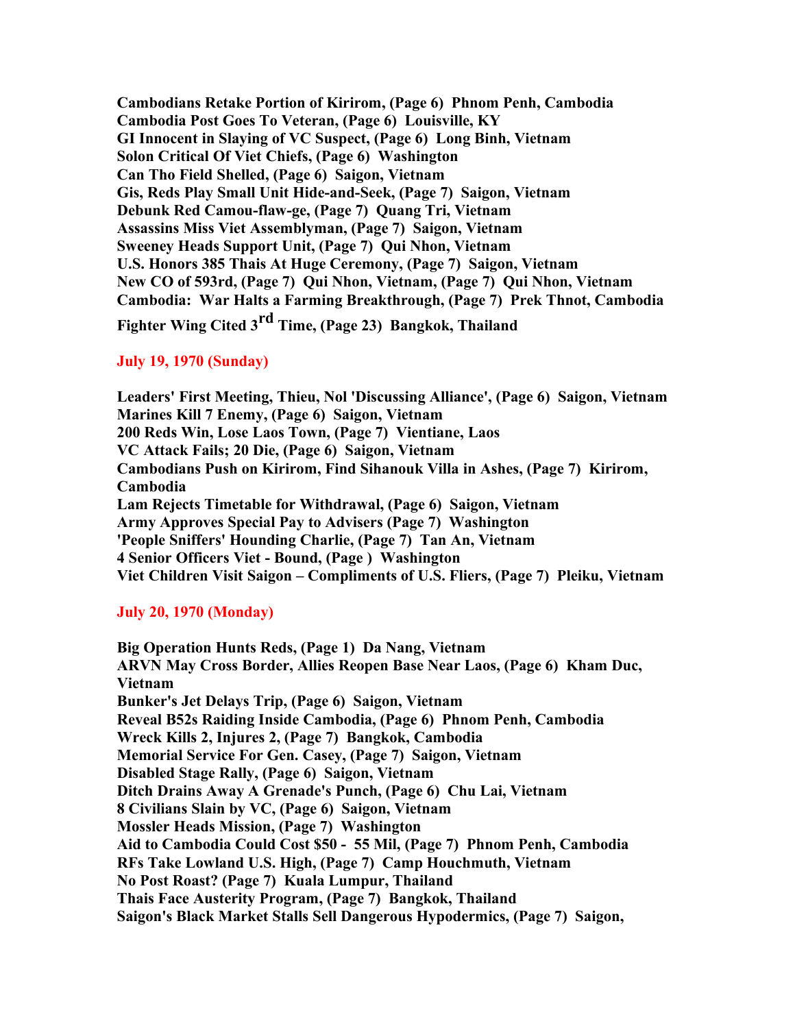**Cambodians Retake Portion of Kirirom, (Page 6) Phnom Penh, Cambodia**
**Cambodia Post Goes To Veteran, (Page 6) Louisville, KY**
**GI Innocent in Slaying of VC Suspect, (Page 6) Long Binh, Vietnam**
**Solon Critical Of Viet Chiefs, (Page 6) Washington**
**Can Tho Field Shelled, (Page 6) Saigon, Vietnam**
**Gis, Reds Play Small Unit Hide-and-Seek, (Page 7) Saigon, Vietnam**
**Debunk Red Camou-flaw-ge, (Page 7) Quang Tri, Vietnam**
**Assassins Miss Viet Assemblyman, (Page 7) Saigon, Vietnam**
**Sweeney Heads Support Unit, (Page 7) Qui Nhon, Vietnam**
**U.S. Honors 385 Thais At Huge Ceremony, (Page 7) Saigon, Vietnam**
**New CO of 593rd, (Page 7) Qui Nhon, Vietnam, (Page 7) Qui Nhon, Vietnam**
**Cambodia: War Halts a Farming Breakthrough, (Page 7) Prek Thnot, Cambodia**
**Fighter Wing Cited 3rd Time, (Page 23) Bangkok, Thailand**

**July 19, 1970 (Sunday)**

**Leaders' First Meeting, Thieu, Nol 'Discussing Alliance', (Page 6) Saigon, Vietnam**
**Marines Kill 7 Enemy, (Page 6) Saigon, Vietnam**
**200 Reds Win, Lose Laos Town, (Page 7) Vientiane, Laos**
**VC Attack Fails; 20 Die, (Page 6) Saigon, Vietnam**
**Cambodians Push on Kirirom, Find Sihanouk Villa in Ashes, (Page 7) Kirirom, Cambodia**
**Lam Rejects Timetable for Withdrawal, (Page 6) Saigon, Vietnam**
**Army Approves Special Pay to Advisers (Page 7) Washington**
**'People Sniffers' Hounding Charlie, (Page 7) Tan An, Vietnam**
**4 Senior Officers Viet - Bound, (Page ) Washington**
**Viet Children Visit Saigon – Compliments of U.S. Fliers, (Page 7) Pleiku, Vietnam**

**July 20, 1970 (Monday)**

**Big Operation Hunts Reds, (Page 1) Da Nang, Vietnam**
**ARVN May Cross Border, Allies Reopen Base Near Laos, (Page 6) Kham Duc, Vietnam**
**Bunker's Jet Delays Trip, (Page 6) Saigon, Vietnam**
**Reveal B52s Raiding Inside Cambodia, (Page 6) Phnom Penh, Cambodia**
**Wreck Kills 2, Injures 2, (Page 7) Bangkok, Cambodia**
**Memorial Service For Gen. Casey, (Page 7) Saigon, Vietnam**
**Disabled Stage Rally, (Page 6) Saigon, Vietnam**
**Ditch Drains Away A Grenade's Punch, (Page 6) Chu Lai, Vietnam**
**8 Civilians Slain by VC, (Page 6) Saigon, Vietnam**
**Mossler Heads Mission, (Page 7) Washington**
**Aid to Cambodia Could Cost $50 - 55 Mil, (Page 7) Phnom Penh, Cambodia**
**RFs Take Lowland U.S. High, (Page 7) Camp Houchmuth, Vietnam**
**No Post Roast? (Page 7) Kuala Lumpur, Thailand**
**Thais Face Austerity Program, (Page 7) Bangkok, Thailand**
**Saigon's Black Market Stalls Sell Dangerous Hypodermics, (Page 7) Saigon,**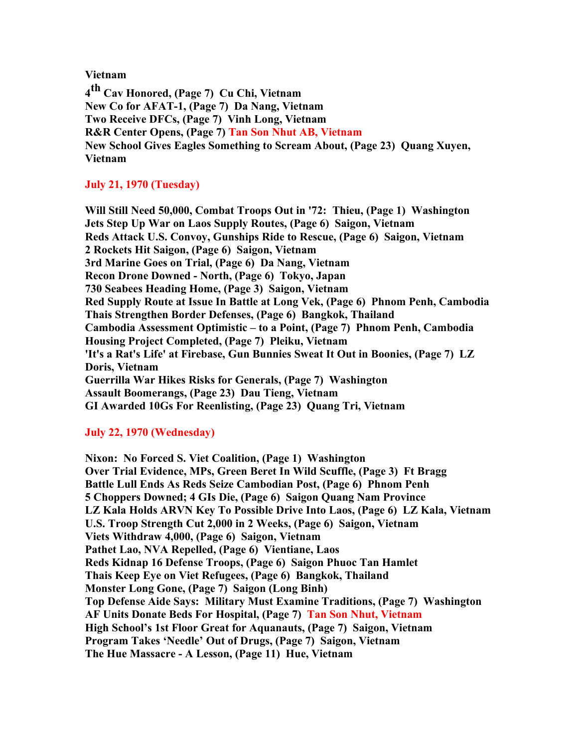**Vietnam**

**4th Cav Honored, (Page 7) Cu Chi, Vietnam**
**New Co for AFAT-1, (Page 7) Da Nang, Vietnam**
**Two Receive DFCs, (Page 7) Vinh Long, Vietnam**
**R&R Center Opens, (Page 7) Tan Son Nhut AB, Vietnam**
**New School Gives Eagles Something to Scream About, (Page 23) Quang Xuyen, Vietnam**

**July 21, 1970 (Tuesday)**

**Will Still Need 50,000, Combat Troops Out in '72: Thieu, (Page 1) Washington**
**Jets Step Up War on Laos Supply Routes, (Page 6) Saigon, Vietnam**
**Reds Attack U.S. Convoy, Gunships Ride to Rescue, (Page 6) Saigon, Vietnam**
**2 Rockets Hit Saigon, (Page 6) Saigon, Vietnam**
**3rd Marine Goes on Trial, (Page 6) Da Nang, Vietnam**
**Recon Drone Downed - North, (Page 6) Tokyo, Japan**
**730 Seabees Heading Home, (Page 3) Saigon, Vietnam**
**Red Supply Route at Issue In Battle at Long Vek, (Page 6) Phnom Penh, Cambodia**
**Thais Strengthen Border Defenses, (Page 6) Bangkok, Thailand**
**Cambodia Assessment Optimistic – to a Point, (Page 7) Phnom Penh, Cambodia**
**Housing Project Completed, (Page 7) Pleiku, Vietnam**
**'It's a Rat's Life' at Firebase, Gun Bunnies Sweat It Out in Boonies, (Page 7) LZ Doris, Vietnam**
**Guerrilla War Hikes Risks for Generals, (Page 7) Washington**
**Assault Boomerangs, (Page 23) Dau Tieng, Vietnam**
**GI Awarded 10Gs For Reenlisting, (Page 23) Quang Tri, Vietnam**

**July 22, 1970 (Wednesday)**

**Nixon: No Forced S. Viet Coalition, (Page 1) Washington**
**Over Trial Evidence, MPs, Green Beret In Wild Scuffle, (Page 3) Ft Bragg**
**Battle Lull Ends As Reds Seize Cambodian Post, (Page 6) Phnom Penh**
**5 Choppers Downed; 4 GIs Die, (Page 6) Saigon Quang Nam Province**
**LZ Kala Holds ARVN Key To Possible Drive Into Laos, (Page 6) LZ Kala, Vietnam**
**U.S. Troop Strength Cut 2,000 in 2 Weeks, (Page 6) Saigon, Vietnam**
**Viets Withdraw 4,000, (Page 6) Saigon, Vietnam**
**Pathet Lao, NVA Repelled, (Page 6) Vientiane, Laos**
**Reds Kidnap 16 Defense Troops, (Page 6) Saigon Phuoc Tan Hamlet**
**Thais Keep Eye on Viet Refugees, (Page 6) Bangkok, Thailand**
**Monster Long Gone, (Page 7) Saigon (Long Binh)**
**Top Defense Aide Says: Military Must Examine Traditions, (Page 7) Washington**
**AF Units Donate Beds For Hospital, (Page 7) Tan Son Nhut, Vietnam**
**High School's 1st Floor Great for Aquanauts, (Page 7) Saigon, Vietnam**
**Program Takes 'Needle' Out of Drugs, (Page 7) Saigon, Vietnam**
**The Hue Massacre - A Lesson, (Page 11) Hue, Vietnam**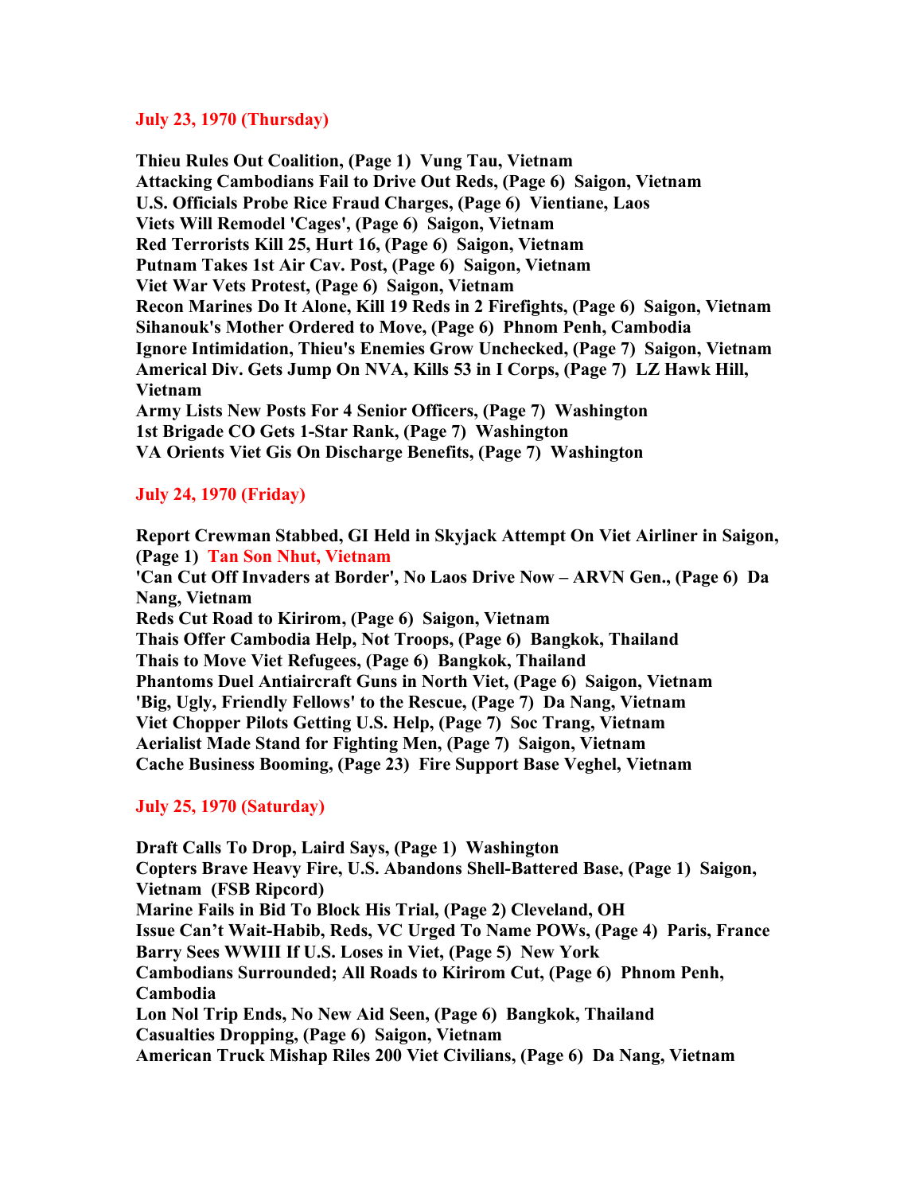**July 23, 1970 (Thursday)**

**Thieu Rules Out Coalition, (Page 1) Vung Tau, Vietnam**
**Attacking Cambodians Fail to Drive Out Reds, (Page 6) Saigon, Vietnam**
**U.S. Officials Probe Rice Fraud Charges, (Page 6) Vientiane, Laos**
**Viets Will Remodel 'Cages', (Page 6) Saigon, Vietnam**
**Red Terrorists Kill 25, Hurt 16, (Page 6) Saigon, Vietnam**
**Putnam Takes 1st Air Cav. Post, (Page 6) Saigon, Vietnam**
**Viet War Vets Protest, (Page 6) Saigon, Vietnam**
**Recon Marines Do It Alone, Kill 19 Reds in 2 Firefights, (Page 6) Saigon, Vietnam**
**Sihanouk's Mother Ordered to Move, (Page 6) Phnom Penh, Cambodia**
**Ignore Intimidation, Thieu's Enemies Grow Unchecked, (Page 7) Saigon, Vietnam**
**Americal Div. Gets Jump On NVA, Kills 53 in I Corps, (Page 7) LZ Hawk Hill, Vietnam**
**Army Lists New Posts For 4 Senior Officers, (Page 7) Washington**
**1st Brigade CO Gets 1-Star Rank, (Page 7) Washington**
**VA Orients Viet Gis On Discharge Benefits, (Page 7) Washington**

**July 24, 1970 (Friday)**

**Report Crewman Stabbed, GI Held in Skyjack Attempt On Viet Airliner in Saigon, (Page 1) Tan Son Nhut, Vietnam**
**'Can Cut Off Invaders at Border', No Laos Drive Now – ARVN Gen., (Page 6) Da Nang, Vietnam**
**Reds Cut Road to Kirirom, (Page 6) Saigon, Vietnam**
**Thais Offer Cambodia Help, Not Troops, (Page 6) Bangkok, Thailand**
**Thais to Move Viet Refugees, (Page 6) Bangkok, Thailand**
**Phantoms Duel Antiaircraft Guns in North Viet, (Page 6) Saigon, Vietnam**
**'Big, Ugly, Friendly Fellows' to the Rescue, (Page 7) Da Nang, Vietnam**
**Viet Chopper Pilots Getting U.S. Help, (Page 7) Soc Trang, Vietnam**
**Aerialist Made Stand for Fighting Men, (Page 7) Saigon, Vietnam**
**Cache Business Booming, (Page 23) Fire Support Base Veghel, Vietnam**

**July 25, 1970 (Saturday)**

**Draft Calls To Drop, Laird Says, (Page 1) Washington**
**Copters Brave Heavy Fire, U.S. Abandons Shell-Battered Base, (Page 1) Saigon, Vietnam (FSB Ripcord)**
**Marine Fails in Bid To Block His Trial, (Page 2) Cleveland, OH**
**Issue Can't Wait-Habib, Reds, VC Urged To Name POWs, (Page 4) Paris, France**
**Barry Sees WWIII If U.S. Loses in Viet, (Page 5) New York**
**Cambodians Surrounded; All Roads to Kirirom Cut, (Page 6) Phnom Penh, Cambodia**
**Lon Nol Trip Ends, No New Aid Seen, (Page 6) Bangkok, Thailand**
**Casualties Dropping, (Page 6) Saigon, Vietnam**
**American Truck Mishap Riles 200 Viet Civilians, (Page 6) Da Nang, Vietnam**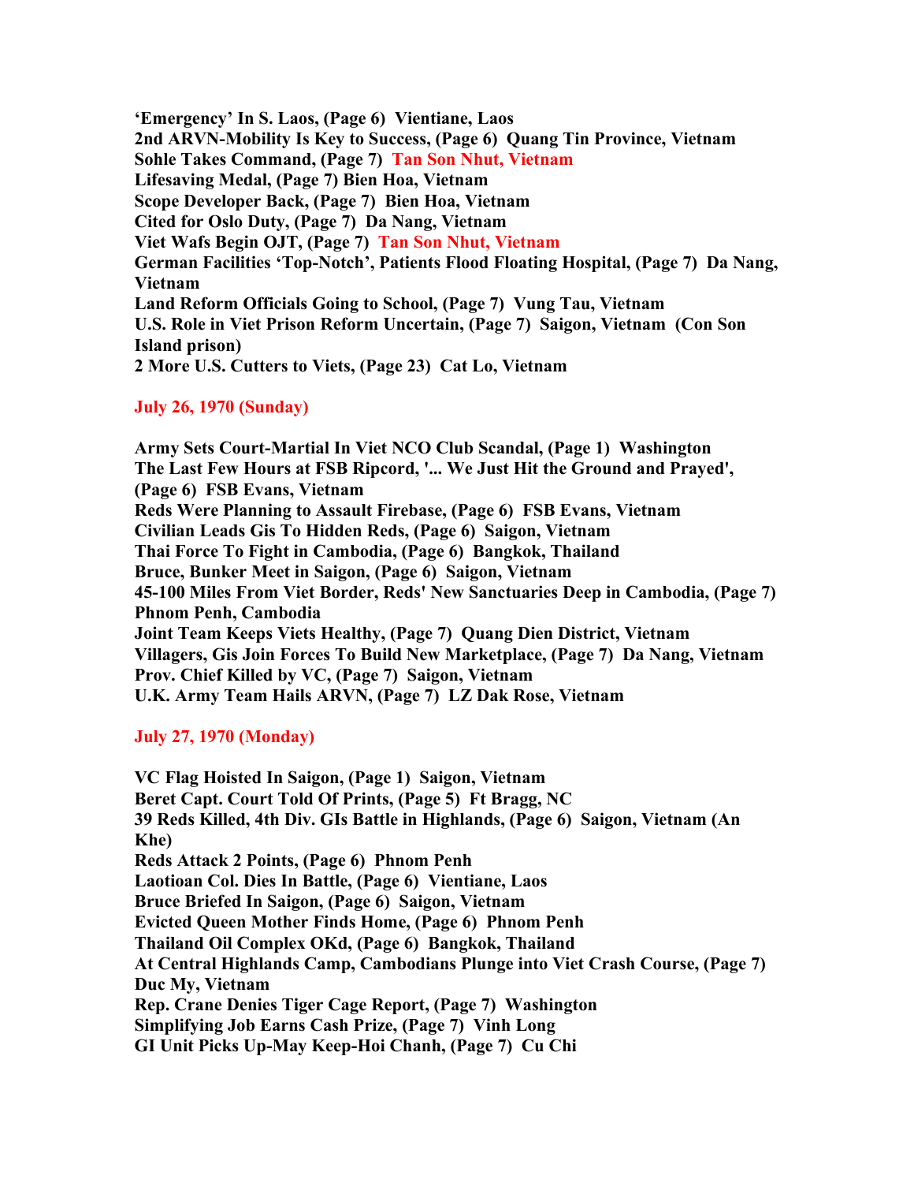**'Emergency' In S. Laos, (Page 6) Vientiane, Laos**
**2nd ARVN-Mobility Is Key to Success, (Page 6) Quang Tin Province, Vietnam**
**Sohle Takes Command, (Page 7) Tan Son Nhut, Vietnam**
**Lifesaving Medal, (Page 7) Bien Hoa, Vietnam**
**Scope Developer Back, (Page 7) Bien Hoa, Vietnam**
**Cited for Oslo Duty, (Page 7) Da Nang, Vietnam**
**Viet Wafs Begin OJT, (Page 7) Tan Son Nhut, Vietnam**
**German Facilities 'Top-Notch', Patients Flood Floating Hospital, (Page 7) Da Nang, Vietnam**
**Land Reform Officials Going to School, (Page 7) Vung Tau, Vietnam**
**U.S. Role in Viet Prison Reform Uncertain, (Page 7) Saigon, Vietnam (Con Son Island prison)**
**2 More U.S. Cutters to Viets, (Page 23) Cat Lo, Vietnam**

**July 26, 1970 (Sunday)**

**Army Sets Court-Martial In Viet NCO Club Scandal, (Page 1) Washington**
**The Last Few Hours at FSB Ripcord, '... We Just Hit the Ground and Prayed', (Page 6) FSB Evans, Vietnam**
**Reds Were Planning to Assault Firebase, (Page 6) FSB Evans, Vietnam**
**Civilian Leads Gis To Hidden Reds, (Page 6) Saigon, Vietnam**
**Thai Force To Fight in Cambodia, (Page 6) Bangkok, Thailand**
**Bruce, Bunker Meet in Saigon, (Page 6) Saigon, Vietnam**
**45-100 Miles From Viet Border, Reds' New Sanctuaries Deep in Cambodia, (Page 7) Phnom Penh, Cambodia**
**Joint Team Keeps Viets Healthy, (Page 7) Quang Dien District, Vietnam**
**Villagers, Gis Join Forces To Build New Marketplace, (Page 7) Da Nang, Vietnam**
**Prov. Chief Killed by VC, (Page 7) Saigon, Vietnam**
**U.K. Army Team Hails ARVN, (Page 7) LZ Dak Rose, Vietnam**

**July 27, 1970 (Monday)**

**VC Flag Hoisted In Saigon, (Page 1) Saigon, Vietnam**
**Beret Capt. Court Told Of Prints, (Page 5) Ft Bragg, NC**
**39 Reds Killed, 4th Div. GIs Battle in Highlands, (Page 6) Saigon, Vietnam (An Khe)**
**Reds Attack 2 Points, (Page 6) Phnom Penh**
**Laotioan Col. Dies In Battle, (Page 6) Vientiane, Laos**
**Bruce Briefed In Saigon, (Page 6) Saigon, Vietnam**
**Evicted Queen Mother Finds Home, (Page 6) Phnom Penh**
**Thailand Oil Complex OKd, (Page 6) Bangkok, Thailand**
**At Central Highlands Camp, Cambodians Plunge into Viet Crash Course, (Page 7) Duc My, Vietnam**
**Rep. Crane Denies Tiger Cage Report, (Page 7) Washington**
**Simplifying Job Earns Cash Prize, (Page 7) Vinh Long**
**GI Unit Picks Up-May Keep-Hoi Chanh, (Page 7) Cu Chi**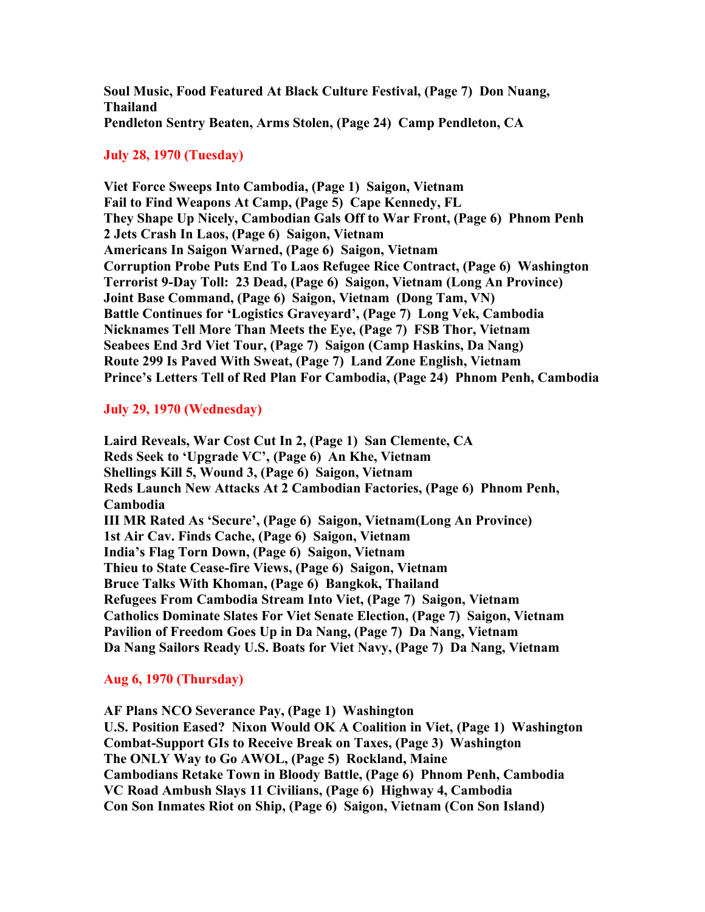**Soul Music, Food Featured At Black Culture Festival, (Page 7) Don Nuang, Thailand**
**Pendleton Sentry Beaten, Arms Stolen, (Page 24) Camp Pendleton, CA**

## July 28, 1970 (Tuesday)

**Viet Force Sweeps Into Cambodia, (Page 1) Saigon, Vietnam**
**Fail to Find Weapons At Camp, (Page 5) Cape Kennedy, FL**
**They Shape Up Nicely, Cambodian Gals Off to War Front, (Page 6) Phnom Penh**
**2 Jets Crash In Laos, (Page 6) Saigon, Vietnam**
**Americans In Saigon Warned, (Page 6) Saigon, Vietnam**
**Corruption Probe Puts End To Laos Refugee Rice Contract, (Page 6) Washington**
**Terrorist 9-Day Toll: 23 Dead, (Page 6) Saigon, Vietnam (Long An Province)**
**Joint Base Command, (Page 6) Saigon, Vietnam (Dong Tam, VN)**
**Battle Continues for 'Logistics Graveyard', (Page 7) Long Vek, Cambodia**
**Nicknames Tell More Than Meets the Eye, (Page 7) FSB Thor, Vietnam**
**Seabees End 3rd Viet Tour, (Page 7) Saigon (Camp Haskins, Da Nang)**
**Route 299 Is Paved With Sweat, (Page 7) Land Zone English, Vietnam**
**Prince's Letters Tell of Red Plan For Cambodia, (Page 24) Phnom Penh, Cambodia**

## July 29, 1970 (Wednesday)

**Laird Reveals, War Cost Cut In 2, (Page 1) San Clemente, CA**
**Reds Seek to 'Upgrade VC', (Page 6) An Khe, Vietnam**
**Shellings Kill 5, Wound 3, (Page 6) Saigon, Vietnam**
**Reds Launch New Attacks At 2 Cambodian Factories, (Page 6) Phnom Penh, Cambodia**
**III MR Rated As 'Secure', (Page 6) Saigon, Vietnam(Long An Province)**
**1st Air Cav. Finds Cache, (Page 6) Saigon, Vietnam**
**India's Flag Torn Down, (Page 6) Saigon, Vietnam**
**Thieu to State Cease-fire Views, (Page 6) Saigon, Vietnam**
**Bruce Talks With Khoman, (Page 6) Bangkok, Thailand**
**Refugees From Cambodia Stream Into Viet, (Page 7) Saigon, Vietnam**
**Catholics Dominate Slates For Viet Senate Election, (Page 7) Saigon, Vietnam**
**Pavilion of Freedom Goes Up in Da Nang, (Page 7) Da Nang, Vietnam**
**Da Nang Sailors Ready U.S. Boats for Viet Navy, (Page 7) Da Nang, Vietnam**

## Aug 6, 1970 (Thursday)

**AF Plans NCO Severance Pay, (Page 1) Washington**
**U.S. Position Eased? Nixon Would OK A Coalition in Viet, (Page 1) Washington**
**Combat-Support GIs to Receive Break on Taxes, (Page 3) Washington**
**The ONLY Way to Go AWOL, (Page 5) Rockland, Maine**
**Cambodians Retake Town in Bloody Battle, (Page 6) Phnom Penh, Cambodia**
**VC Road Ambush Slays 11 Civilians, (Page 6) Highway 4, Cambodia**
**Con Son Inmates Riot on Ship, (Page 6) Saigon, Vietnam (Con Son Island)**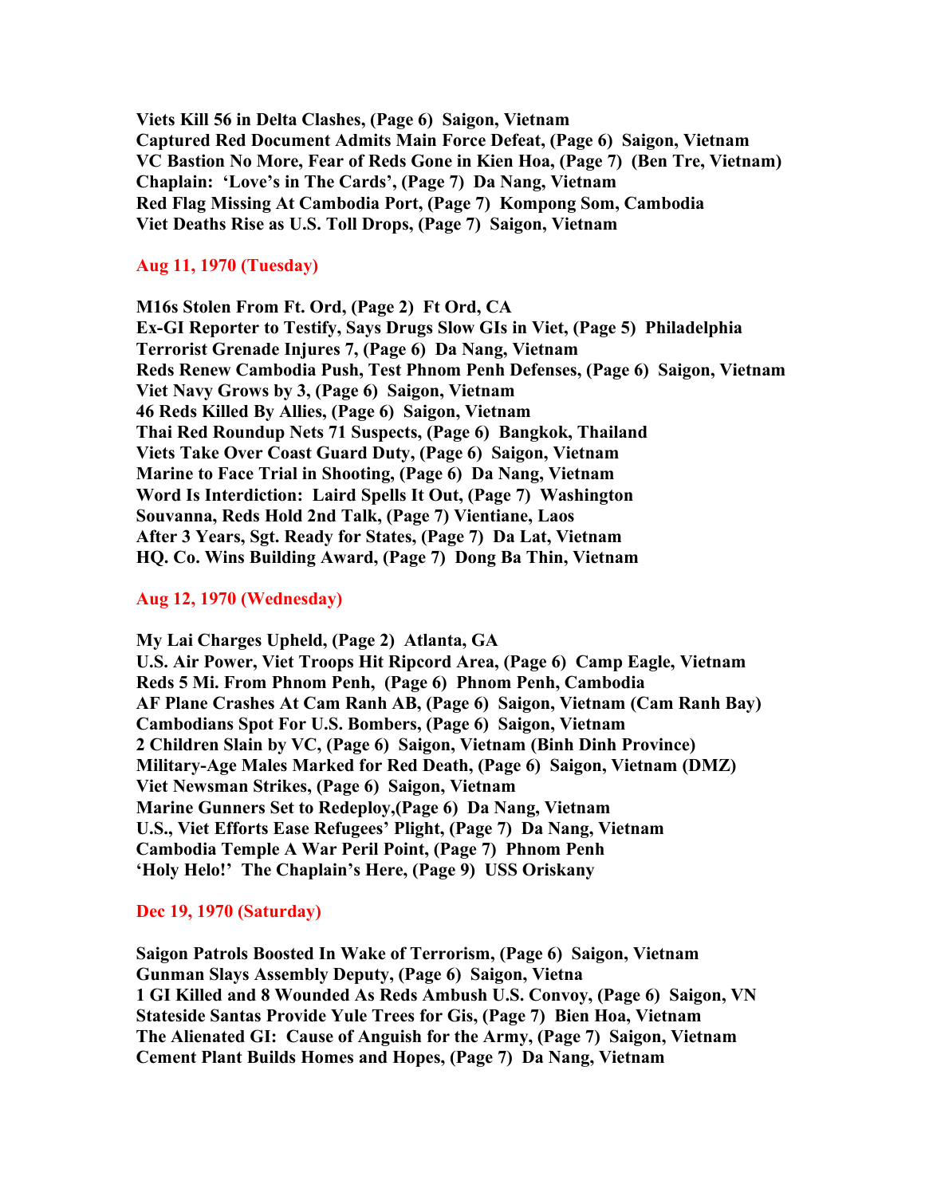**Viets Kill 56 in Delta Clashes, (Page 6)  Saigon, Vietnam**
**Captured Red Document Admits Main Force Defeat, (Page 6)  Saigon, Vietnam**
**VC Bastion No More, Fear of Reds Gone in Kien Hoa, (Page 7)  (Ben Tre, Vietnam)**
**Chaplain:  'Love's in The Cards', (Page 7)  Da Nang, Vietnam**
**Red Flag Missing At Cambodia Port, (Page 7)  Kompong Som, Cambodia**
**Viet Deaths Rise as U.S. Toll Drops, (Page 7)  Saigon, Vietnam**

**Aug 11, 1970 (Tuesday)**

**M16s Stolen From Ft. Ord, (Page 2)  Ft Ord, CA**
**Ex-GI Reporter to Testify, Says Drugs Slow GIs in Viet, (Page 5)  Philadelphia**
**Terrorist Grenade Injures 7, (Page 6)  Da Nang, Vietnam**
**Reds Renew Cambodia Push, Test Phnom Penh Defenses, (Page 6)  Saigon, Vietnam**
**Viet Navy Grows by 3, (Page 6)  Saigon, Vietnam**
**46 Reds Killed By Allies, (Page 6)  Saigon, Vietnam**
**Thai Red Roundup Nets 71 Suspects, (Page 6)  Bangkok, Thailand**
**Viets Take Over Coast Guard Duty, (Page 6)  Saigon, Vietnam**
**Marine to Face Trial in Shooting, (Page 6)  Da Nang, Vietnam**
**Word Is Interdiction:  Laird Spells It Out, (Page 7)  Washington**
**Souvanna, Reds Hold 2nd Talk, (Page 7) Vientiane, Laos**
**After 3 Years, Sgt. Ready for States, (Page 7)  Da Lat, Vietnam**
**HQ. Co. Wins Building Award, (Page 7)  Dong Ba Thin, Vietnam**

**Aug 12, 1970 (Wednesday)**

**My Lai Charges Upheld, (Page 2)  Atlanta, GA**
**U.S. Air Power, Viet Troops Hit Ripcord Area, (Page 6)  Camp Eagle, Vietnam**
**Reds 5 Mi. From Phnom Penh,  (Page 6)  Phnom Penh, Cambodia**
**AF Plane Crashes At Cam Ranh AB, (Page 6)  Saigon, Vietnam (Cam Ranh Bay)**
**Cambodians Spot For U.S. Bombers, (Page 6)  Saigon, Vietnam**
**2 Children Slain by VC, (Page 6)  Saigon, Vietnam (Binh Dinh Province)**
**Military-Age Males Marked for Red Death, (Page 6)  Saigon, Vietnam (DMZ)**
**Viet Newsman Strikes, (Page 6)  Saigon, Vietnam**
**Marine Gunners Set to Redeploy,(Page 6)  Da Nang, Vietnam**
**U.S., Viet Efforts Ease Refugees' Plight, (Page 7)  Da Nang, Vietnam**
**Cambodia Temple A War Peril Point, (Page 7)  Phnom Penh**
**'Holy Helo!'  The Chaplain's Here, (Page 9)  USS Oriskany**

**Dec 19, 1970 (Saturday)**

**Saigon Patrols Boosted In Wake of Terrorism, (Page 6)  Saigon, Vietnam**
**Gunman Slays Assembly Deputy, (Page 6)  Saigon, Vietna**
**1 GI Killed and 8 Wounded As Reds Ambush U.S. Convoy, (Page 6)  Saigon, VN**
**Stateside Santas Provide Yule Trees for Gis, (Page 7)  Bien Hoa, Vietnam**
**The Alienated GI:  Cause of Anguish for the Army, (Page 7)  Saigon, Vietnam**
**Cement Plant Builds Homes and Hopes, (Page 7)  Da Nang, Vietnam**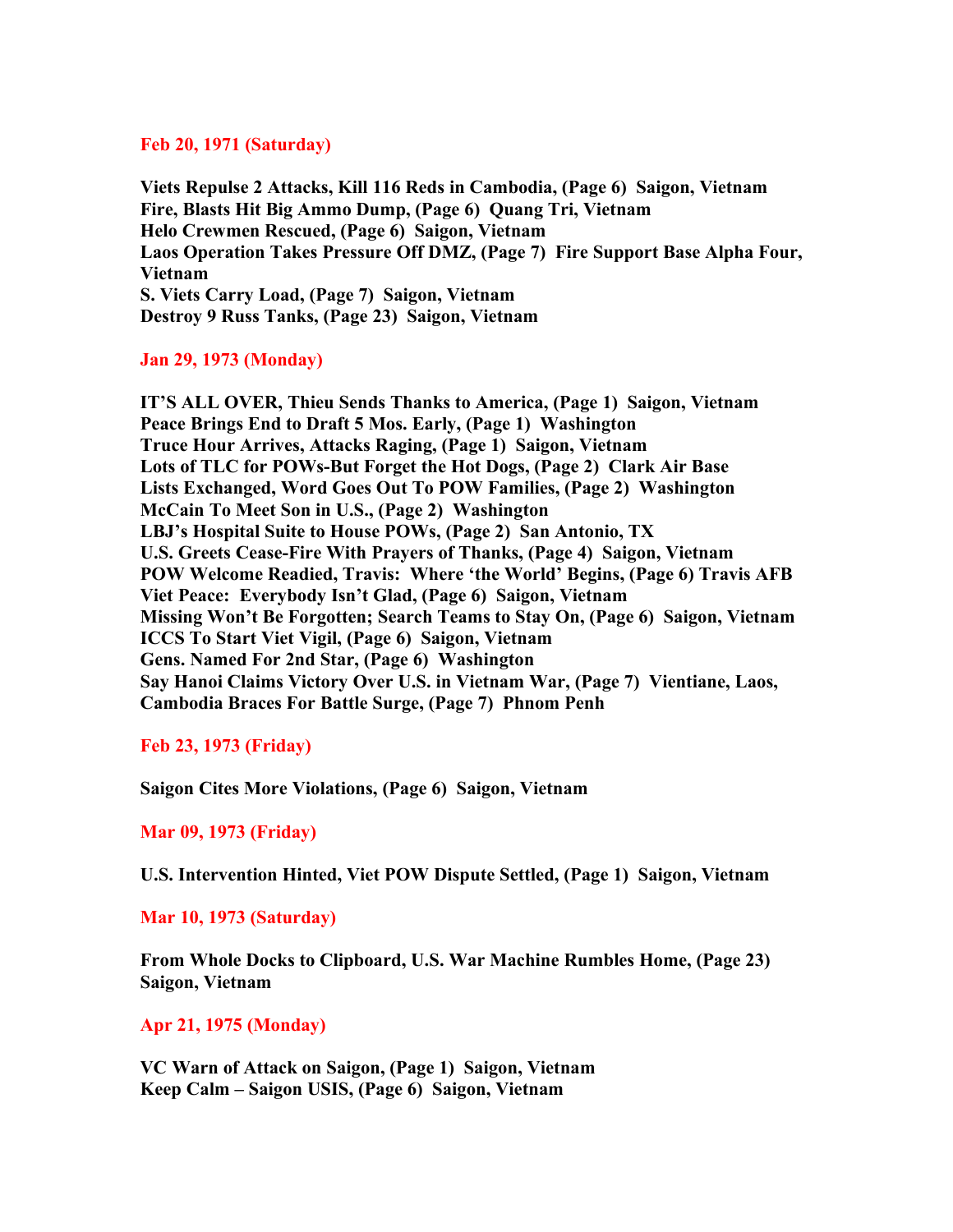**Feb 20, 1971 (Saturday)**

**Viets Repulse 2 Attacks, Kill 116 Reds in Cambodia, (Page 6)  Saigon, Vietnam**
**Fire, Blasts Hit Big Ammo Dump, (Page 6)  Quang Tri, Vietnam**
**Helo Crewmen Rescued, (Page 6)  Saigon, Vietnam**
**Laos Operation Takes Pressure Off DMZ, (Page 7)  Fire Support Base Alpha Four, Vietnam**
**S. Viets Carry Load, (Page 7)  Saigon, Vietnam**
**Destroy 9 Russ Tanks, (Page 23)  Saigon, Vietnam**

**Jan 29, 1973 (Monday)**

**IT'S ALL OVER, Thieu Sends Thanks to America, (Page 1)  Saigon, Vietnam**
**Peace Brings End to Draft 5 Mos. Early, (Page 1)  Washington**
**Truce Hour Arrives, Attacks Raging, (Page 1)  Saigon, Vietnam**
**Lots of TLC for POWs-But Forget the Hot Dogs, (Page 2)  Clark Air Base**
**Lists Exchanged, Word Goes Out To POW Families, (Page 2)  Washington**
**McCain To Meet Son in U.S., (Page 2)  Washington**
**LBJ's Hospital Suite to House POWs, (Page 2)  San Antonio, TX**
**U.S. Greets Cease-Fire With Prayers of Thanks, (Page 4)  Saigon, Vietnam**
**POW Welcome Readied, Travis:  Where 'the World' Begins, (Page 6) Travis AFB**
**Viet Peace:  Everybody Isn't Glad, (Page 6)  Saigon, Vietnam**
**Missing Won't Be Forgotten; Search Teams to Stay On, (Page 6)  Saigon, Vietnam**
**ICCS To Start Viet Vigil, (Page 6)  Saigon, Vietnam**
**Gens. Named For 2nd Star, (Page 6)  Washington**
**Say Hanoi Claims Victory Over U.S. in Vietnam War, (Page 7)  Vientiane, Laos,**
**Cambodia Braces For Battle Surge, (Page 7)  Phnom Penh**

**Feb 23, 1973 (Friday)**

**Saigon Cites More Violations, (Page 6)  Saigon, Vietnam**

**Mar 09, 1973 (Friday)**

**U.S. Intervention Hinted, Viet POW Dispute Settled, (Page 1)  Saigon, Vietnam**

**Mar 10, 1973 (Saturday)**

**From Whole Docks to Clipboard, U.S. War Machine Rumbles Home, (Page 23) Saigon, Vietnam**

**Apr 21, 1975 (Monday)**

**VC Warn of Attack on Saigon, (Page 1)  Saigon, Vietnam**
**Keep Calm – Saigon USIS, (Page 6)  Saigon, Vietnam**